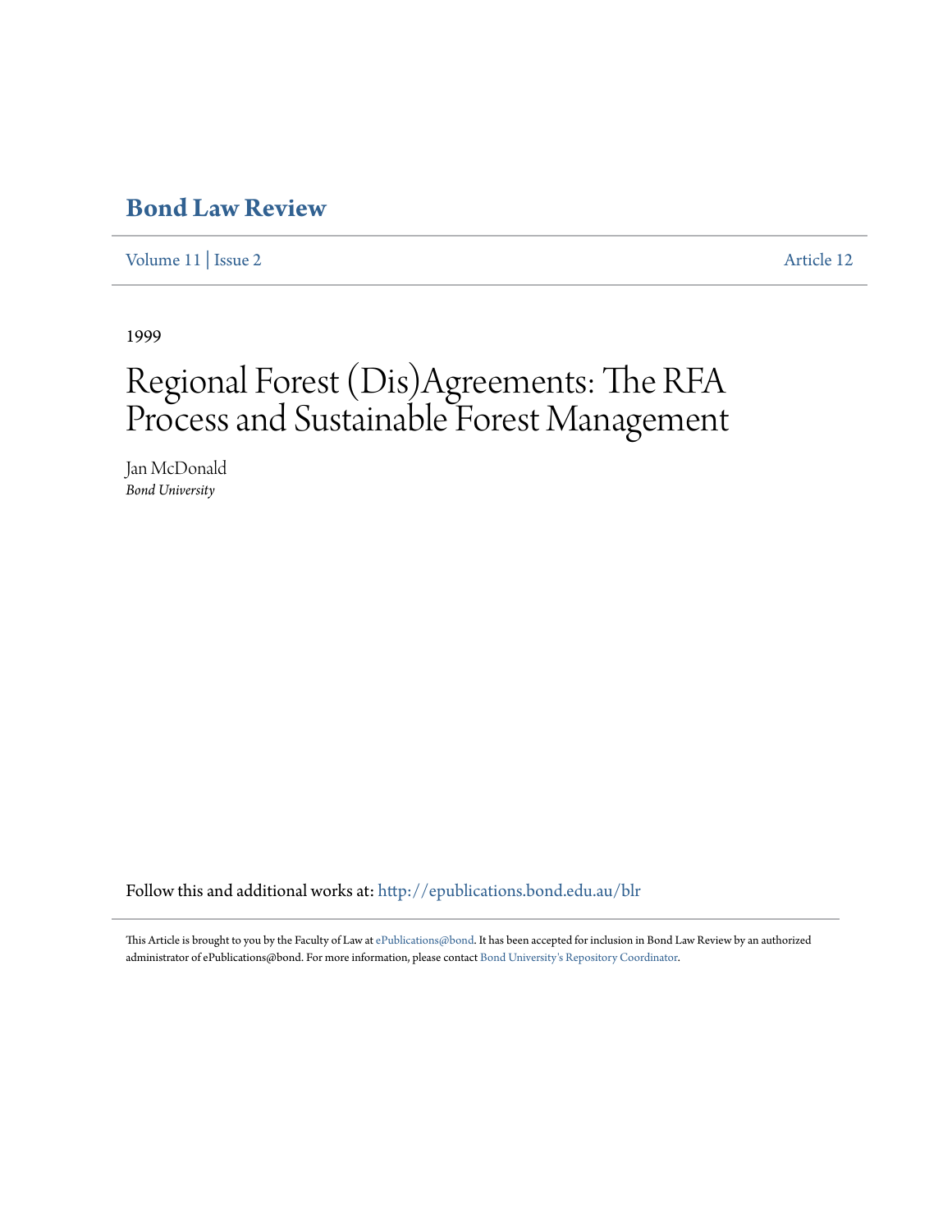# Bond Law Review

Volume 11 | Issue 2 Article 12

1999

# Regional Forest (Dis)Agreements: The RFA Process and Sustainable Forest Management

Jan McDonald
*Bond University*

Follow this and additional works at: http://epublications.bond.edu.au/blr

This Article is brought to you by the Faculty of Law at ePublications@bond. It has been accepted for inclusion in Bond Law Review by an authorized administrator of ePublications@bond. For more information, please contact Bond University's Repository Coordinator.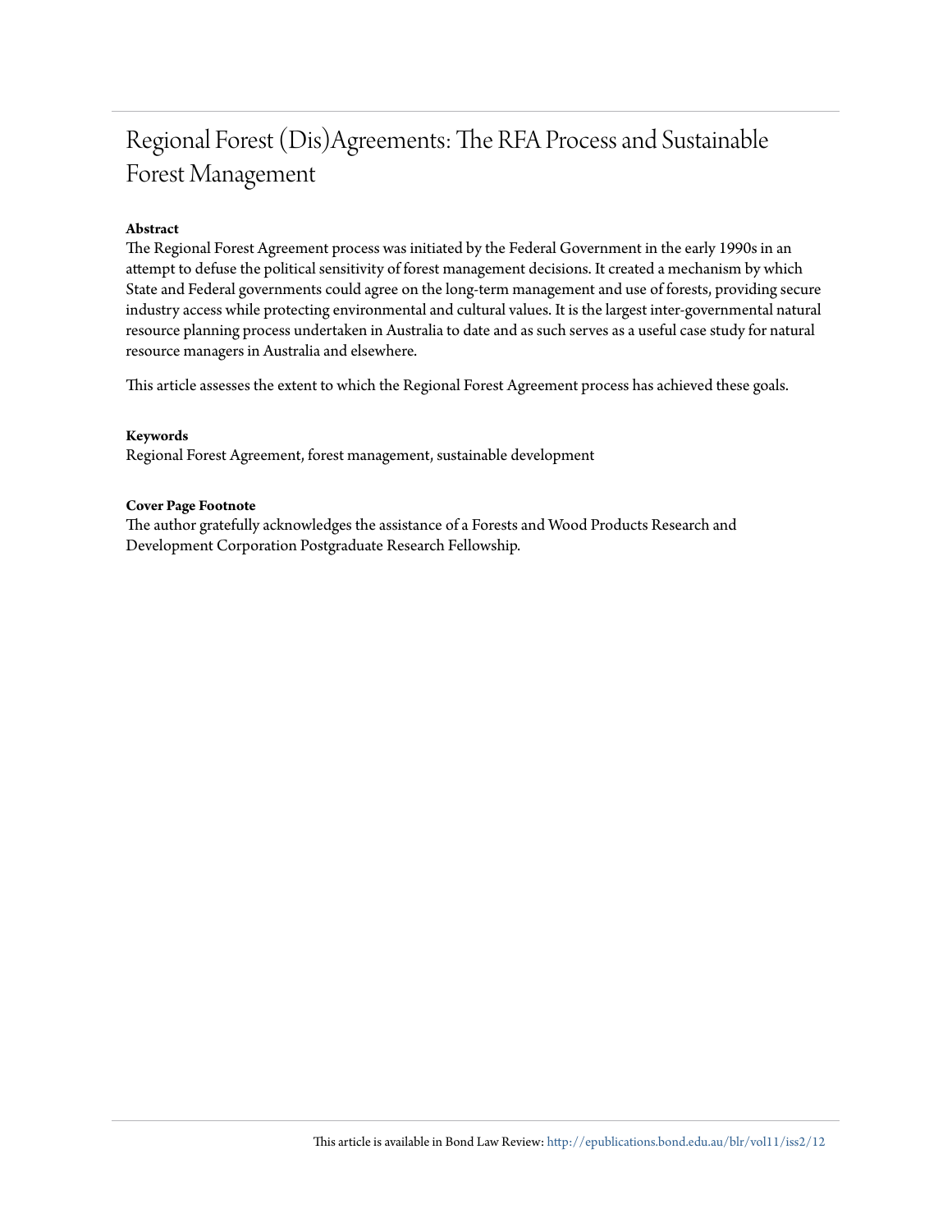# Regional Forest (Dis)Agreements: The RFA Process and Sustainable Forest Management

**Abstract**

The Regional Forest Agreement process was initiated by the Federal Government in the early 1990s in an attempt to defuse the political sensitivity of forest management decisions. It created a mechanism by which State and Federal governments could agree on the long-term management and use of forests, providing secure industry access while protecting environmental and cultural values. It is the largest inter-governmental natural resource planning process undertaken in Australia to date and as such serves as a useful case study for natural resource managers in Australia and elsewhere.

This article assesses the extent to which the Regional Forest Agreement process has achieved these goals.

**Keywords**

Regional Forest Agreement, forest management, sustainable development

**Cover Page Footnote**

The author gratefully acknowledges the assistance of a Forests and Wood Products Research and Development Corporation Postgraduate Research Fellowship.

This article is available in Bond Law Review: http://epublications.bond.edu.au/blr/vol11/iss2/12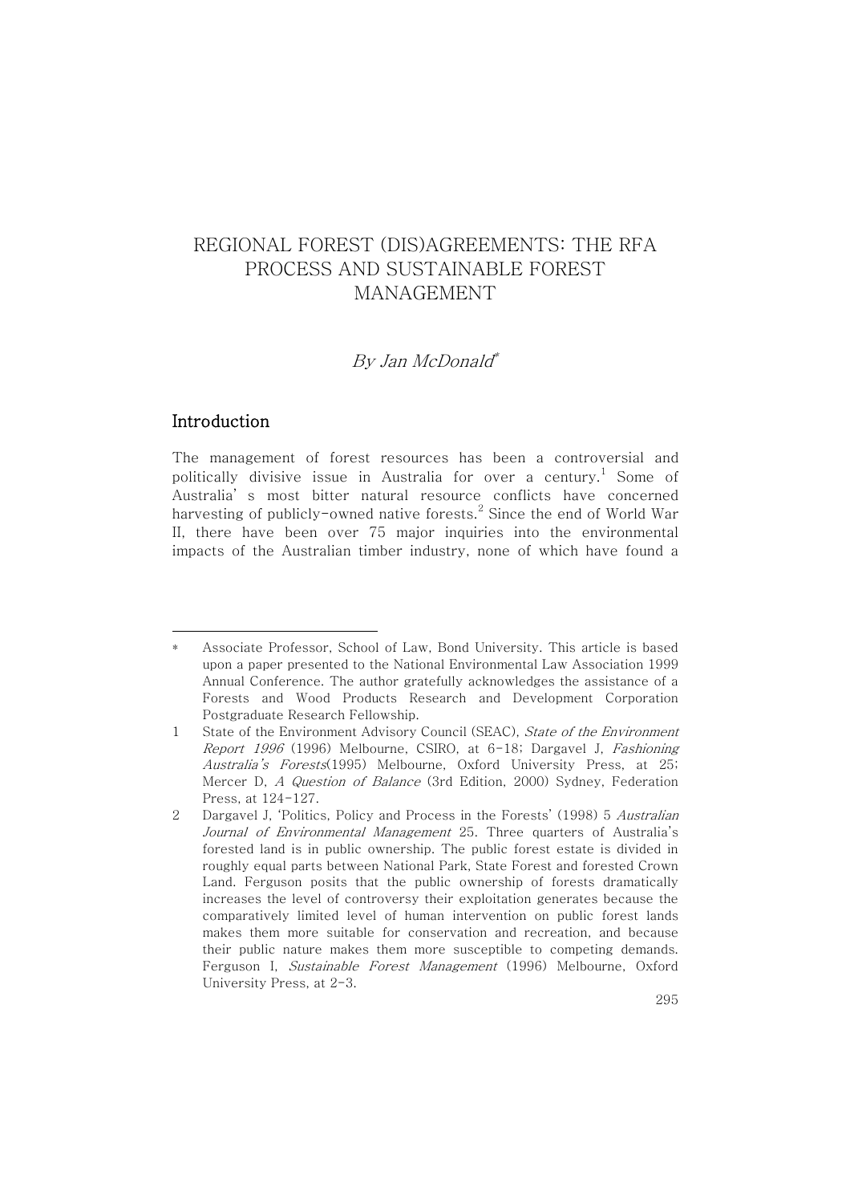# REGIONAL FOREST (DIS)AGREEMENTS: THE RFA PROCESS AND SUSTAINABLE FOREST MANAGEMENT

*By Jan McDonald*[*]

## Introduction

The management of forest resources has been a controversial and politically divisive issue in Australia for over a century.[1] Some of Australia's most bitter natural resource conflicts have concerned harvesting of publicly-owned native forests.[2] Since the end of World War II, there have been over 75 major inquiries into the environmental impacts of the Australian timber industry, none of which have found a

---

\* Associate Professor, School of Law, Bond University. This article is based upon a paper presented to the National Environmental Law Association 1999 Annual Conference. The author gratefully acknowledges the assistance of a Forests and Wood Products Research and Development Corporation Postgraduate Research Fellowship.

1 State of the Environment Advisory Council (SEAC), *State of the Environment Report 1996* (1996) Melbourne, CSIRO, at 6-18; Dargavel J, *Fashioning Australia's Forests*(1995) Melbourne, Oxford University Press, at 25; Mercer D, *A Question of Balance* (3rd Edition, 2000) Sydney, Federation Press, at 124-127.

2 Dargavel J, 'Politics, Policy and Process in the Forests' (1998) 5 *Australian Journal of Environmental Management* 25. Three quarters of Australia's forested land is in public ownership. The public forest estate is divided in roughly equal parts between National Park, State Forest and forested Crown Land. Ferguson posits that the public ownership of forests dramatically increases the level of controversy their exploitation generates because the comparatively limited level of human intervention on public forest lands makes them more suitable for conservation and recreation, and because their public nature makes them more susceptible to competing demands. Ferguson I, *Sustainable Forest Management* (1996) Melbourne, Oxford University Press, at 2-3.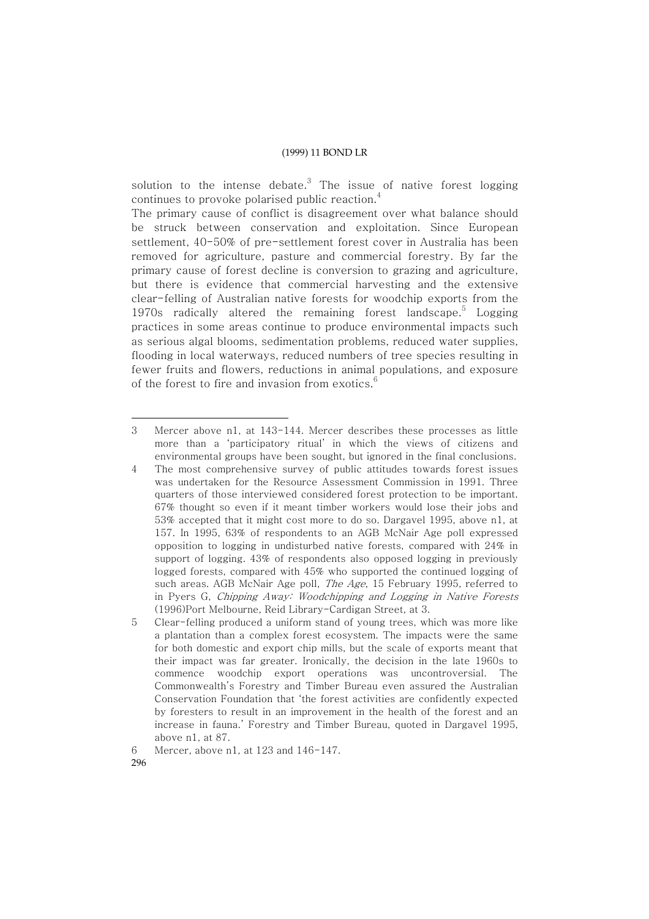solution to the intense debate.[3] The issue of native forest logging continues to provoke polarised public reaction.[4]

The primary cause of conflict is disagreement over what balance should be struck between conservation and exploitation. Since European settlement, 40-50% of pre-settlement forest cover in Australia has been removed for agriculture, pasture and commercial forestry. By far the primary cause of forest decline is conversion to grazing and agriculture, but there is evidence that commercial harvesting and the extensive clear-felling of Australian native forests for woodchip exports from the 1970s radically altered the remaining forest landscape.[5] Logging practices in some areas continue to produce environmental impacts such as serious algal blooms, sedimentation problems, reduced water supplies, flooding in local waterways, reduced numbers of tree species resulting in fewer fruits and flowers, reductions in animal populations, and exposure of the forest to fire and invasion from exotics.[6]

---

3 Mercer above n1, at 143-144. Mercer describes these processes as little more than a 'participatory ritual' in which the views of citizens and environmental groups have been sought, but ignored in the final conclusions.

4 The most comprehensive survey of public attitudes towards forest issues was undertaken for the Resource Assessment Commission in 1991. Three quarters of those interviewed considered forest protection to be important. 67% thought so even if it meant timber workers would lose their jobs and 53% accepted that it might cost more to do so. Dargavel 1995, above n1, at 157. In 1995, 63% of respondents to an AGB McNair Age poll expressed opposition to logging in undisturbed native forests, compared with 24% in support of logging. 43% of respondents also opposed logging in previously logged forests, compared with 45% who supported the continued logging of such areas. AGB McNair Age poll, *The Age*, 15 February 1995, referred to in Pyers G, *Chipping Away: Woodchipping and Logging in Native Forests* (1996)Port Melbourne, Reid Library-Cardigan Street, at 3.

5 Clear-felling produced a uniform stand of young trees, which was more like a plantation than a complex forest ecosystem. The impacts were the same for both domestic and export chip mills, but the scale of exports meant that their impact was far greater. Ironically, the decision in the late 1960s to commence woodchip export operations was uncontroversial. The Commonwealth's Forestry and Timber Bureau even assured the Australian Conservation Foundation that 'the forest activities are confidently expected by foresters to result in an improvement in the health of the forest and an increase in fauna.' Forestry and Timber Bureau, quoted in Dargavel 1995, above n1, at 87.

6 Mercer, above n1, at 123 and 146-147.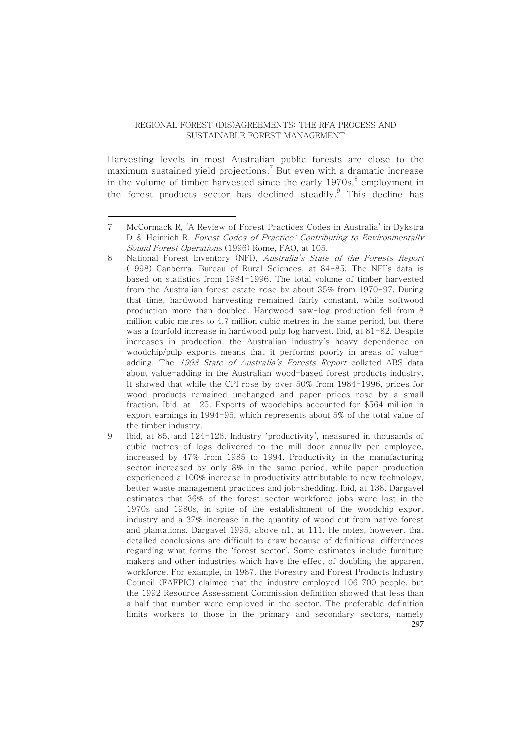Harvesting levels in most Australian public forests are close to the maximum sustained yield projections.[7] But even with a dramatic increase in the volume of timber harvested since the early 1970s,[8] employment in the forest products sector has declined steadily.[9] This decline has

---

7 McCormack R, 'A Review of Forest Practices Codes in Australia' in Dykstra D & Heinrich R, *Forest Codes of Practice: Contributing to Environmentally Sound Forest Operations* (1996) Rome, FAO, at 105.

8 National Forest Inventory (NFI), *Australia's State of the Forests Report* (1998) Canberra, Bureau of Rural Sciences, at 84-85. The NFI's data is based on statistics from 1984-1996. The total volume of timber harvested from the Australian forest estate rose by about 35% from 1970-97. During that time, hardwood harvesting remained fairly constant, while softwood production more than doubled. Hardwood saw-log production fell from 8 million cubic metres to 4.7 million cubic metres in the same period, but there was a fourfold increase in hardwood pulp log harvest. Ibid, at 81-82. Despite increases in production, the Australian industry's heavy dependence on woodchip/pulp exports means that it performs poorly in areas of value-adding. The *1998 State of Australia's Forests Report* collated ABS data about value-adding in the Australian wood-based forest products industry. It showed that while the CPI rose by over 50% from 1984-1996, prices for wood products remained unchanged and paper prices rose by a small fraction. Ibid, at 125. Exports of woodchips accounted for $564 million in export earnings in 1994-95, which represents about 5% of the total value of the timber industry.

9 Ibid, at 85, and 124-126. Industry 'productivity', measured in thousands of cubic metres of logs delivered to the mill door annually per employee, increased by 47% from 1985 to 1994. Productivity in the manufacturing sector increased by only 8% in the same period, while paper production experienced a 100% increase in productivity attributable to new technology, better waste management practices and job-shedding. Ibid, at 138. Dargavel estimates that 36% of the forest sector workforce jobs were lost in the 1970s and 1980s, in spite of the establishment of the woodchip export industry and a 37% increase in the quantity of wood cut from native forest and plantations. Dargavel 1995, above n1, at 111. He notes, however, that detailed conclusions are difficult to draw because of definitional differences regarding what forms the 'forest sector'. Some estimates include furniture makers and other industries which have the effect of doubling the apparent workforce. For example, in 1987, the Forestry and Forest Products Industry Council (FAFPIC) claimed that the industry employed 106 700 people, but the 1992 Resource Assessment Commission definition showed that less than a half that number were employed in the sector. The preferable definition limits workers to those in the primary and secondary sectors, namely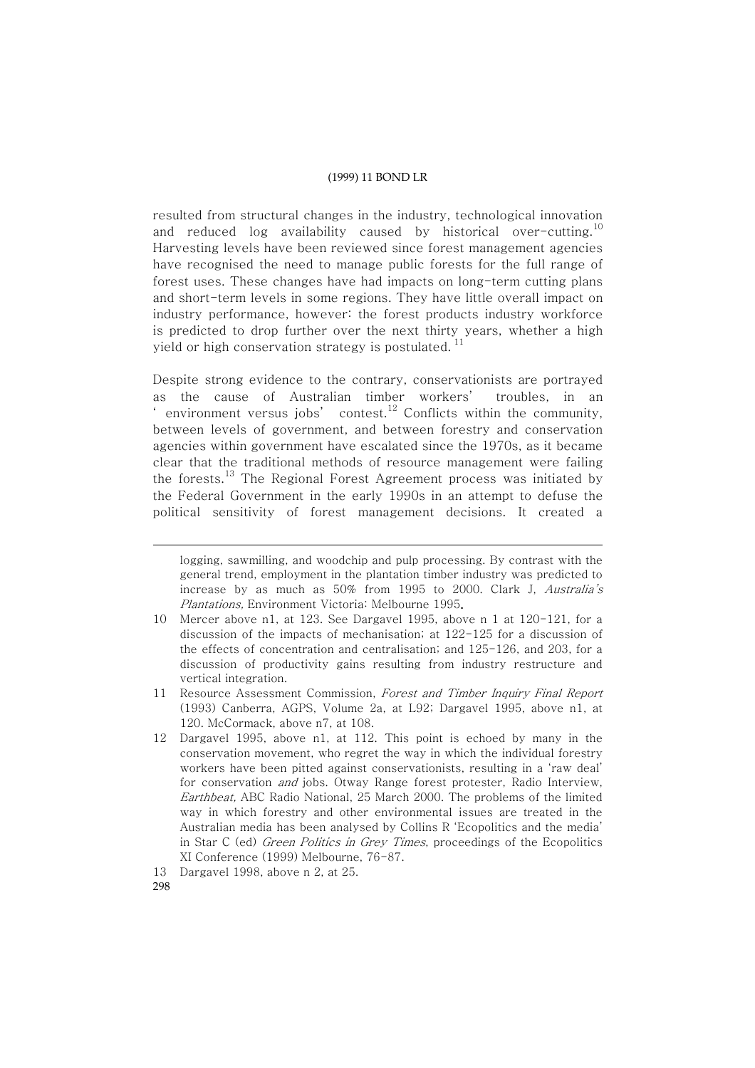resulted from structural changes in the industry, technological innovation and reduced log availability caused by historical over-cutting.[10] Harvesting levels have been reviewed since forest management agencies have recognised the need to manage public forests for the full range of forest uses. These changes have had impacts on long-term cutting plans and short-term levels in some regions. They have little overall impact on industry performance, however: the forest products industry workforce is predicted to drop further over the next thirty years, whether a high yield or high conservation strategy is postulated.[11]

Despite strong evidence to the contrary, conservationists are portrayed as the cause of Australian timber workers' troubles, in an 'environment versus jobs' contest.[12] Conflicts within the community, between levels of government, and between forestry and conservation agencies within government have escalated since the 1970s, as it became clear that the traditional methods of resource management were failing the forests.[13] The Regional Forest Agreement process was initiated by the Federal Government in the early 1990s in an attempt to defuse the political sensitivity of forest management decisions. It created a

---

logging, sawmilling, and woodchip and pulp processing. By contrast with the general trend, employment in the plantation timber industry was predicted to increase by as much as 50% from 1995 to 2000. Clark J, *Australia's Plantations,* Environment Victoria: Melbourne 1995.

10 Mercer above n1, at 123. See Dargavel 1995, above n 1 at 120-121, for a discussion of the impacts of mechanisation; at 122-125 for a discussion of the effects of concentration and centralisation; and 125-126, and 203, for a discussion of productivity gains resulting from industry restructure and vertical integration.

11 Resource Assessment Commission, *Forest and Timber Inquiry Final Report* (1993) Canberra, AGPS, Volume 2a, at L92; Dargavel 1995, above n1, at 120. McCormack, above n7, at 108.

12 Dargavel 1995, above n1, at 112. This point is echoed by many in the conservation movement, who regret the way in which the individual forestry workers have been pitted against conservationists, resulting in a 'raw deal' for conservation *and* jobs. Otway Range forest protester, Radio Interview, *Earthbeat,* ABC Radio National, 25 March 2000. The problems of the limited way in which forestry and other environmental issues are treated in the Australian media has been analysed by Collins R 'Ecopolitics and the media' in Star C (ed) *Green Politics in Grey Times*, proceedings of the Ecopolitics XI Conference (1999) Melbourne, 76-87.

13 Dargavel 1998, above n 2, at 25.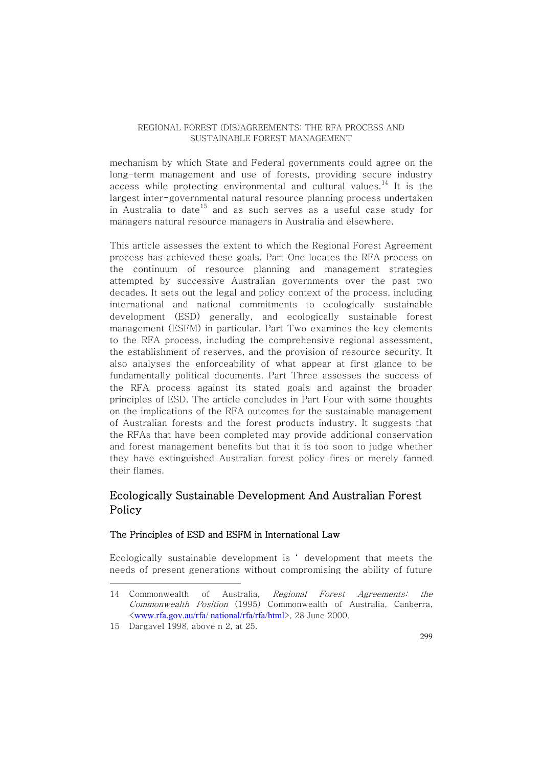mechanism by which State and Federal governments could agree on the long-term management and use of forests, providing secure industry access while protecting environmental and cultural values.[14] It is the largest inter-governmental natural resource planning process undertaken in Australia to date[15] and as such serves as a useful case study for managers natural resource managers in Australia and elsewhere.

This article assesses the extent to which the Regional Forest Agreement process has achieved these goals. Part One locates the RFA process on the continuum of resource planning and management strategies attempted by successive Australian governments over the past two decades. It sets out the legal and policy context of the process, including international and national commitments to ecologically sustainable development (ESD) generally, and ecologically sustainable forest management (ESFM) in particular. Part Two examines the key elements to the RFA process, including the comprehensive regional assessment, the establishment of reserves, and the provision of resource security. It also analyses the enforceability of what appear at first glance to be fundamentally political documents. Part Three assesses the success of the RFA process against its stated goals and against the broader principles of ESD. The article concludes in Part Four with some thoughts on the implications of the RFA outcomes for the sustainable management of Australian forests and the forest products industry. It suggests that the RFAs that have been completed may provide additional conservation and forest management benefits but that it is too soon to judge whether they have extinguished Australian forest policy fires or merely fanned their flames.

## Ecologically Sustainable Development And Australian Forest Policy

### The Principles of ESD and ESFM in International Law

Ecologically sustainable development is ' development that meets the needs of present generations without compromising the ability of future

---

14 Commonwealth of Australia, *Regional Forest Agreements: the Commonwealth Position* (1995) Commonwealth of Australia, Canberra, <www.rfa.gov.au/rfa/ national/rfa/rfa/html>, 28 June 2000.

15 Dargavel 1998, above n 2, at 25.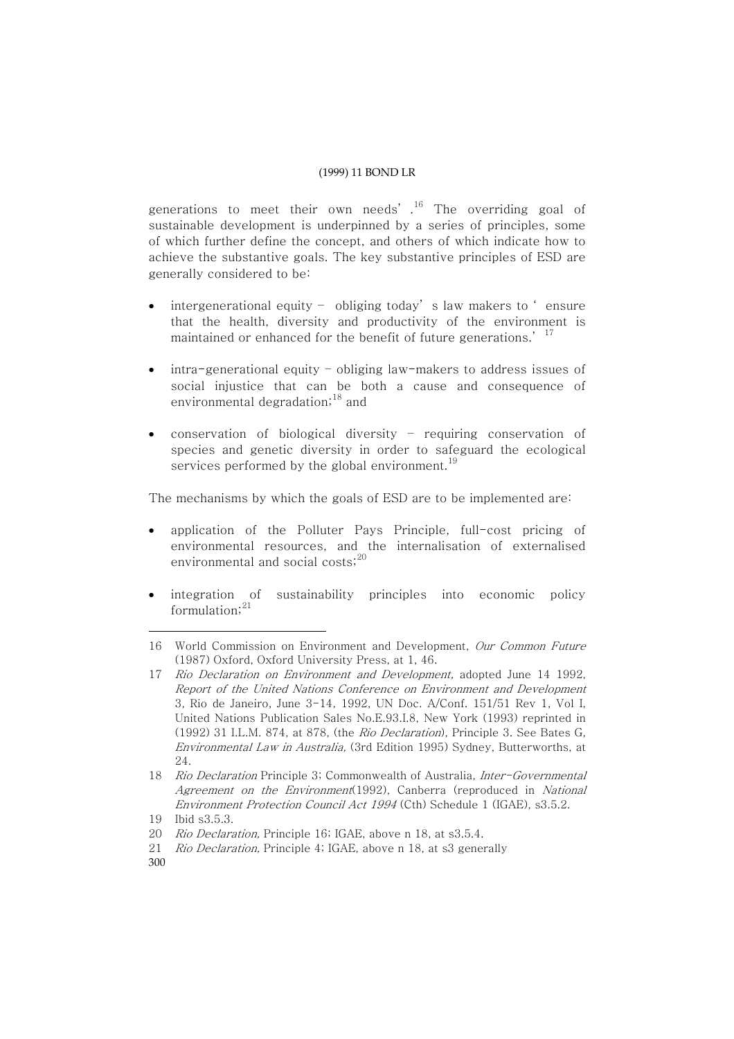generations to meet their own needs'.[16] The overriding goal of sustainable development is underpinned by a series of principles, some of which further define the concept, and others of which indicate how to achieve the substantive goals. The key substantive principles of ESD are generally considered to be:

- intergenerational equity – obliging today's law makers to 'ensure that the health, diversity and productivity of the environment is maintained or enhanced for the benefit of future generations.'[17]
- intra-generational equity – obliging law-makers to address issues of social injustice that can be both a cause and consequence of environmental degradation;[18] and
- conservation of biological diversity – requiring conservation of species and genetic diversity in order to safeguard the ecological services performed by the global environment.[19]

The mechanisms by which the goals of ESD are to be implemented are:

- application of the Polluter Pays Principle, full-cost pricing of environmental resources, and the internalisation of externalised environmental and social costs;[20]
- integration of sustainability principles into economic policy formulation;[21]

---

16 World Commission on Environment and Development, *Our Common Future* (1987) Oxford, Oxford University Press, at 1, 46.

17 *Rio Declaration on Environment and Development*, adopted June 14 1992, *Report of the United Nations Conference on Environment and Development* 3, Rio de Janeiro, June 3-14, 1992, UN Doc. A/Conf. 151/51 Rev 1, Vol I, United Nations Publication Sales No.E.93.I.8, New York (1993) reprinted in (1992) 31 I.L.M. 874, at 878, (the *Rio Declaration*), Principle 3. See Bates G, *Environmental Law in Australia*, (3rd Edition 1995) Sydney, Butterworths, at 24.

18 *Rio Declaration* Principle 3; Commonwealth of Australia, *Inter-Governmental Agreement on the Environment*(1992), Canberra (reproduced in *National Environment Protection Council Act 1994* (Cth) Schedule 1 (IGAE), s3.5.2.

19 Ibid s3.5.3.

20 *Rio Declaration*, Principle 16; IGAE, above n 18, at s3.5.4.

21 *Rio Declaration*, Principle 4; IGAE, above n 18, at s3 generally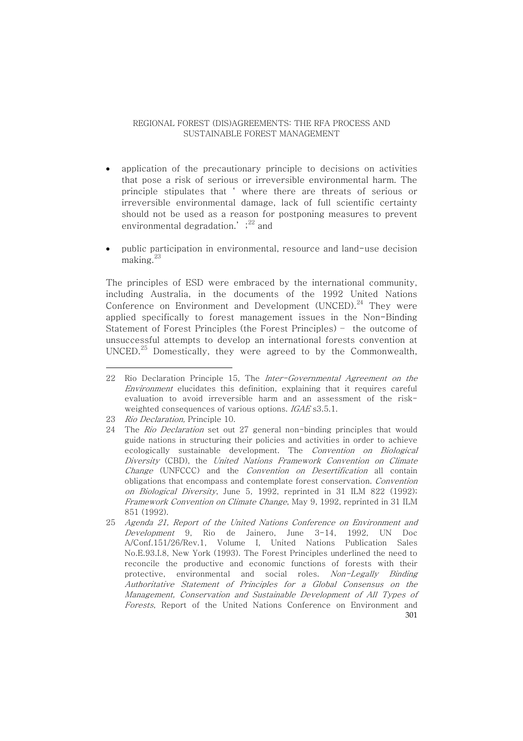- application of the precautionary principle to decisions on activities that pose a risk of serious or irreversible environmental harm. The principle stipulates that ' where there are threats of serious or irreversible environmental damage, lack of full scientific certainty should not be used as a reason for postponing measures to prevent environmental degradation.' ;[22] and

- public participation in environmental, resource and land-use decision making.[23]

The principles of ESD were embraced by the international community, including Australia, in the documents of the 1992 United Nations Conference on Environment and Development (UNCED).[24] They were applied specifically to forest management issues in the Non-Binding Statement of Forest Principles (the Forest Principles) – the outcome of unsuccessful attempts to develop an international forests convention at UNCED.[25] Domestically, they were agreed to by the Commonwealth,

---

22 Rio Declaration Principle 15, The *Inter-Governmental Agreement on the Environment* elucidates this definition, explaining that it requires careful evaluation to avoid irreversible harm and an assessment of the risk-weighted consequences of various options. *IGAE* s3.5.1.

23 *Rio Declaration,* Principle 10.

24 The *Rio Declaration* set out 27 general non-binding principles that would guide nations in structuring their policies and activities in order to achieve ecologically sustainable development. The *Convention on Biological Diversity* (CBD), the *United Nations Framework Convention on Climate Change* (UNFCCC) and the *Convention on Desertification* all contain obligations that encompass and contemplate forest conservation. *Convention on Biological Diversity*, June 5, 1992, reprinted in 31 ILM 822 (1992); *Framework Convention on Climate Change*, May 9, 1992, reprinted in 31 ILM 851 (1992).

25 *Agenda 21, Report of the United Nations Conference on Environment and Development* 9, Rio de Jainero, June 3-14, 1992, UN Doc A/Conf.151/26/Rev.1, Volume I, United Nations Publication Sales No.E.93.I.8, New York (1993). The Forest Principles underlined the need to reconcile the productive and economic functions of forests with their protective, environmental and social roles. *Non-Legally Binding Authoritative Statement of Principles for a Global Consensus on the Management, Conservation and Sustainable Development of All Types of Forests*, Report of the United Nations Conference on Environment and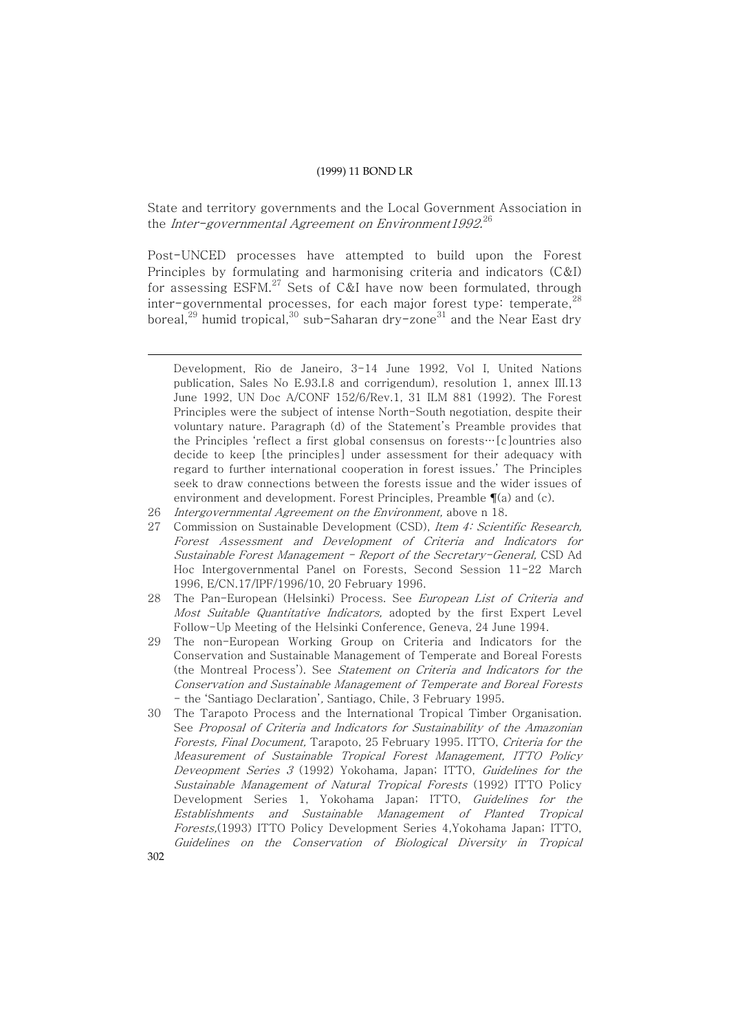State and territory governments and the Local Government Association in the *Inter-governmental Agreement on Environment1992.*[26]

Post-UNCED processes have attempted to build upon the Forest Principles by formulating and harmonising criteria and indicators (C&I) for assessing ESFM.[27] Sets of C&I have now been formulated, through inter-governmental processes, for each major forest type: temperate,[28] boreal,[29] humid tropical,[30] sub-Saharan dry-zone[31] and the Near East dry

---

Development, Rio de Janeiro, 3-14 June 1992, Vol I, United Nations publication, Sales No E.93.I.8 and corrigendum), resolution 1, annex III.13 June 1992, UN Doc A/CONF 152/6/Rev.1, 31 ILM 881 (1992). The Forest Principles were the subject of intense North-South negotiation, despite their voluntary nature. Paragraph (d) of the Statement's Preamble provides that the Principles 'reflect a first global consensus on forests…[c]ountries also decide to keep [the principles] under assessment for their adequacy with regard to further international cooperation in forest issues.' The Principles seek to draw connections between the forests issue and the wider issues of environment and development. Forest Principles, Preamble ¶(a) and (c).

26 *Intergovernmental Agreement on the Environment,* above n 18.

27 Commission on Sustainable Development (CSD), *Item 4: Scientific Research, Forest Assessment and Development of Criteria and Indicators for Sustainable Forest Management - Report of the Secretary-General,* CSD Ad Hoc Intergovernmental Panel on Forests, Second Session 11-22 March 1996, E/CN.17/IPF/1996/10, 20 February 1996.

28 The Pan-European (Helsinki) Process. See *European List of Criteria and Most Suitable Quantitative Indicators,* adopted by the first Expert Level Follow-Up Meeting of the Helsinki Conference, Geneva, 24 June 1994.

29 The non-European Working Group on Criteria and Indicators for the Conservation and Sustainable Management of Temperate and Boreal Forests (the Montreal Process'). See *Statement on Criteria and Indicators for the Conservation and Sustainable Management of Temperate and Boreal Forests* - the 'Santiago Declaration', Santiago, Chile, 3 February 1995.

30 The Tarapoto Process and the International Tropical Timber Organisation. See *Proposal of Criteria and Indicators for Sustainability of the Amazonian Forests, Final Document,* Tarapoto, 25 February 1995. ITTO, *Criteria for the Measurement of Sustainable Tropical Forest Management, ITTO Policy Deveopment Series 3* (1992) Yokohama, Japan; ITTO, *Guidelines for the Sustainable Management of Natural Tropical Forests* (1992) ITTO Policy Development Series 1, Yokohama Japan; ITTO, *Guidelines for the Establishments and Sustainable Management of Planted Tropical Forests,*(1993) ITTO Policy Development Series 4,Yokohama Japan; ITTO, *Guidelines on the Conservation of Biological Diversity in Tropical*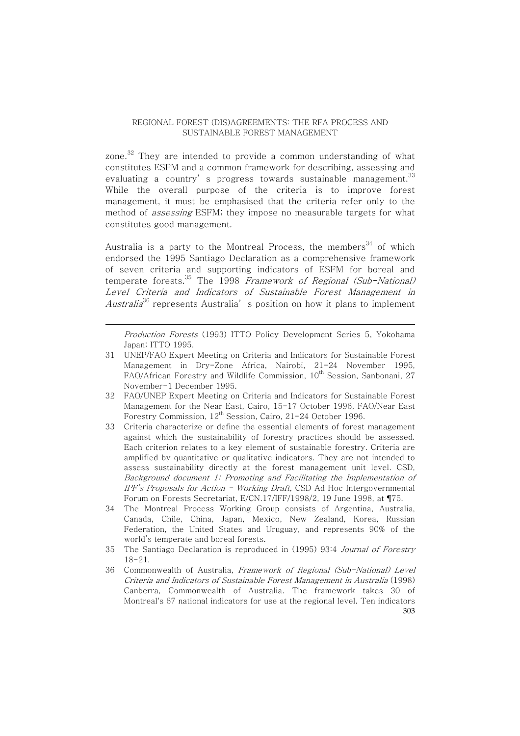zone.[32] They are intended to provide a common understanding of what constitutes ESFM and a common framework for describing, assessing and evaluating a country's progress towards sustainable management.[33] While the overall purpose of the criteria is to improve forest management, it must be emphasised that the criteria refer only to the method of *assessing* ESFM; they impose no measurable targets for what constitutes good management.

Australia is a party to the Montreal Process, the members[34] of which endorsed the 1995 Santiago Declaration as a comprehensive framework of seven criteria and supporting indicators of ESFM for boreal and temperate forests.[35] The 1998 *Framework of Regional (Sub-National) Level Criteria and Indicators of Sustainable Forest Management in Australia*[36] represents Australia's position on how it plans to implement

---

*Production Forests* (1993) ITTO Policy Development Series 5, Yokohama Japan; ITTO 1995.

31 UNEP/FAO Expert Meeting on Criteria and Indicators for Sustainable Forest Management in Dry-Zone Africa, Nairobi, 21-24 November 1995, FAO/African Forestry and Wildlife Commission, 10th Session, Sanbonani, 27 November-1 December 1995.

32 FAO/UNEP Expert Meeting on Criteria and Indicators for Sustainable Forest Management for the Near East, Cairo, 15-17 October 1996, FAO/Near East Forestry Commission, 12th Session, Cairo, 21-24 October 1996.

33 Criteria characterize or define the essential elements of forest management against which the sustainability of forestry practices should be assessed. Each criterion relates to a key element of sustainable forestry. Criteria are amplified by quantitative or qualitative indicators. They are not intended to assess sustainability directly at the forest management unit level. CSD, *Background document 1: Promoting and Facilitating the Implementation of IPF's Proposals for Action - Working Draft,* CSD Ad Hoc Intergovernmental Forum on Forests Secretariat, E/CN.17/IFF/1998/2, 19 June 1998, at ¶75.

34 The Montreal Process Working Group consists of Argentina, Australia, Canada, Chile, China, Japan, Mexico, New Zealand, Korea, Russian Federation, the United States and Uruguay, and represents 90% of the world's temperate and boreal forests.

35 The Santiago Declaration is reproduced in (1995) 93:4 *Journal of Forestry* 18-21.

36 Commonwealth of Australia, *Framework of Regional (Sub-National) Level Criteria and Indicators of Sustainable Forest Management in Australia* (1998) Canberra, Commonwealth of Australia. The framework takes 30 of Montreal's 67 national indicators for use at the regional level. Ten indicators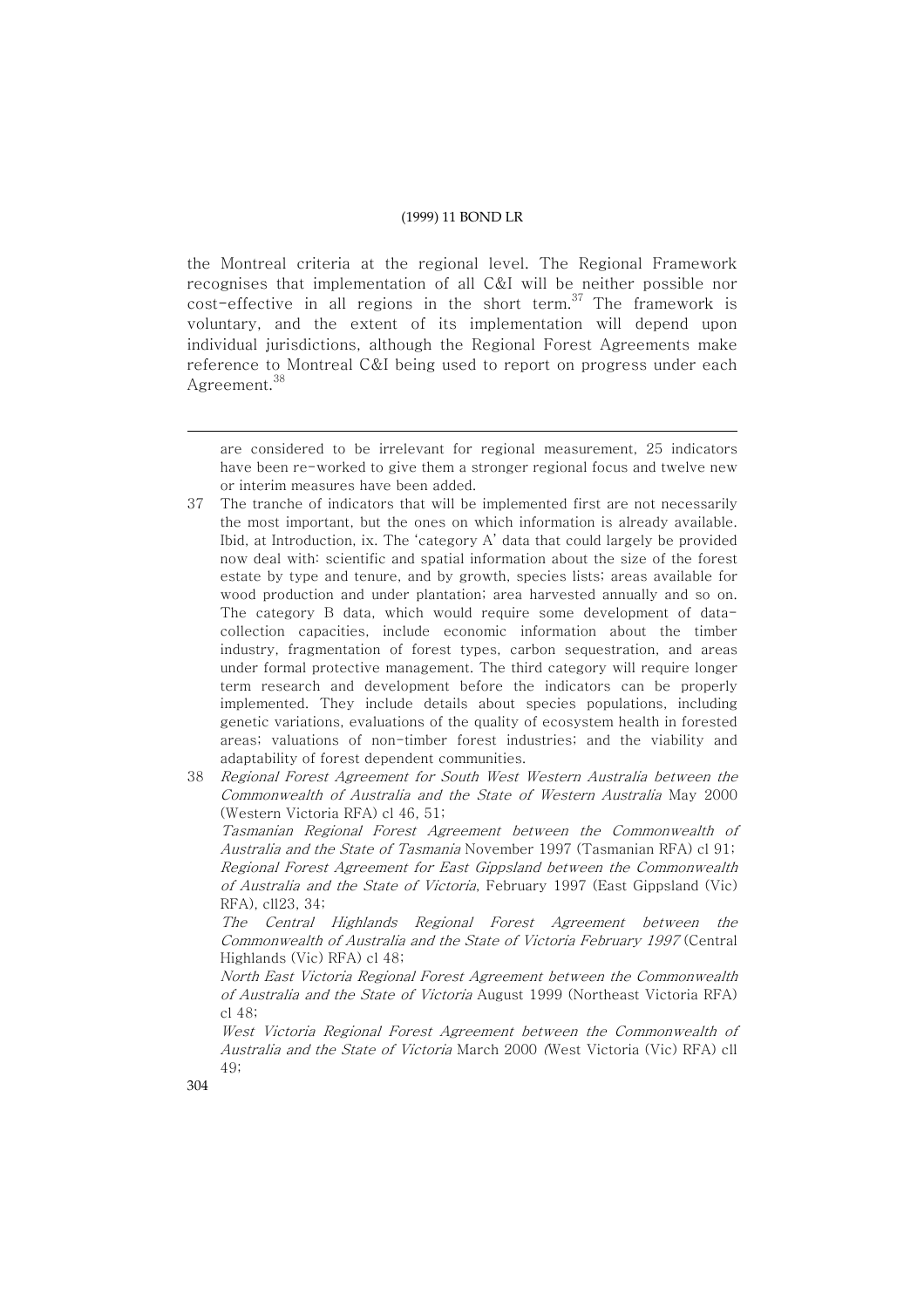the Montreal criteria at the regional level. The Regional Framework recognises that implementation of all C&I will be neither possible nor cost-effective in all regions in the short term.[37] The framework is voluntary, and the extent of its implementation will depend upon individual jurisdictions, although the Regional Forest Agreements make reference to Montreal C&I being used to report on progress under each Agreement.[38]

---

are considered to be irrelevant for regional measurement, 25 indicators have been re-worked to give them a stronger regional focus and twelve new or interim measures have been added.

37 The tranche of indicators that will be implemented first are not necessarily the most important, but the ones on which information is already available. Ibid, at Introduction, ix. The 'category A' data that could largely be provided now deal with: scientific and spatial information about the size of the forest estate by type and tenure, and by growth, species lists; areas available for wood production and under plantation; area harvested annually and so on. The category B data, which would require some development of data-collection capacities, include economic information about the timber industry, fragmentation of forest types, carbon sequestration, and areas under formal protective management. The third category will require longer term research and development before the indicators can be properly implemented. They include details about species populations, including genetic variations, evaluations of the quality of ecosystem health in forested areas; valuations of non-timber forest industries; and the viability and adaptability of forest dependent communities.

38 *Regional Forest Agreement for South West Western Australia between the Commonwealth of Australia and the State of Western Australia* May 2000 (Western Victoria RFA) cl 46, 51;
*Tasmanian Regional Forest Agreement between the Commonwealth of Australia and the State of Tasmania* November 1997 (Tasmanian RFA) cl 91;
*Regional Forest Agreement for East Gippsland between the Commonwealth of Australia and the State of Victoria*, February 1997 (East Gippsland (Vic) RFA), cll23, 34;
*The Central Highlands Regional Forest Agreement between the Commonwealth of Australia and the State of Victoria February 1997* (Central Highlands (Vic) RFA) cl 48;
*North East Victoria Regional Forest Agreement between the Commonwealth of Australia and the State of Victoria* August 1999 (Northeast Victoria RFA) cl 48;
*West Victoria Regional Forest Agreement between the Commonwealth of Australia and the State of Victoria* March 2000 (West Victoria (Vic) RFA) cll 49;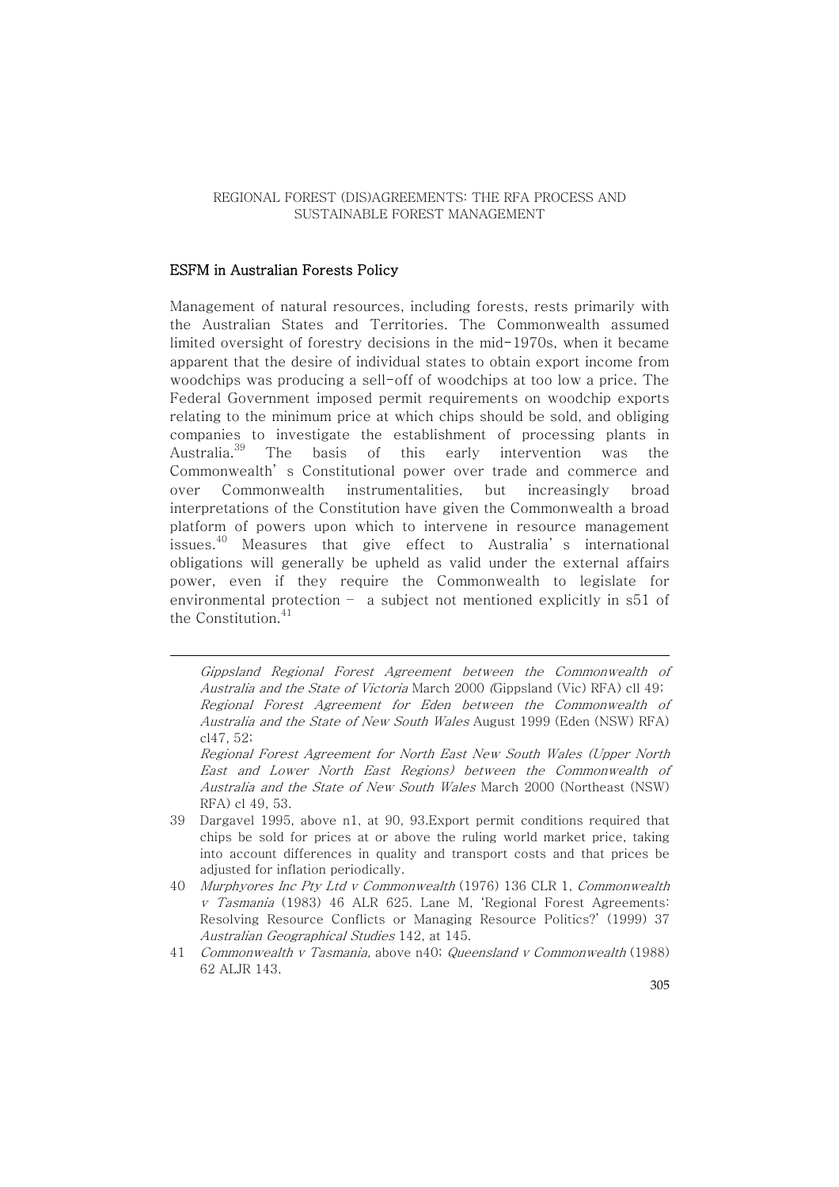## ESFM in Australian Forests Policy

Management of natural resources, including forests, rests primarily with the Australian States and Territories. The Commonwealth assumed limited oversight of forestry decisions in the mid-1970s, when it became apparent that the desire of individual states to obtain export income from woodchips was producing a sell-off of woodchips at too low a price. The Federal Government imposed permit requirements on woodchip exports relating to the minimum price at which chips should be sold, and obliging companies to investigate the establishment of processing plants in Australia.[39] The basis of this early intervention was the Commonwealth's Constitutional power over trade and commerce and over Commonwealth instrumentalities, but increasingly broad interpretations of the Constitution have given the Commonwealth a broad platform of powers upon which to intervene in resource management issues.[40] Measures that give effect to Australia's international obligations will generally be upheld as valid under the external affairs power, even if they require the Commonwealth to legislate for environmental protection – a subject not mentioned explicitly in s51 of the Constitution.[41]

---

*Gippsland Regional Forest Agreement between the Commonwealth of Australia and the State of Victoria* March 2000 (Gippsland (Vic) RFA) cll 49; *Regional Forest Agreement for Eden between the Commonwealth of Australia and the State of New South Wales* August 1999 (Eden (NSW) RFA) cl47, 52;

*Regional Forest Agreement for North East New South Wales (Upper North East and Lower North East Regions) between the Commonwealth of Australia and the State of New South Wales* March 2000 (Northeast (NSW) RFA) cl 49, 53.

39 Dargavel 1995, above n1, at 90, 93.Export permit conditions required that chips be sold for prices at or above the ruling world market price, taking into account differences in quality and transport costs and that prices be adjusted for inflation periodically.

40 *Murphyores Inc Pty Ltd v Commonwealth* (1976) 136 CLR 1, *Commonwealth v Tasmania* (1983) 46 ALR 625. Lane M, 'Regional Forest Agreements: Resolving Resource Conflicts or Managing Resource Politics?' (1999) 37 *Australian Geographical Studies* 142, at 145.

41 *Commonwealth v Tasmania,* above n40; *Queensland v Commonwealth* (1988) 62 ALJR 143.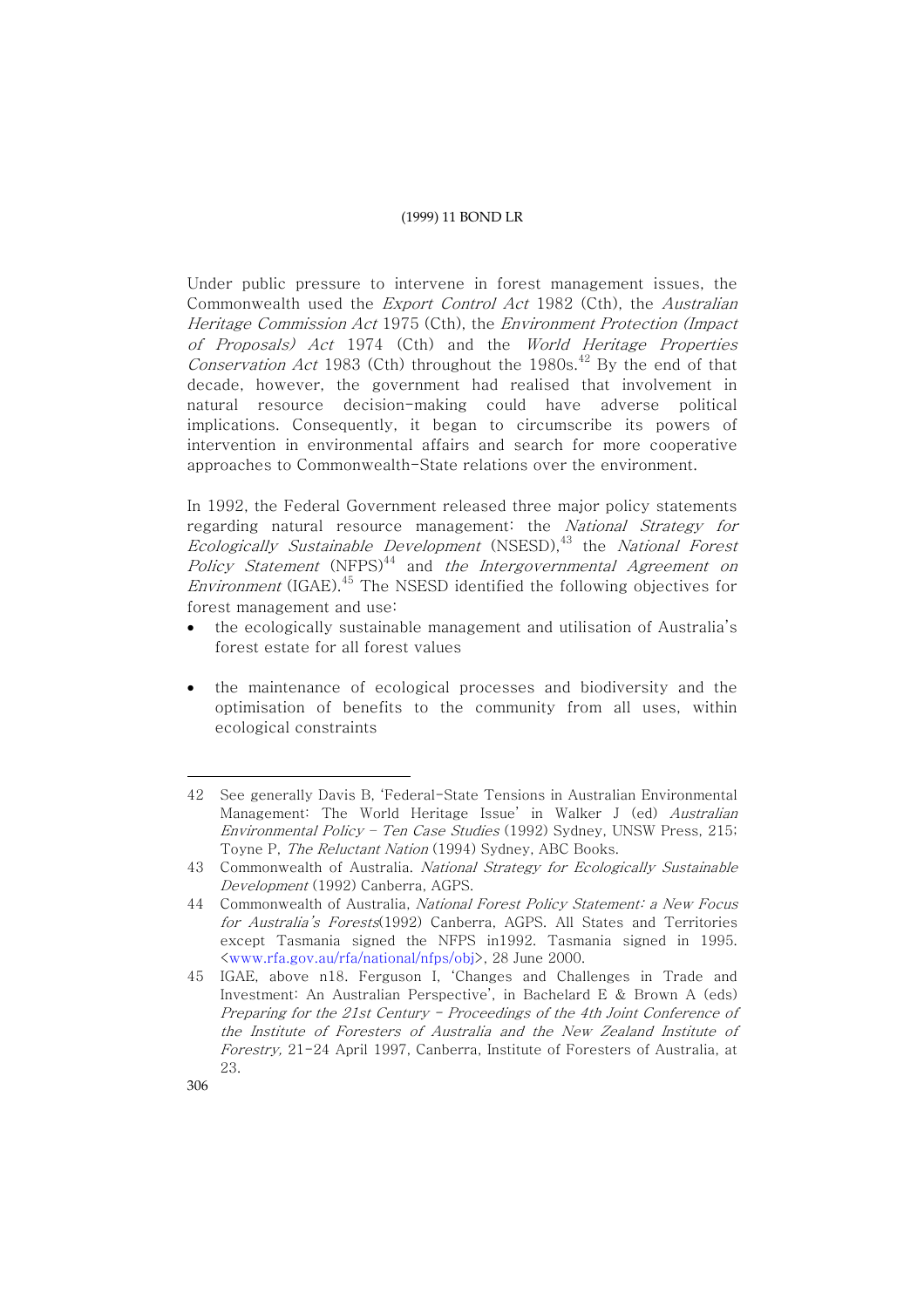Under public pressure to intervene in forest management issues, the Commonwealth used the *Export Control Act* 1982 (Cth), the *Australian Heritage Commission Act* 1975 (Cth), the *Environment Protection (Impact of Proposals) Act* 1974 (Cth) and the *World Heritage Properties Conservation Act* 1983 (Cth) throughout the 1980s.[42] By the end of that decade, however, the government had realised that involvement in natural resource decision-making could have adverse political implications. Consequently, it began to circumscribe its powers of intervention in environmental affairs and search for more cooperative approaches to Commonwealth-State relations over the environment.

In 1992, the Federal Government released three major policy statements regarding natural resource management: the *National Strategy for Ecologically Sustainable Development* (NSESD),[43] the *National Forest Policy Statement* (NFPS)[44] and *the Intergovernmental Agreement on Environment* (IGAE).[45] The NSESD identified the following objectives for forest management and use:

- the ecologically sustainable management and utilisation of Australia's forest estate for all forest values
- the maintenance of ecological processes and biodiversity and the optimisation of benefits to the community from all uses, within ecological constraints

---

42 See generally Davis B, 'Federal-State Tensions in Australian Environmental Management: The World Heritage Issue' in Walker J (ed) *Australian Environmental Policy – Ten Case Studies* (1992) Sydney, UNSW Press, 215; Toyne P, *The Reluctant Nation* (1994) Sydney, ABC Books.

43 Commonwealth of Australia. *National Strategy for Ecologically Sustainable Development* (1992) Canberra, AGPS.

44 Commonwealth of Australia, *National Forest Policy Statement: a New Focus for Australia's Forests*(1992) Canberra, AGPS. All States and Territories except Tasmania signed the NFPS in1992. Tasmania signed in 1995. <www.rfa.gov.au/rfa/national/nfps/obj>, 28 June 2000.

45 IGAE, above n18. Ferguson I, 'Changes and Challenges in Trade and Investment: An Australian Perspective', in Bachelard E & Brown A (eds) *Preparing for the 21st Century - Proceedings of the 4th Joint Conference of the Institute of Foresters of Australia and the New Zealand Institute of Forestry,* 21-24 April 1997, Canberra, Institute of Foresters of Australia, at 23.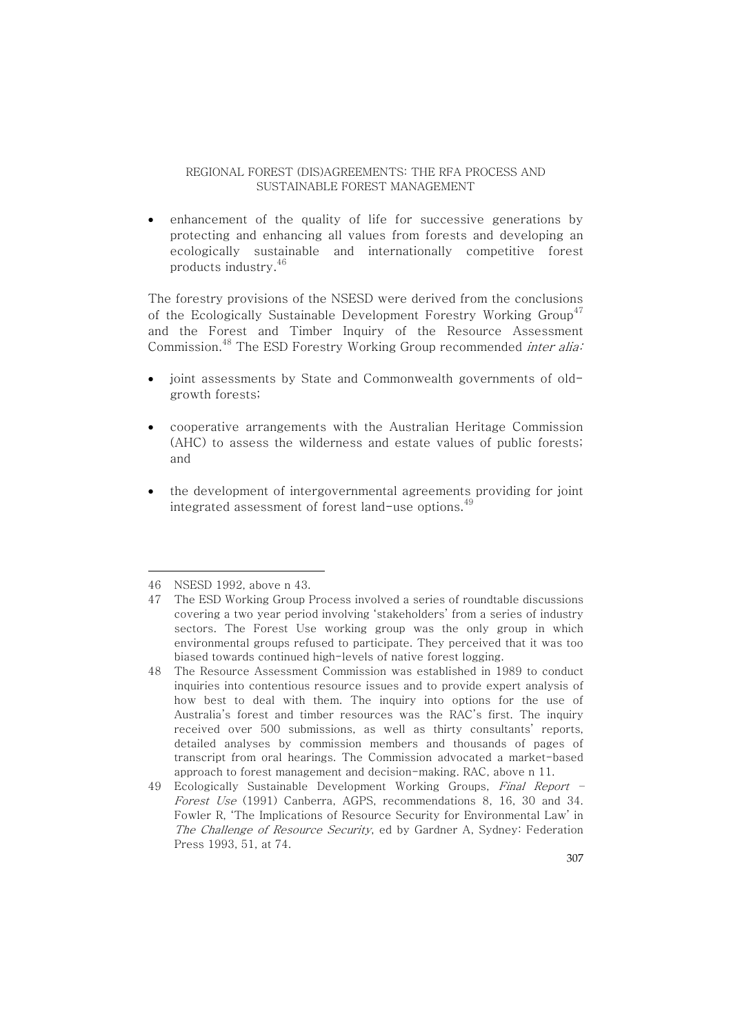- enhancement of the quality of life for successive generations by protecting and enhancing all values from forests and developing an ecologically sustainable and internationally competitive forest products industry.[46]

The forestry provisions of the NSESD were derived from the conclusions of the Ecologically Sustainable Development Forestry Working Group[47] and the Forest and Timber Inquiry of the Resource Assessment Commission.[48] The ESD Forestry Working Group recommended *inter alia:*

- joint assessments by State and Commonwealth governments of old-growth forests;
- cooperative arrangements with the Australian Heritage Commission (AHC) to assess the wilderness and estate values of public forests; and
- the development of intergovernmental agreements providing for joint integrated assessment of forest land-use options.[49]

---

46 NSESD 1992, above n 43.

47 The ESD Working Group Process involved a series of roundtable discussions covering a two year period involving 'stakeholders' from a series of industry sectors. The Forest Use working group was the only group in which environmental groups refused to participate. They perceived that it was too biased towards continued high-levels of native forest logging.

48 The Resource Assessment Commission was established in 1989 to conduct inquiries into contentious resource issues and to provide expert analysis of how best to deal with them. The inquiry into options for the use of Australia's forest and timber resources was the RAC's first. The inquiry received over 500 submissions, as well as thirty consultants' reports, detailed analyses by commission members and thousands of pages of transcript from oral hearings. The Commission advocated a market-based approach to forest management and decision-making. RAC, above n 11.

49 Ecologically Sustainable Development Working Groups, *Final Report – Forest Use* (1991) Canberra, AGPS, recommendations 8, 16, 30 and 34. Fowler R, 'The Implications of Resource Security for Environmental Law' in *The Challenge of Resource Security*, ed by Gardner A, Sydney: Federation Press 1993, 51, at 74.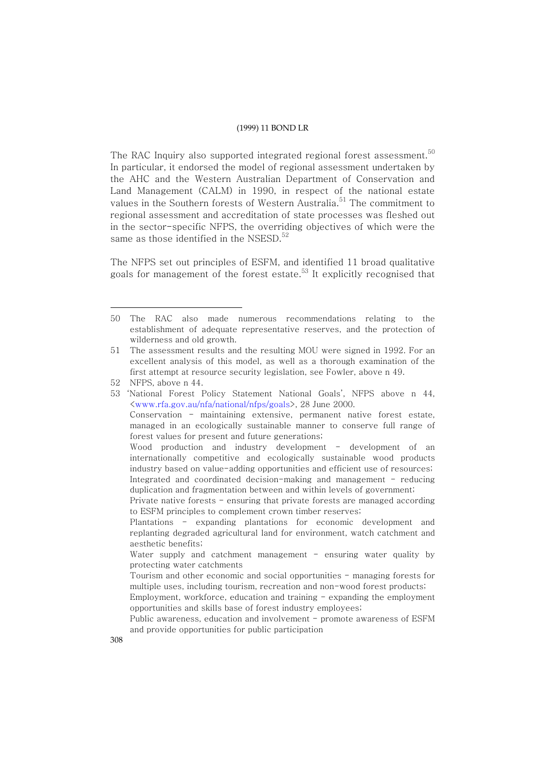The RAC Inquiry also supported integrated regional forest assessment.[50] In particular, it endorsed the model of regional assessment undertaken by the AHC and the Western Australian Department of Conservation and Land Management (CALM) in 1990, in respect of the national estate values in the Southern forests of Western Australia.[51] The commitment to regional assessment and accreditation of state processes was fleshed out in the sector-specific NFPS, the overriding objectives of which were the same as those identified in the NSESD.[52]

The NFPS set out principles of ESFM, and identified 11 broad qualitative goals for management of the forest estate.[53] It explicitly recognised that

---

50 The RAC also made numerous recommendations relating to the establishment of adequate representative reserves, and the protection of wilderness and old growth.

51 The assessment results and the resulting MOU were signed in 1992. For an excellent analysis of this model, as well as a thorough examination of the first attempt at resource security legislation, see Fowler, above n 49.

52 NFPS, above n 44.

53 'National Forest Policy Statement National Goals', NFPS above n 44, <www.rfa.gov.au/nfa/national/nfps/goals>, 28 June 2000.

Conservation - maintaining extensive, permanent native forest estate, managed in an ecologically sustainable manner to conserve full range of forest values for present and future generations;

Wood production and industry development - development of an internationally competitive and ecologically sustainable wood products industry based on value-adding opportunities and efficient use of resources;

Integrated and coordinated decision-making and management - reducing duplication and fragmentation between and within levels of government;

Private native forests - ensuring that private forests are managed according to ESFM principles to complement crown timber reserves;

Plantations - expanding plantations for economic development and replanting degraded agricultural land for environment, watch catchment and aesthetic benefits;

Water supply and catchment management - ensuring water quality by protecting water catchments

Tourism and other economic and social opportunities - managing forests for multiple uses, including tourism, recreation and non-wood forest products;

Employment, workforce, education and training - expanding the employment opportunities and skills base of forest industry employees;

Public awareness, education and involvement - promote awareness of ESFM and provide opportunities for public participation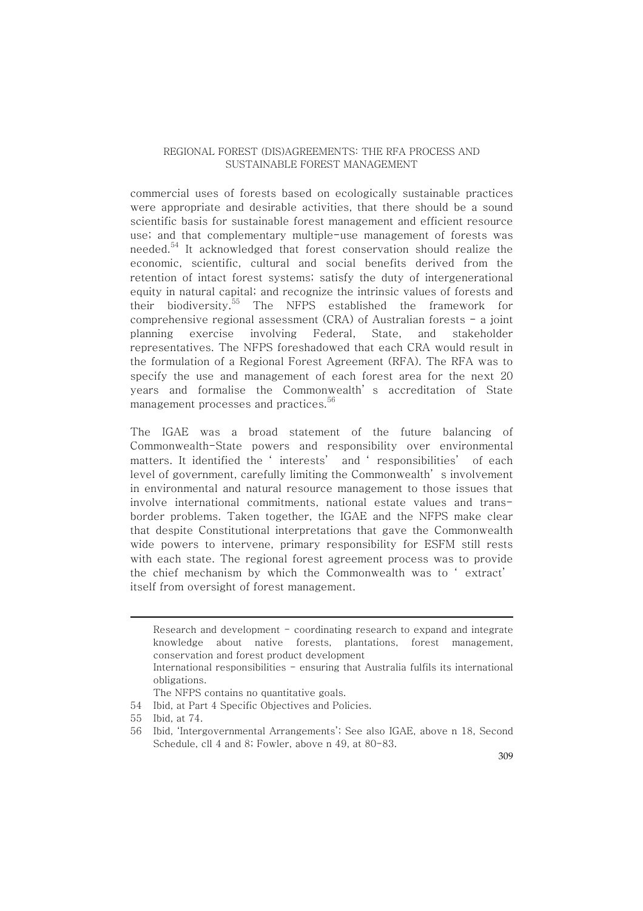commercial uses of forests based on ecologically sustainable practices were appropriate and desirable activities, that there should be a sound scientific basis for sustainable forest management and efficient resource use; and that complementary multiple-use management of forests was needed.[54] It acknowledged that forest conservation should realize the economic, scientific, cultural and social benefits derived from the retention of intact forest systems; satisfy the duty of intergenerational equity in natural capital; and recognize the intrinsic values of forests and their biodiversity.[55] The NFPS established the framework for comprehensive regional assessment (CRA) of Australian forests – a joint planning exercise involving Federal, State, and stakeholder representatives. The NFPS foreshadowed that each CRA would result in the formulation of a Regional Forest Agreement (RFA). The RFA was to specify the use and management of each forest area for the next 20 years and formalise the Commonwealth's accreditation of State management processes and practices.[56]

The IGAE was a broad statement of the future balancing of Commonwealth-State powers and responsibility over environmental matters. It identified the 'interests' and 'responsibilities' of each level of government, carefully limiting the Commonwealth's involvement in environmental and natural resource management to those issues that involve international commitments, national estate values and trans-border problems. Taken together, the IGAE and the NFPS make clear that despite Constitutional interpretations that gave the Commonwealth wide powers to intervene, primary responsibility for ESFM still rests with each state. The regional forest agreement process was to provide the chief mechanism by which the Commonwealth was to 'extract' itself from oversight of forest management.

---

Research and development – coordinating research to expand and integrate knowledge about native forests, plantations, forest management, conservation and forest product development

International responsibilities – ensuring that Australia fulfils its international obligations.

The NFPS contains no quantitative goals.

54 Ibid, at Part 4 Specific Objectives and Policies.

55 Ibid, at 74.

56 Ibid, 'Intergovernmental Arrangements'; See also IGAE, above n 18, Second Schedule, cll 4 and 8; Fowler, above n 49, at 80-83.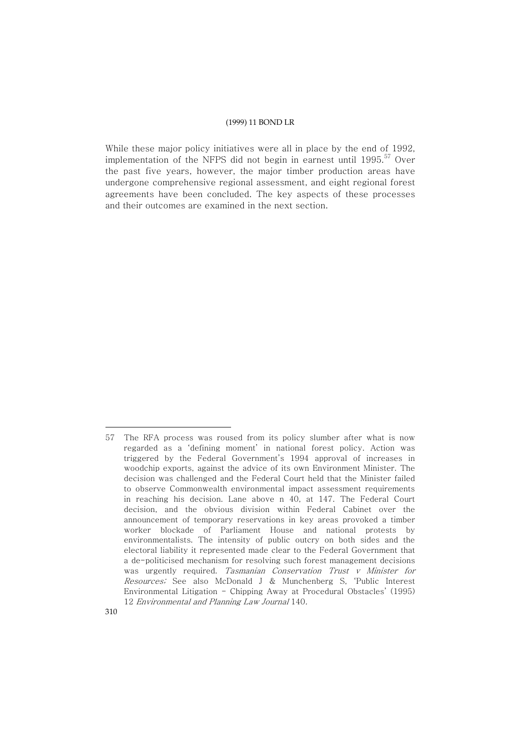While these major policy initiatives were all in place by the end of 1992, implementation of the NFPS did not begin in earnest until 1995.[57] Over the past five years, however, the major timber production areas have undergone comprehensive regional assessment, and eight regional forest agreements have been concluded. The key aspects of these processes and their outcomes are examined in the next section.

---

57 The RFA process was roused from its policy slumber after what is now regarded as a 'defining moment' in national forest policy. Action was triggered by the Federal Government's 1994 approval of increases in woodchip exports, against the advice of its own Environment Minister. The decision was challenged and the Federal Court held that the Minister failed to observe Commonwealth environmental impact assessment requirements in reaching his decision. Lane above n 40, at 147. The Federal Court decision, and the obvious division within Federal Cabinet over the announcement of temporary reservations in key areas provoked a timber worker blockade of Parliament House and national protests by environmentalists. The intensity of public outcry on both sides and the electoral liability it represented made clear to the Federal Government that a de-politicised mechanism for resolving such forest management decisions was urgently required. *Tasmanian Conservation Trust v Minister for Resources;* See also McDonald J & Munchenberg S, 'Public Interest Environmental Litigation - Chipping Away at Procedural Obstacles' (1995) 12 *Environmental and Planning Law Journal* 140.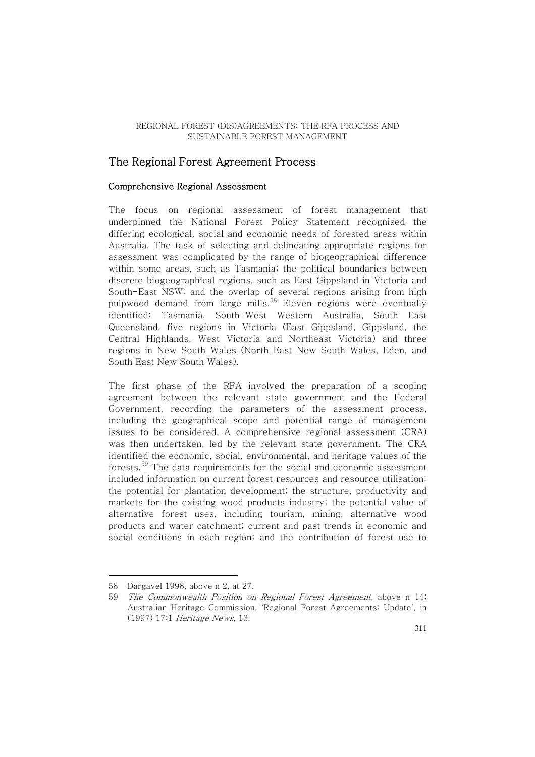## The Regional Forest Agreement Process

### Comprehensive Regional Assessment

The focus on regional assessment of forest management that underpinned the National Forest Policy Statement recognised the differing ecological, social and economic needs of forested areas within Australia. The task of selecting and delineating appropriate regions for assessment was complicated by the range of biogeographical difference within some areas, such as Tasmania; the political boundaries between discrete biogeographical regions, such as East Gippsland in Victoria and South-East NSW; and the overlap of several regions arising from high pulpwood demand from large mills.[58] Eleven regions were eventually identified: Tasmania, South-West Western Australia, South East Queensland, five regions in Victoria (East Gippsland, Gippsland, the Central Highlands, West Victoria and Northeast Victoria) and three regions in New South Wales (North East New South Wales, Eden, and South East New South Wales).

The first phase of the RFA involved the preparation of a scoping agreement between the relevant state government and the Federal Government, recording the parameters of the assessment process, including the geographical scope and potential range of management issues to be considered. A comprehensive regional assessment (CRA) was then undertaken, led by the relevant state government. The CRA identified the economic, social, environmental, and heritage values of the forests.[59] The data requirements for the social and economic assessment included information on current forest resources and resource utilisation; the potential for plantation development; the structure, productivity and markets for the existing wood products industry; the potential value of alternative forest uses, including tourism, mining, alternative wood products and water catchment; current and past trends in economic and social conditions in each region; and the contribution of forest use to

---

58 Dargavel 1998, above n 2, at 27.

59 *The Commonwealth Position on Regional Forest Agreement,* above n 14; Australian Heritage Commission, 'Regional Forest Agreements: Update', in (1997) 17:1 *Heritage News*, 13.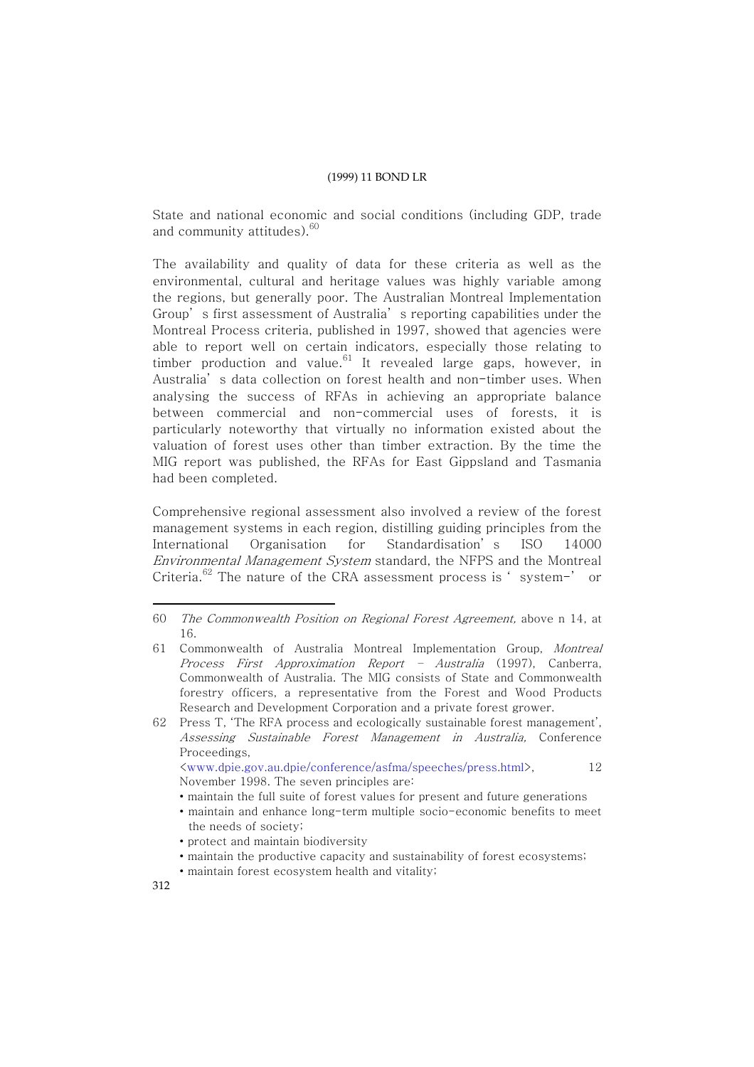State and national economic and social conditions (including GDP, trade and community attitudes).[60]

The availability and quality of data for these criteria as well as the environmental, cultural and heritage values was highly variable among the regions, but generally poor. The Australian Montreal Implementation Group's first assessment of Australia's reporting capabilities under the Montreal Process criteria, published in 1997, showed that agencies were able to report well on certain indicators, especially those relating to timber production and value.[61] It revealed large gaps, however, in Australia's data collection on forest health and non-timber uses. When analysing the success of RFAs in achieving an appropriate balance between commercial and non-commercial uses of forests, it is particularly noteworthy that virtually no information existed about the valuation of forest uses other than timber extraction. By the time the MIG report was published, the RFAs for East Gippsland and Tasmania had been completed.

Comprehensive regional assessment also involved a review of the forest management systems in each region, distilling guiding principles from the International Organisation for Standardisation's ISO 14000 *Environmental Management System* standard, the NFPS and the Montreal Criteria.[62] The nature of the CRA assessment process is 'system-' or

---

60 *The Commonwealth Position on Regional Forest Agreement,* above n 14, at 16.

61 Commonwealth of Australia Montreal Implementation Group, *Montreal Process First Approximation Report – Australia* (1997), Canberra, Commonwealth of Australia. The MIG consists of State and Commonwealth forestry officers, a representative from the Forest and Wood Products Research and Development Corporation and a private forest grower.

62 Press T, 'The RFA process and ecologically sustainable forest management', *Assessing Sustainable Forest Management in Australia,* Conference Proceedings, <www.dpie.gov.au.dpie/conference/asfma/speeches/press.html>, 12 November 1998. The seven principles are:

- maintain the full suite of forest values for present and future generations
- maintain and enhance long-term multiple socio-economic benefits to meet the needs of society;
- protect and maintain biodiversity
- maintain the productive capacity and sustainability of forest ecosystems;
- maintain forest ecosystem health and vitality;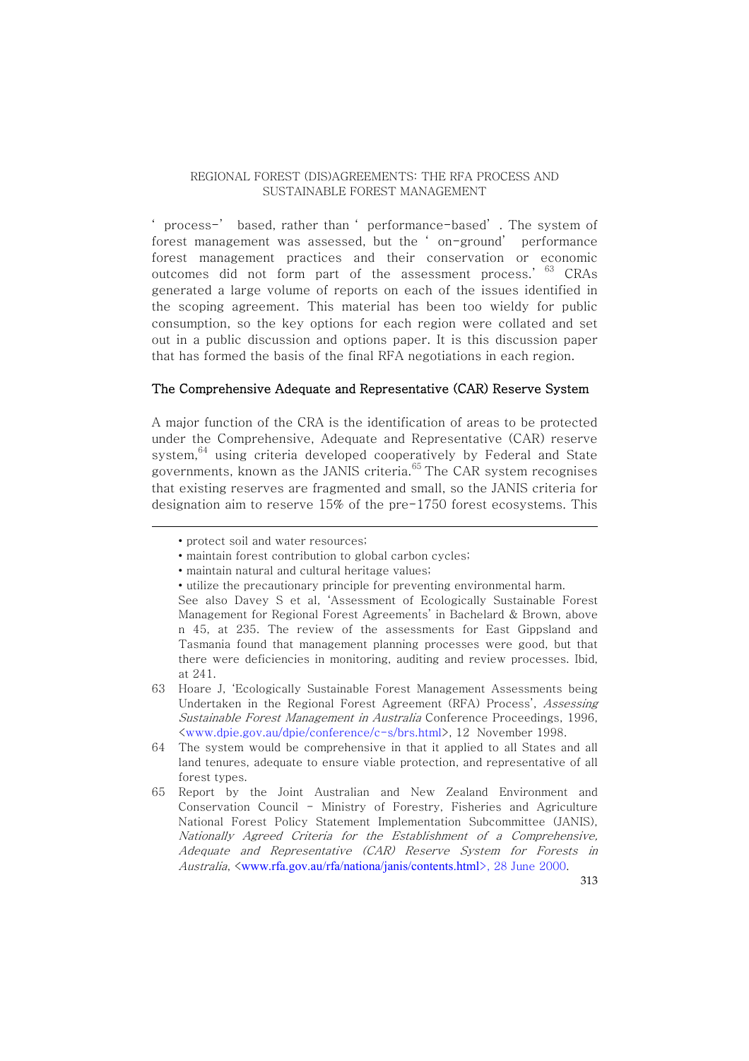'process-' based, rather than 'performance-based'. The system of forest management was assessed, but the 'on-ground' performance forest management practices and their conservation or economic outcomes did not form part of the assessment process.'[63] CRAs generated a large volume of reports on each of the issues identified in the scoping agreement. This material has been too wieldy for public consumption, so the key options for each region were collated and set out in a public discussion and options paper. It is this discussion paper that has formed the basis of the final RFA negotiations in each region.

## The Comprehensive Adequate and Representative (CAR) Reserve System

A major function of the CRA is the identification of areas to be protected under the Comprehensive, Adequate and Representative (CAR) reserve system,[64] using criteria developed cooperatively by Federal and State governments, known as the JANIS criteria.[65] The CAR system recognises that existing reserves are fragmented and small, so the JANIS criteria for designation aim to reserve 15% of the pre-1750 forest ecosystems. This

---

- protect soil and water resources;
- maintain forest contribution to global carbon cycles;
- maintain natural and cultural heritage values;
- utilize the precautionary principle for preventing environmental harm.

See also Davey S et al, 'Assessment of Ecologically Sustainable Forest Management for Regional Forest Agreements' in Bachelard & Brown, above n 45, at 235. The review of the assessments for East Gippsland and Tasmania found that management planning processes were good, but that there were deficiencies in monitoring, auditing and review processes. Ibid, at 241.

63 Hoare J, 'Ecologically Sustainable Forest Management Assessments being Undertaken in the Regional Forest Agreement (RFA) Process', *Assessing Sustainable Forest Management in Australia* Conference Proceedings, 1996, <www.dpie.gov.au/dpie/conference/c-s/brs.html>, 12 November 1998.

64 The system would be comprehensive in that it applied to all States and all land tenures, adequate to ensure viable protection, and representative of all forest types.

65 Report by the Joint Australian and New Zealand Environment and Conservation Council - Ministry of Forestry, Fisheries and Agriculture National Forest Policy Statement Implementation Subcommittee (JANIS), *Nationally Agreed Criteria for the Establishment of a Comprehensive, Adequate and Representative (CAR) Reserve System for Forests in Australia*, <www.rfa.gov.au/rfa/nationa/janis/contents.html>, 28 June 2000.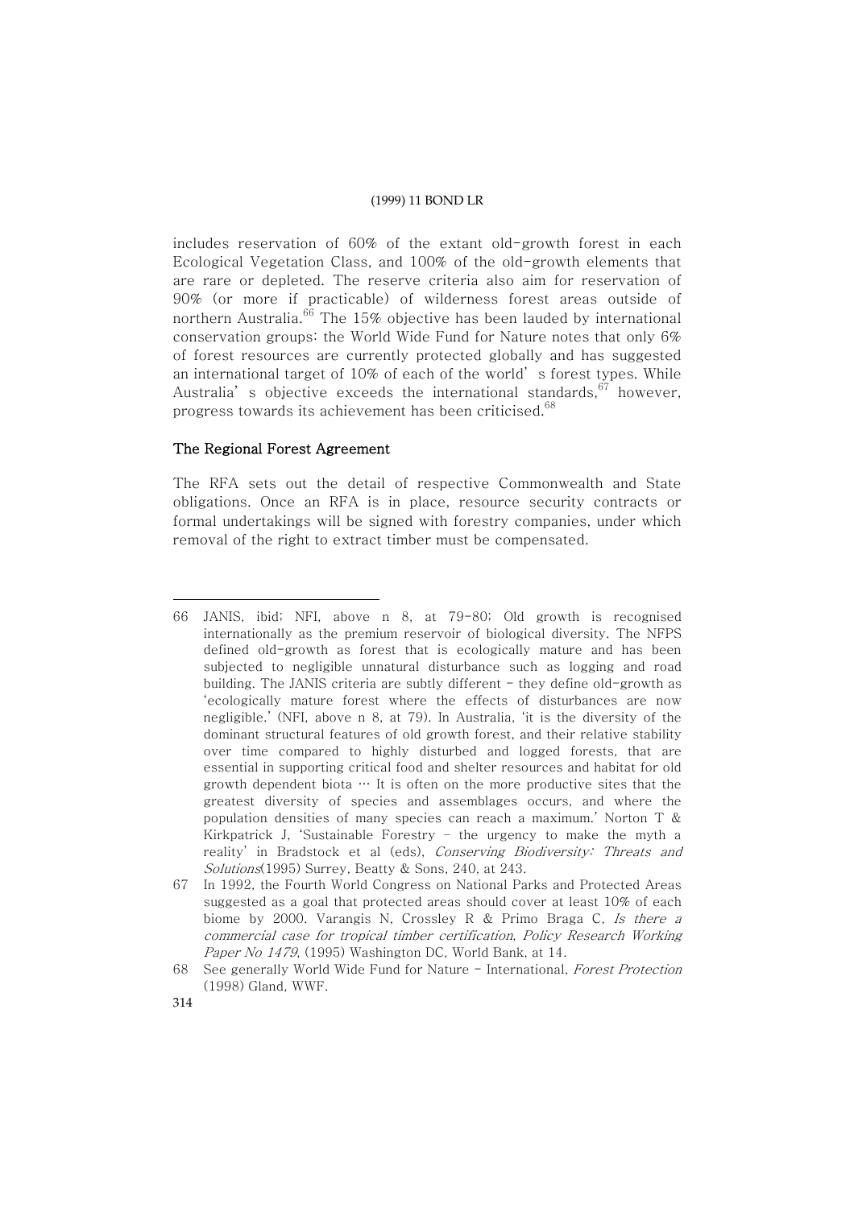includes reservation of 60% of the extant old-growth forest in each Ecological Vegetation Class, and 100% of the old-growth elements that are rare or depleted. The reserve criteria also aim for reservation of 90% (or more if practicable) of wilderness forest areas outside of northern Australia.[66] The 15% objective has been lauded by international conservation groups: the World Wide Fund for Nature notes that only 6% of forest resources are currently protected globally and has suggested an international target of 10% of each of the world's forest types. While Australia's objective exceeds the international standards,[67] however, progress towards its achievement has been criticised.[68]

### The Regional Forest Agreement

The RFA sets out the detail of respective Commonwealth and State obligations. Once an RFA is in place, resource security contracts or formal undertakings will be signed with forestry companies, under which removal of the right to extract timber must be compensated.

---

66 JANIS, ibid; NFI, above n 8, at 79-80; Old growth is recognised internationally as the premium reservoir of biological diversity. The NFPS defined old-growth as forest that is ecologically mature and has been subjected to negligible unnatural disturbance such as logging and road building. The JANIS criteria are subtly different - they define old-growth as 'ecologically mature forest where the effects of disturbances are now negligible.' (NFI, above n 8, at 79). In Australia, 'it is the diversity of the dominant structural features of old growth forest, and their relative stability over time compared to highly disturbed and logged forests, that are essential in supporting critical food and shelter resources and habitat for old growth dependent biota … It is often on the more productive sites that the greatest diversity of species and assemblages occurs, and where the population densities of many species can reach a maximum.' Norton T & Kirkpatrick J, 'Sustainable Forestry – the urgency to make the myth a reality' in Bradstock et al (eds), *Conserving Biodiversity: Threats and Solutions*(1995) Surrey, Beatty & Sons, 240, at 243.

67 In 1992, the Fourth World Congress on National Parks and Protected Areas suggested as a goal that protected areas should cover at least 10% of each biome by 2000. Varangis N, Crossley R & Primo Braga C, *Is there a commercial case for tropical timber certification*, *Policy Research Working Paper No 1479*, (1995) Washington DC, World Bank, at 14.

68 See generally World Wide Fund for Nature - International, *Forest Protection* (1998) Gland, WWF.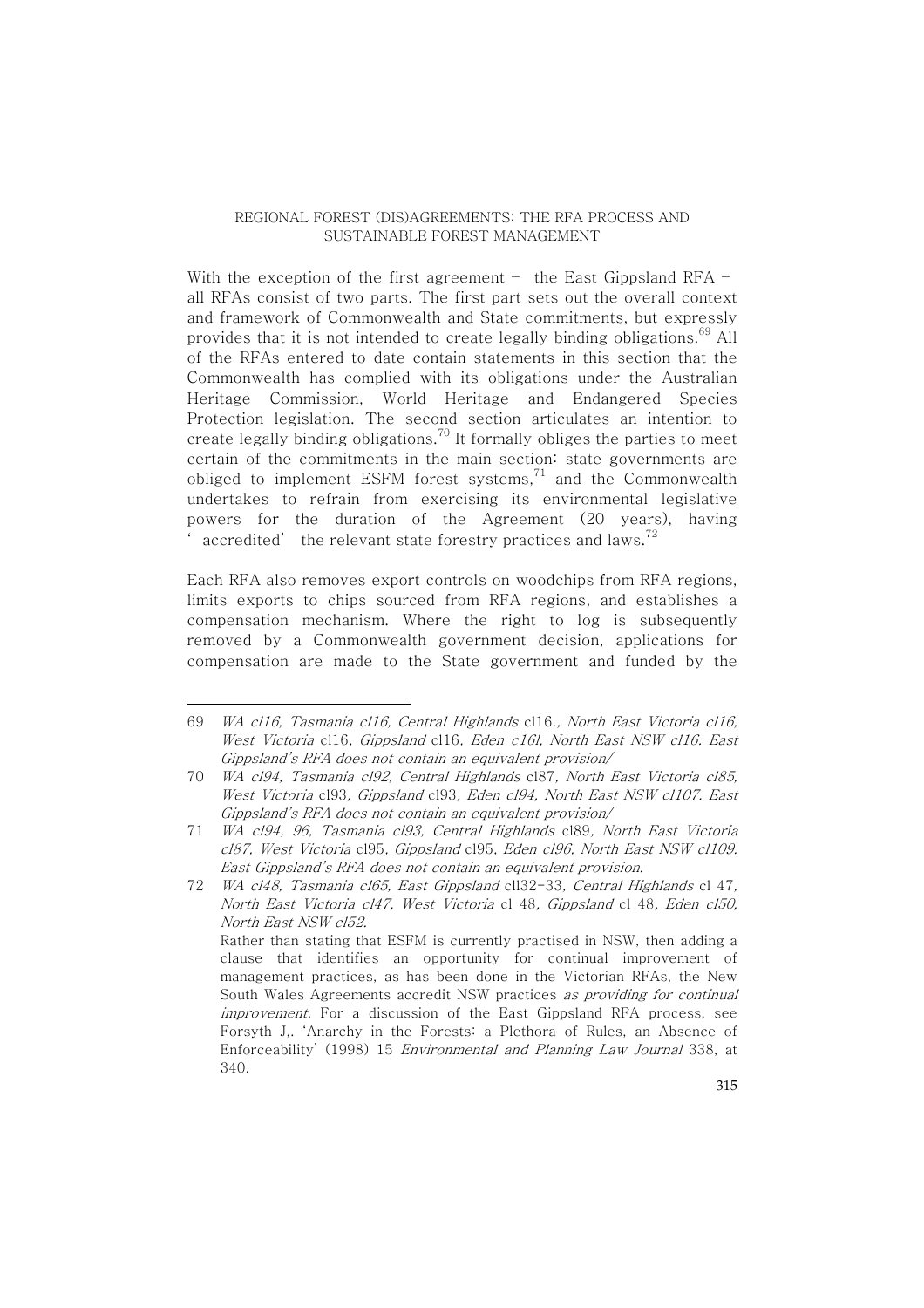With the exception of the first agreement – the East Gippsland RFA – all RFAs consist of two parts. The first part sets out the overall context and framework of Commonwealth and State commitments, but expressly provides that it is not intended to create legally binding obligations.[69] All of the RFAs entered to date contain statements in this section that the Commonwealth has complied with its obligations under the Australian Heritage Commission, World Heritage and Endangered Species Protection legislation. The second section articulates an intention to create legally binding obligations.[70] It formally obliges the parties to meet certain of the commitments in the main section: state governments are obliged to implement ESFM forest systems,[71] and the Commonwealth undertakes to refrain from exercising its environmental legislative powers for the duration of the Agreement (20 years), having 'accredited' the relevant state forestry practices and laws.[72]

Each RFA also removes export controls on woodchips from RFA regions, limits exports to chips sourced from RFA regions, and establishes a compensation mechanism. Where the right to log is subsequently removed by a Commonwealth government decision, applications for compensation are made to the State government and funded by the

---

69 *WA cl16, Tasmania cl16, Central Highlands* cl16., *North East Victoria cl16, West Victoria* cl16, *Gippsland* cl16, *Eden c16l, North East NSW cl16. East Gippsland's RFA does not contain an equivalent provision/*

70 *WA cl94, Tasmania cl92, Central Highlands* cl87, *North East Victoria cl85, West Victoria* cl93, *Gippsland* cl93, *Eden cl94, North East NSW cl107. East Gippsland's RFA does not contain an equivalent provision/*

71 *WA cl94, 96, Tasmania cl93, Central Highlands* cl89, *North East Victoria cl87, West Victoria* cl95, *Gippsland* cl95, *Eden cl96, North East NSW cl109. East Gippsland's RFA does not contain an equivalent provision.*

72 *WA cl48, Tasmania cl65, East Gippsland* cll32-33, *Central Highlands* cl 47, *North East Victoria cl47, West Victoria* cl 48, *Gippsland* cl 48, *Eden cl50, North East NSW cl52.*
Rather than stating that ESFM is currently practised in NSW, then adding a clause that identifies an opportunity for continual improvement of management practices, as has been done in the Victorian RFAs, the New South Wales Agreements accredit NSW practices *as providing for continual improvement*. For a discussion of the East Gippsland RFA process, see Forsyth J,. 'Anarchy in the Forests: a Plethora of Rules, an Absence of Enforceability' (1998) 15 *Environmental and Planning Law Journal* 338, at 340.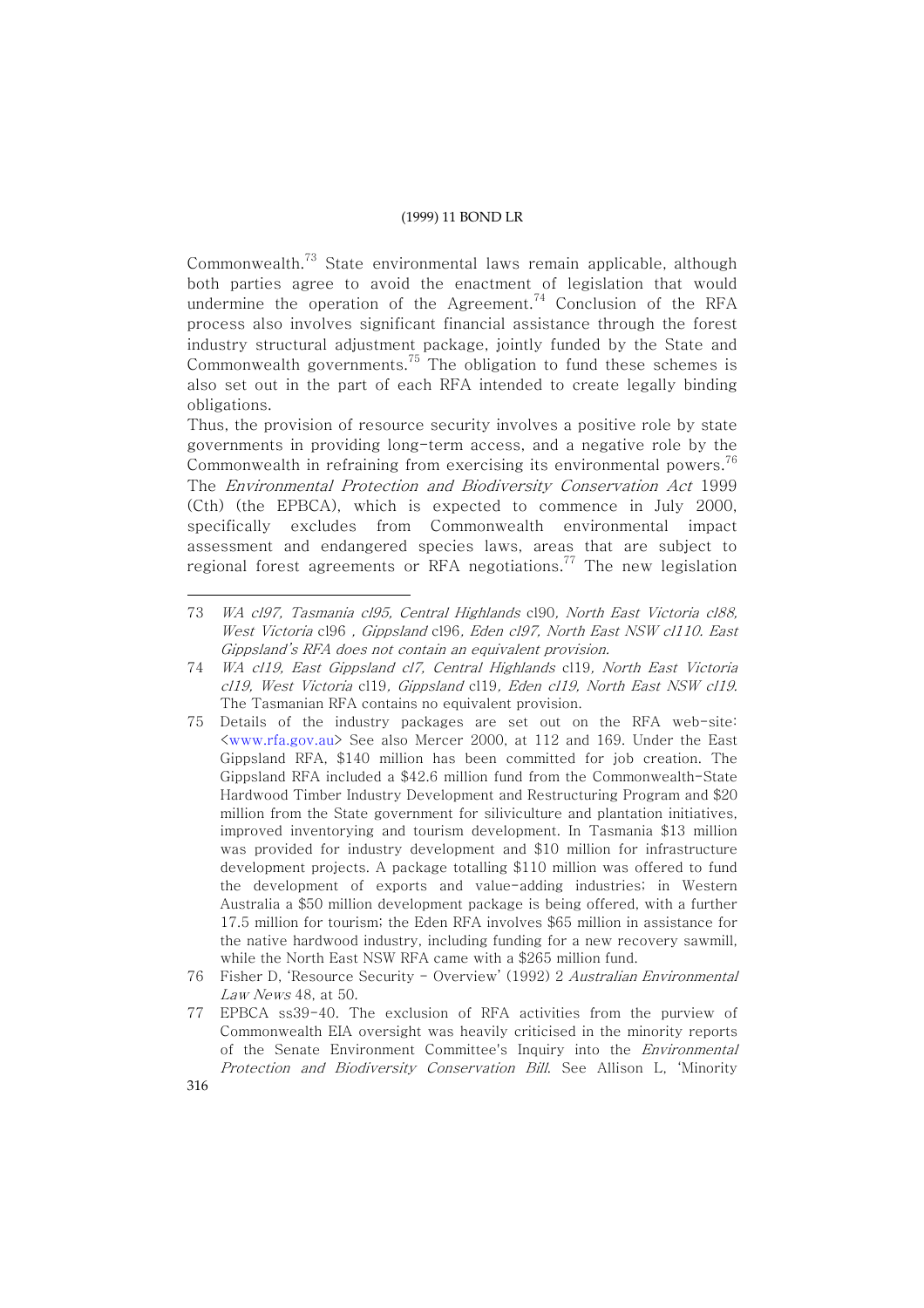Commonwealth.[73] State environmental laws remain applicable, although both parties agree to avoid the enactment of legislation that would undermine the operation of the Agreement.[74] Conclusion of the RFA process also involves significant financial assistance through the forest industry structural adjustment package, jointly funded by the State and Commonwealth governments.[75] The obligation to fund these schemes is also set out in the part of each RFA intended to create legally binding obligations.

Thus, the provision of resource security involves a positive role by state governments in providing long-term access, and a negative role by the Commonwealth in refraining from exercising its environmental powers.[76] The *Environmental Protection and Biodiversity Conservation Act* 1999 (Cth) (the EPBCA), which is expected to commence in July 2000, specifically excludes from Commonwealth environmental impact assessment and endangered species laws, areas that are subject to regional forest agreements or RFA negotiations.[77] The new legislation

---

73 *WA cl97, Tasmania cl95, Central Highlands* cl90, *North East Victoria cl88, West Victoria* cl96 , *Gippsland* cl96, *Eden cl97, North East NSW cl110. East Gippsland's RFA does not contain an equivalent provision.*

74 *WA cl19, East Gippsland cl7, Central Highlands* cl19, *North East Victoria cl19, West Victoria* cl19, *Gippsland* cl19, *Eden cl19, North East NSW cl19.* The Tasmanian RFA contains no equivalent provision.

75 Details of the industry packages are set out on the RFA web-site: <www.rfa.gov.au> See also Mercer 2000, at 112 and 169. Under the East Gippsland RFA, $140 million has been committed for job creation. The Gippsland RFA included a $42.6 million fund from the Commonwealth-State Hardwood Timber Industry Development and Restructuring Program and $20 million from the State government for siliviculture and plantation initiatives, improved inventorying and tourism development. In Tasmania $13 million was provided for industry development and $10 million for infrastructure development projects. A package totalling $110 million was offered to fund the development of exports and value-adding industries; in Western Australia a $50 million development package is being offered, with a further 17.5 million for tourism; the Eden RFA involves $65 million in assistance for the native hardwood industry, including funding for a new recovery sawmill, while the North East NSW RFA came with a $265 million fund.

76 Fisher D, 'Resource Security - Overview' (1992) 2 *Australian Environmental Law News* 48, at 50.

77 EPBCA ss39-40. The exclusion of RFA activities from the purview of Commonwealth EIA oversight was heavily criticised in the minority reports of the Senate Environment Committee's Inquiry into the *Environmental Protection and Biodiversity Conservation Bill*. See Allison L, 'Minority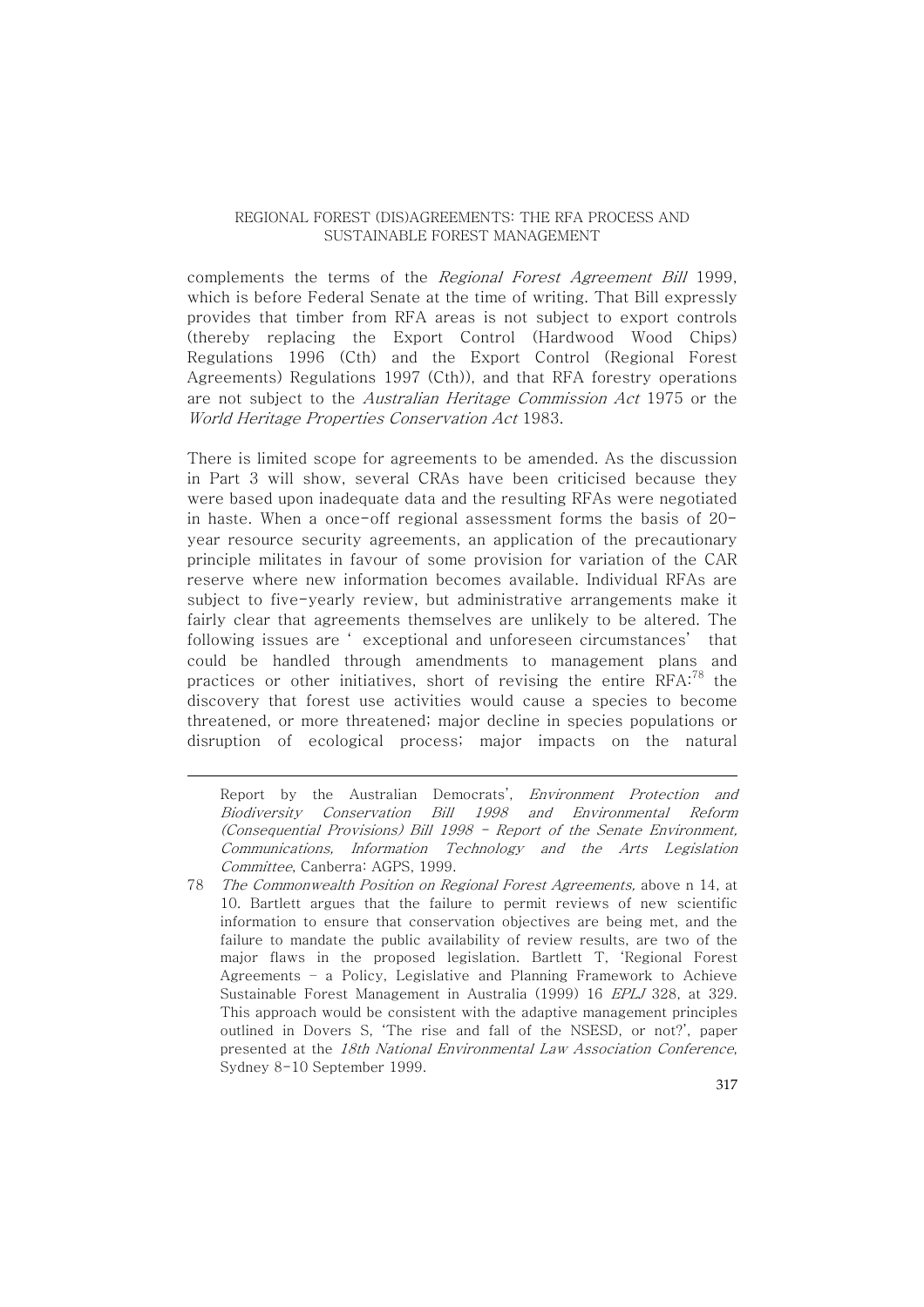complements the terms of the *Regional Forest Agreement Bill* 1999, which is before Federal Senate at the time of writing. That Bill expressly provides that timber from RFA areas is not subject to export controls (thereby replacing the Export Control (Hardwood Wood Chips) Regulations 1996 (Cth) and the Export Control (Regional Forest Agreements) Regulations 1997 (Cth)), and that RFA forestry operations are not subject to the *Australian Heritage Commission Act* 1975 or the *World Heritage Properties Conservation Act* 1983.

There is limited scope for agreements to be amended. As the discussion in Part 3 will show, several CRAs have been criticised because they were based upon inadequate data and the resulting RFAs were negotiated in haste. When a once-off regional assessment forms the basis of 20-year resource security agreements, an application of the precautionary principle militates in favour of some provision for variation of the CAR reserve where new information becomes available. Individual RFAs are subject to five-yearly review, but administrative arrangements make it fairly clear that agreements themselves are unlikely to be altered. The following issues are 'exceptional and unforeseen circumstances' that could be handled through amendments to management plans and practices or other initiatives, short of revising the entire RFA:[78] the discovery that forest use activities would cause a species to become threatened, or more threatened; major decline in species populations or disruption of ecological process; major impacts on the natural

---

Report by the Australian Democrats', *Environment Protection and Biodiversity Conservation Bill 1998 and Environmental Reform (Consequential Provisions) Bill 1998 - Report of the Senate Environment, Communications, Information Technology and the Arts Legislation Committee*, Canberra: AGPS, 1999.

78 *The Commonwealth Position on Regional Forest Agreements,* above n 14, at 10. Bartlett argues that the failure to permit reviews of new scientific information to ensure that conservation objectives are being met, and the failure to mandate the public availability of review results, are two of the major flaws in the proposed legislation. Bartlett T, 'Regional Forest Agreements - a Policy, Legislative and Planning Framework to Achieve Sustainable Forest Management in Australia (1999) 16 *EPLJ* 328, at 329. This approach would be consistent with the adaptive management principles outlined in Dovers S, 'The rise and fall of the NSESD, or not?', paper presented at the *18th National Environmental Law Association Conference*, Sydney 8-10 September 1999.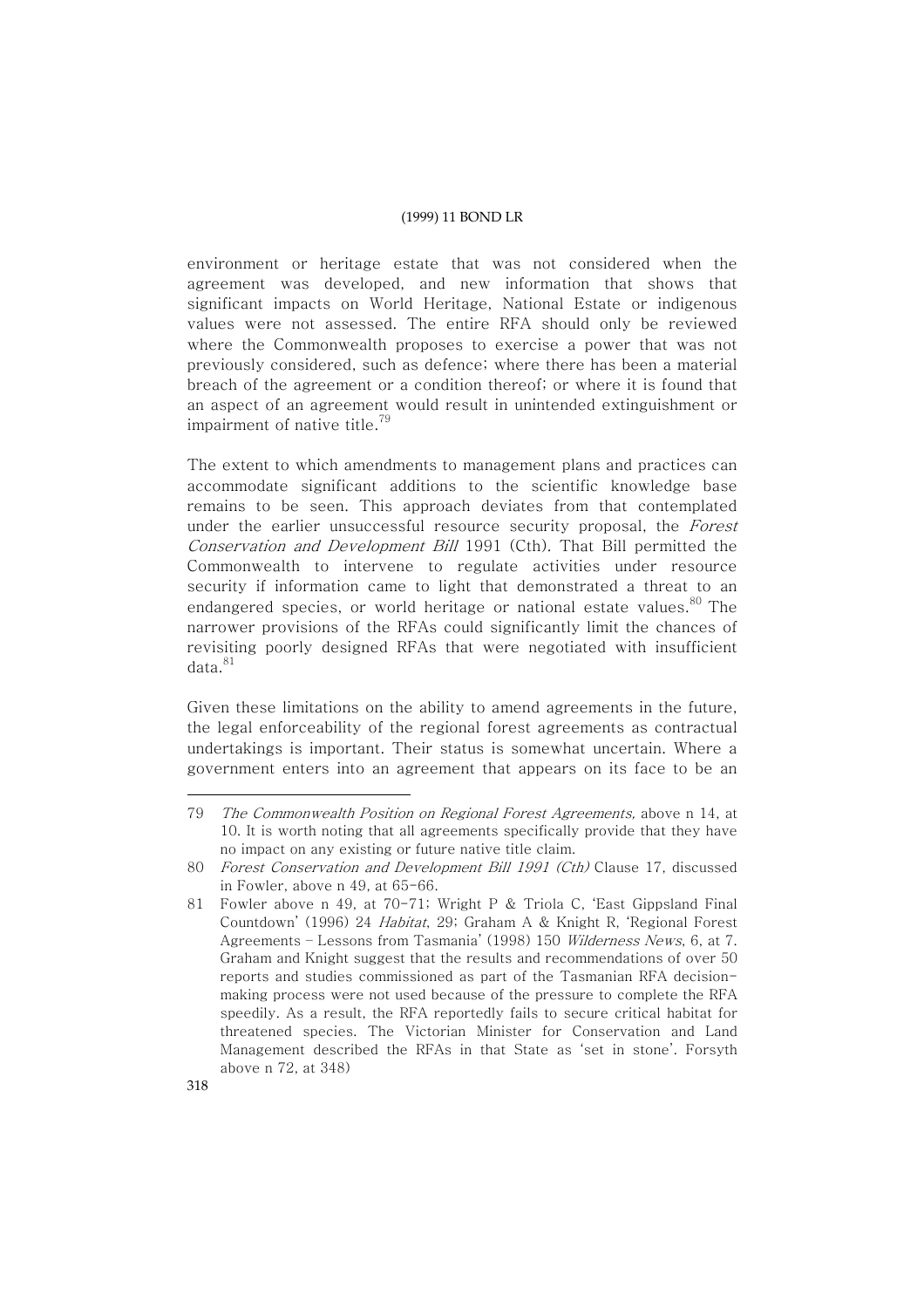environment or heritage estate that was not considered when the agreement was developed, and new information that shows that significant impacts on World Heritage, National Estate or indigenous values were not assessed. The entire RFA should only be reviewed where the Commonwealth proposes to exercise a power that was not previously considered, such as defence; where there has been a material breach of the agreement or a condition thereof; or where it is found that an aspect of an agreement would result in unintended extinguishment or impairment of native title.[79]

The extent to which amendments to management plans and practices can accommodate significant additions to the scientific knowledge base remains to be seen. This approach deviates from that contemplated under the earlier unsuccessful resource security proposal, the *Forest Conservation and Development Bill* 1991 (Cth). That Bill permitted the Commonwealth to intervene to regulate activities under resource security if information came to light that demonstrated a threat to an endangered species, or world heritage or national estate values.[80] The narrower provisions of the RFAs could significantly limit the chances of revisiting poorly designed RFAs that were negotiated with insufficient data.[81]

Given these limitations on the ability to amend agreements in the future, the legal enforceability of the regional forest agreements as contractual undertakings is important. Their status is somewhat uncertain. Where a government enters into an agreement that appears on its face to be an

---

79 *The Commonwealth Position on Regional Forest Agreements,* above n 14, at 10. It is worth noting that all agreements specifically provide that they have no impact on any existing or future native title claim.

80 *Forest Conservation and Development Bill 1991 (Cth)* Clause 17, discussed in Fowler, above n 49, at 65-66.

81 Fowler above n 49, at 70-71; Wright P & Triola C, 'East Gippsland Final Countdown' (1996) 24 *Habitat*, 29; Graham A & Knight R, 'Regional Forest Agreements – Lessons from Tasmania' (1998) 150 *Wilderness News*, 6, at 7. Graham and Knight suggest that the results and recommendations of over 50 reports and studies commissioned as part of the Tasmanian RFA decision-making process were not used because of the pressure to complete the RFA speedily. As a result, the RFA reportedly fails to secure critical habitat for threatened species. The Victorian Minister for Conservation and Land Management described the RFAs in that State as 'set in stone'. Forsyth above n 72, at 348)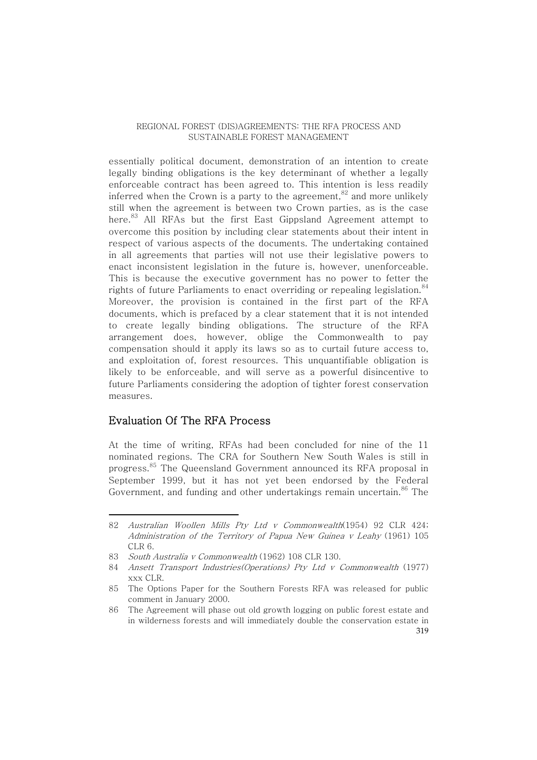essentially political document, demonstration of an intention to create legally binding obligations is the key determinant of whether a legally enforceable contract has been agreed to. This intention is less readily inferred when the Crown is a party to the agreement,[82] and more unlikely still when the agreement is between two Crown parties, as is the case here.[83] All RFAs but the first East Gippsland Agreement attempt to overcome this position by including clear statements about their intent in respect of various aspects of the documents. The undertaking contained in all agreements that parties will not use their legislative powers to enact inconsistent legislation in the future is, however, unenforceable. This is because the executive government has no power to fetter the rights of future Parliaments to enact overriding or repealing legislation.[84] Moreover, the provision is contained in the first part of the RFA documents, which is prefaced by a clear statement that it is not intended to create legally binding obligations. The structure of the RFA arrangement does, however, oblige the Commonwealth to pay compensation should it apply its laws so as to curtail future access to, and exploitation of, forest resources. This unquantifiable obligation is likely to be enforceable, and will serve as a powerful disincentive to future Parliaments considering the adoption of tighter forest conservation measures.

## Evaluation Of The RFA Process

At the time of writing, RFAs had been concluded for nine of the 11 nominated regions. The CRA for Southern New South Wales is still in progress.[85] The Queensland Government announced its RFA proposal in September 1999, but it has not yet been endorsed by the Federal Government, and funding and other undertakings remain uncertain.[86] The

---

82 *Australian Woollen Mills Pty Ltd v Commonwealth*(1954) 92 CLR 424; *Administration of the Territory of Papua New Guinea v Leahy* (1961) 105 CLR 6.

83 *South Australia v Commonwealth* (1962) 108 CLR 130.

84 *Ansett Transport Industries(Operations) Pty Ltd v Commonwealth* (1977) xxx CLR.

85 The Options Paper for the Southern Forests RFA was released for public comment in January 2000.

86 The Agreement will phase out old growth logging on public forest estate and in wilderness forests and will immediately double the conservation estate in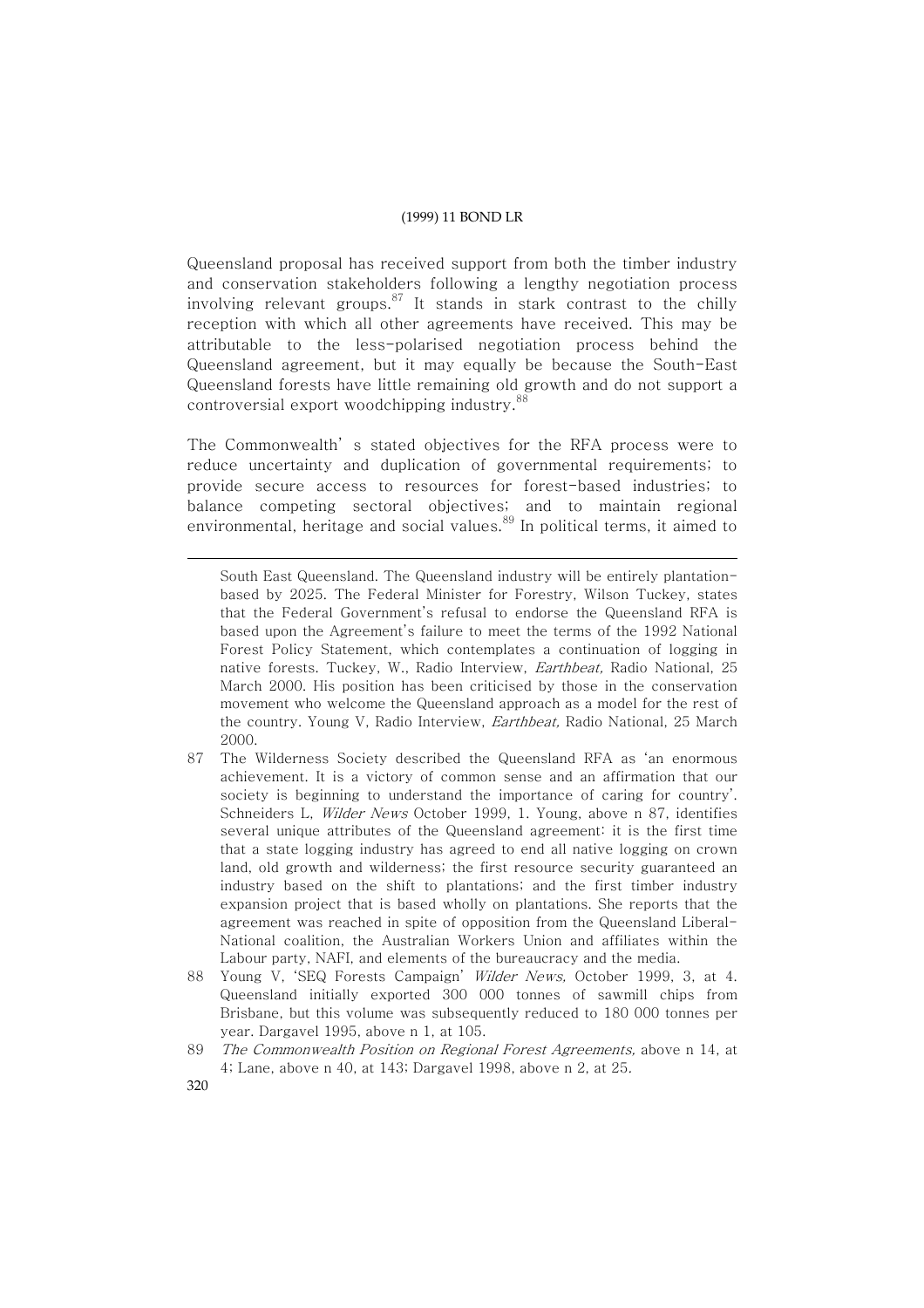Queensland proposal has received support from both the timber industry and conservation stakeholders following a lengthy negotiation process involving relevant groups.[87] It stands in stark contrast to the chilly reception with which all other agreements have received. This may be attributable to the less-polarised negotiation process behind the Queensland agreement, but it may equally be because the South-East Queensland forests have little remaining old growth and do not support a controversial export woodchipping industry.[88]

The Commonwealth's stated objectives for the RFA process were to reduce uncertainty and duplication of governmental requirements; to provide secure access to resources for forest-based industries; to balance competing sectoral objectives; and to maintain regional environmental, heritage and social values.[89] In political terms, it aimed to

---

South East Queensland. The Queensland industry will be entirely plantation-based by 2025. The Federal Minister for Forestry, Wilson Tuckey, states that the Federal Government's refusal to endorse the Queensland RFA is based upon the Agreement's failure to meet the terms of the 1992 National Forest Policy Statement, which contemplates a continuation of logging in native forests. Tuckey, W., Radio Interview, *Earthbeat*, Radio National, 25 March 2000. His position has been criticised by those in the conservation movement who welcome the Queensland approach as a model for the rest of the country. Young V, Radio Interview, *Earthbeat*, Radio National, 25 March 2000.

87 The Wilderness Society described the Queensland RFA as 'an enormous achievement. It is a victory of common sense and an affirmation that our society is beginning to understand the importance of caring for country'. Schneiders L, *Wilder News* October 1999, 1. Young, above n 87, identifies several unique attributes of the Queensland agreement: it is the first time that a state logging industry has agreed to end all native logging on crown land, old growth and wilderness; the first resource security guaranteed an industry based on the shift to plantations; and the first timber industry expansion project that is based wholly on plantations. She reports that the agreement was reached in spite of opposition from the Queensland Liberal-National coalition, the Australian Workers Union and affiliates within the Labour party, NAFI, and elements of the bureaucracy and the media.

88 Young V, 'SEQ Forests Campaign' *Wilder News*, October 1999, 3, at 4. Queensland initially exported 300 000 tonnes of sawmill chips from Brisbane, but this volume was subsequently reduced to 180 000 tonnes per year. Dargavel 1995, above n 1, at 105.

89 *The Commonwealth Position on Regional Forest Agreements*, above n 14, at 4; Lane, above n 40, at 143; Dargavel 1998, above n 2, at 25.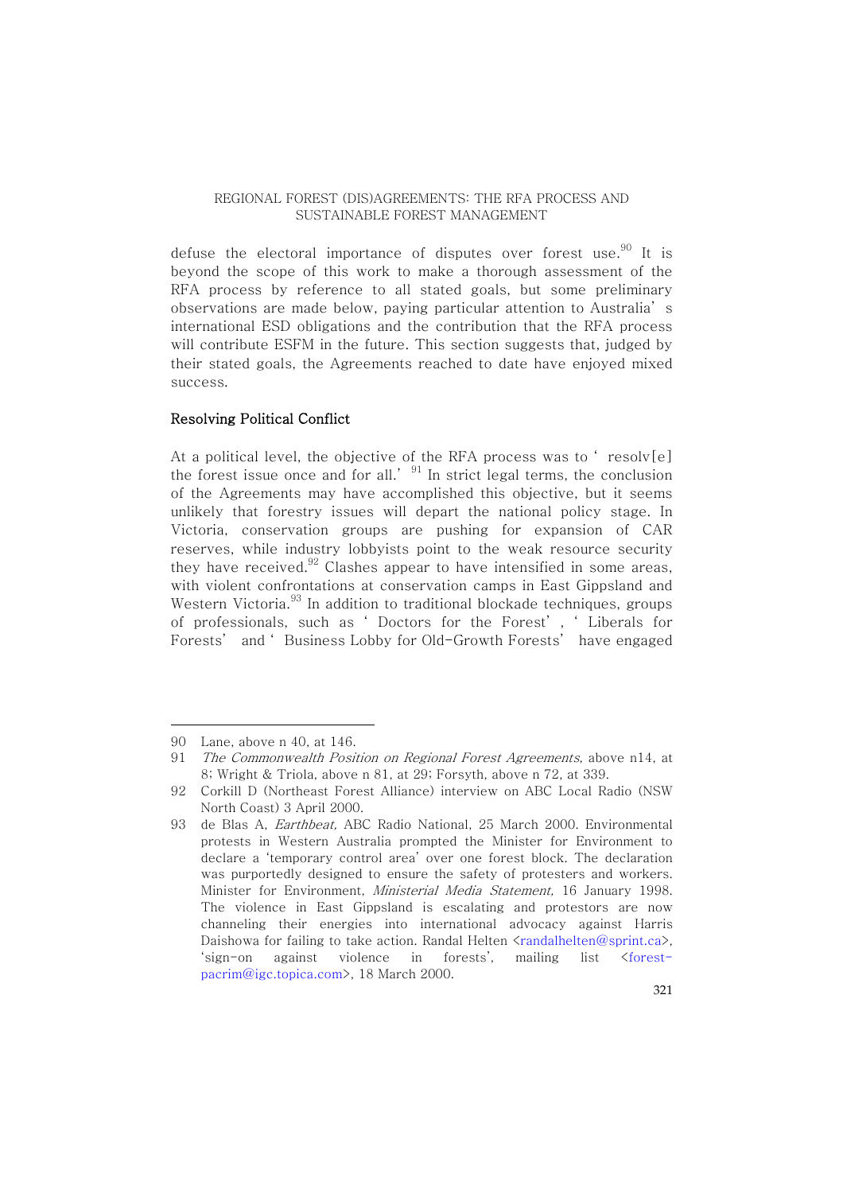defuse the electoral importance of disputes over forest use.[90] It is beyond the scope of this work to make a thorough assessment of the RFA process by reference to all stated goals, but some preliminary observations are made below, paying particular attention to Australia's international ESD obligations and the contribution that the RFA process will contribute ESFM in the future. This section suggests that, judged by their stated goals, the Agreements reached to date have enjoyed mixed success.

### Resolving Political Conflict

At a political level, the objective of the RFA process was to 'resolv[e] the forest issue once and for all.'[91] In strict legal terms, the conclusion of the Agreements may have accomplished this objective, but it seems unlikely that forestry issues will depart the national policy stage. In Victoria, conservation groups are pushing for expansion of CAR reserves, while industry lobbyists point to the weak resource security they have received.[92] Clashes appear to have intensified in some areas, with violent confrontations at conservation camps in East Gippsland and Western Victoria.[93] In addition to traditional blockade techniques, groups of professionals, such as 'Doctors for the Forest', 'Liberals for Forests' and 'Business Lobby for Old-Growth Forests' have engaged

---

90 Lane, above n 40, at 146.

91 *The Commonwealth Position on Regional Forest Agreements*, above n14, at 8; Wright & Triola, above n 81, at 29; Forsyth, above n 72, at 339.

92 Corkill D (Northeast Forest Alliance) interview on ABC Local Radio (NSW North Coast) 3 April 2000.

93 de Blas A, *Earthbeat,* ABC Radio National, 25 March 2000. Environmental protests in Western Australia prompted the Minister for Environment to declare a 'temporary control area' over one forest block. The declaration was purportedly designed to ensure the safety of protesters and workers. Minister for Environment, *Ministerial Media Statement,* 16 January 1998. The violence in East Gippsland is escalating and protestors are now channeling their energies into international advocacy against Harris Daishowa for failing to take action. Randal Helten <randalhelten@sprint.ca>, 'sign-on against violence in forests', mailing list <forest-pacrim@igc.topica.com>, 18 March 2000.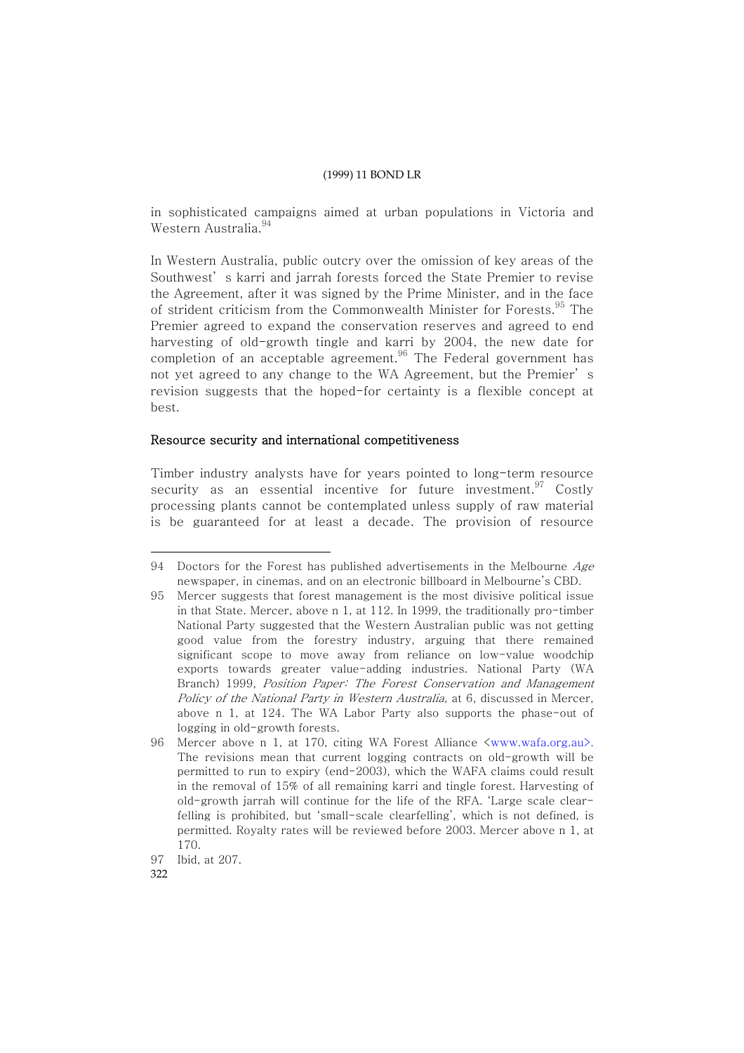in sophisticated campaigns aimed at urban populations in Victoria and Western Australia.[94]

In Western Australia, public outcry over the omission of key areas of the Southwest's karri and jarrah forests forced the State Premier to revise the Agreement, after it was signed by the Prime Minister, and in the face of strident criticism from the Commonwealth Minister for Forests.[95] The Premier agreed to expand the conservation reserves and agreed to end harvesting of old-growth tingle and karri by 2004, the new date for completion of an acceptable agreement.[96] The Federal government has not yet agreed to any change to the WA Agreement, but the Premier's revision suggests that the hoped-for certainty is a flexible concept at best.

### Resource security and international competitiveness

Timber industry analysts have for years pointed to long-term resource security as an essential incentive for future investment.[97] Costly processing plants cannot be contemplated unless supply of raw material is be guaranteed for at least a decade. The provision of resource

---

94 Doctors for the Forest has published advertisements in the Melbourne *Age* newspaper, in cinemas, and on an electronic billboard in Melbourne's CBD.

95 Mercer suggests that forest management is the most divisive political issue in that State. Mercer, above n 1, at 112. In 1999, the traditionally pro-timber National Party suggested that the Western Australian public was not getting good value from the forestry industry, arguing that there remained significant scope to move away from reliance on low-value woodchip exports towards greater value-adding industries. National Party (WA Branch) 1999, *Position Paper: The Forest Conservation and Management Policy of the National Party in Western Australia,* at 6, discussed in Mercer, above n 1, at 124. The WA Labor Party also supports the phase-out of logging in old-growth forests.

96 Mercer above n 1, at 170, citing WA Forest Alliance <www.wafa.org.au>. The revisions mean that current logging contracts on old-growth will be permitted to run to expiry (end-2003), which the WAFA claims could result in the removal of 15% of all remaining karri and tingle forest. Harvesting of old-growth jarrah will continue for the life of the RFA. 'Large scale clear-felling is prohibited, but 'small-scale clearfelling', which is not defined, is permitted. Royalty rates will be reviewed before 2003. Mercer above n 1, at 170.

97 Ibid, at 207.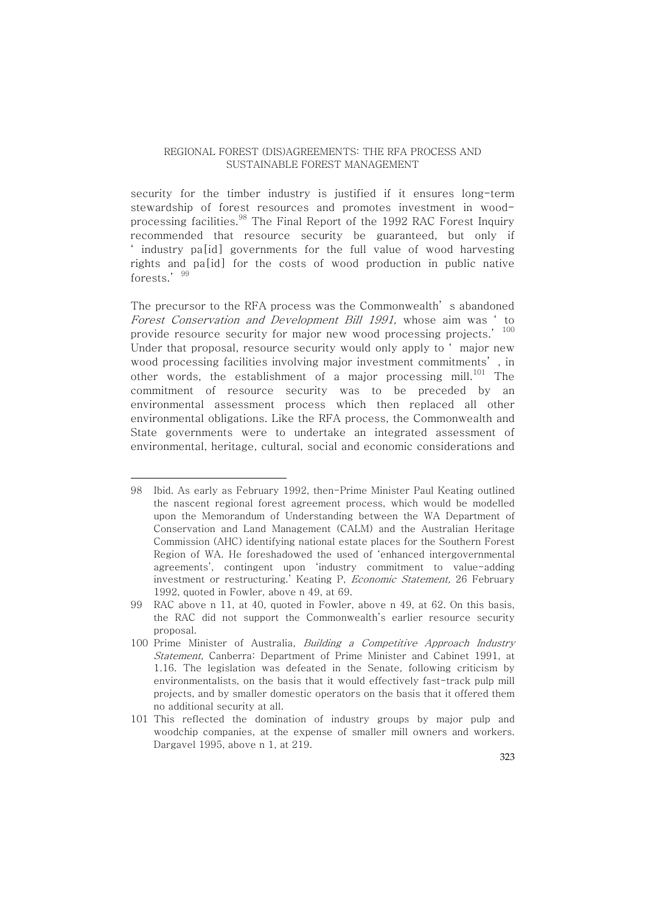security for the timber industry is justified if it ensures long-term stewardship of forest resources and promotes investment in wood-processing facilities.[98] The Final Report of the 1992 RAC Forest Inquiry recommended that resource security be guaranteed, but only if 'industry pa[id] governments for the full value of wood harvesting rights and pa[id] for the costs of wood production in public native forests.'[99]

The precursor to the RFA process was the Commonwealth's abandoned *Forest Conservation and Development Bill 1991,* whose aim was 'to provide resource security for major new wood processing projects.'[100] Under that proposal, resource security would only apply to 'major new wood processing facilities involving major investment commitments', in other words, the establishment of a major processing mill.[101] The commitment of resource security was to be preceded by an environmental assessment process which then replaced all other environmental obligations. Like the RFA process, the Commonwealth and State governments were to undertake an integrated assessment of environmental, heritage, cultural, social and economic considerations and

---

98 Ibid. As early as February 1992, then-Prime Minister Paul Keating outlined the nascent regional forest agreement process, which would be modelled upon the Memorandum of Understanding between the WA Department of Conservation and Land Management (CALM) and the Australian Heritage Commission (AHC) identifying national estate places for the Southern Forest Region of WA. He foreshadowed the used of 'enhanced intergovernmental agreements', contingent upon 'industry commitment to value-adding investment or restructuring.' Keating P, *Economic Statement,* 26 February 1992, quoted in Fowler, above n 49, at 69.

99 RAC above n 11, at 40, quoted in Fowler, above n 49, at 62. On this basis, the RAC did not support the Commonwealth's earlier resource security proposal.

100 Prime Minister of Australia, *Building a Competitive Approach Industry Statement,* Canberra: Department of Prime Minister and Cabinet 1991, at 1.16. The legislation was defeated in the Senate, following criticism by environmentalists, on the basis that it would effectively fast-track pulp mill projects, and by smaller domestic operators on the basis that it offered them no additional security at all.

101 This reflected the domination of industry groups by major pulp and woodchip companies, at the expense of smaller mill owners and workers. Dargavel 1995, above n 1, at 219.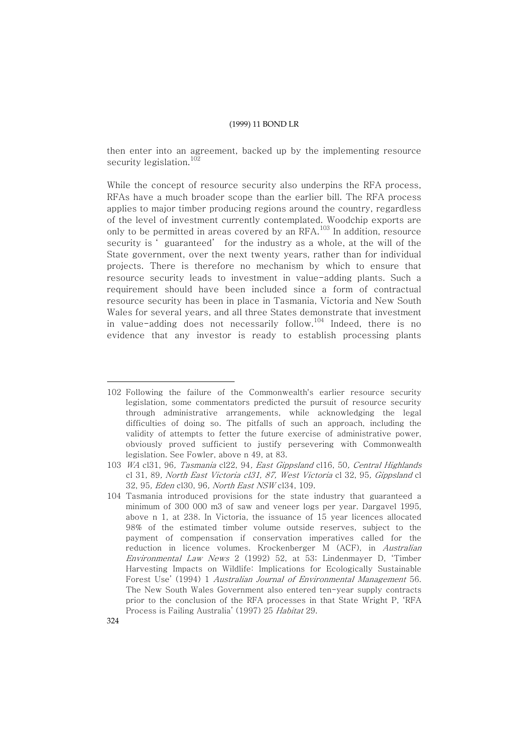then enter into an agreement, backed up by the implementing resource security legislation.[102]

While the concept of resource security also underpins the RFA process, RFAs have a much broader scope than the earlier bill. The RFA process applies to major timber producing regions around the country, regardless of the level of investment currently contemplated. Woodchip exports are only to be permitted in areas covered by an RFA.[103] In addition, resource security is 'guaranteed' for the industry as a whole, at the will of the State government, over the next twenty years, rather than for individual projects. There is therefore no mechanism by which to ensure that resource security leads to investment in value-adding plants. Such a requirement should have been included since a form of contractual resource security has been in place in Tasmania, Victoria and New South Wales for several years, and all three States demonstrate that investment in value-adding does not necessarily follow.[104] Indeed, there is no evidence that any investor is ready to establish processing plants

---

102 Following the failure of the Commonwealth's earlier resource security legislation, some commentators predicted the pursuit of resource security through administrative arrangements, while acknowledging the legal difficulties of doing so. The pitfalls of such an approach, including the validity of attempts to fetter the future exercise of administrative power, obviously proved sufficient to justify persevering with Commonwealth legislation. See Fowler, above n 49, at 83.

103 *WA* cl31, 96, *Tasmania* cl22, 94, *East Gippsland* cl16, 50, *Central Highlands* cl 31, 89, *North East Victoria cl31, 87, West Victoria* cl 32, 95, *Gippsland* cl 32, 95, *Eden* cl30, 96, *North East NSW* cl34, 109.

104 Tasmania introduced provisions for the state industry that guaranteed a minimum of 300 000 m3 of saw and veneer logs per year. Dargavel 1995, above n 1, at 238. In Victoria, the issuance of 15 year licences allocated 98% of the estimated timber volume outside reserves, subject to the payment of compensation if conservation imperatives called for the reduction in licence volumes. Krockenberger M (ACF), in *Australian Environmental Law News* 2 (1992) 52, at 53; Lindenmayer D, 'Timber Harvesting Impacts on Wildlife: Implications for Ecologically Sustainable Forest Use' (1994) 1 *Australian Journal of Environmental Management* 56. The New South Wales Government also entered ten-year supply contracts prior to the conclusion of the RFA processes in that State Wright P, 'RFA Process is Failing Australia' (1997) 25 *Habitat* 29.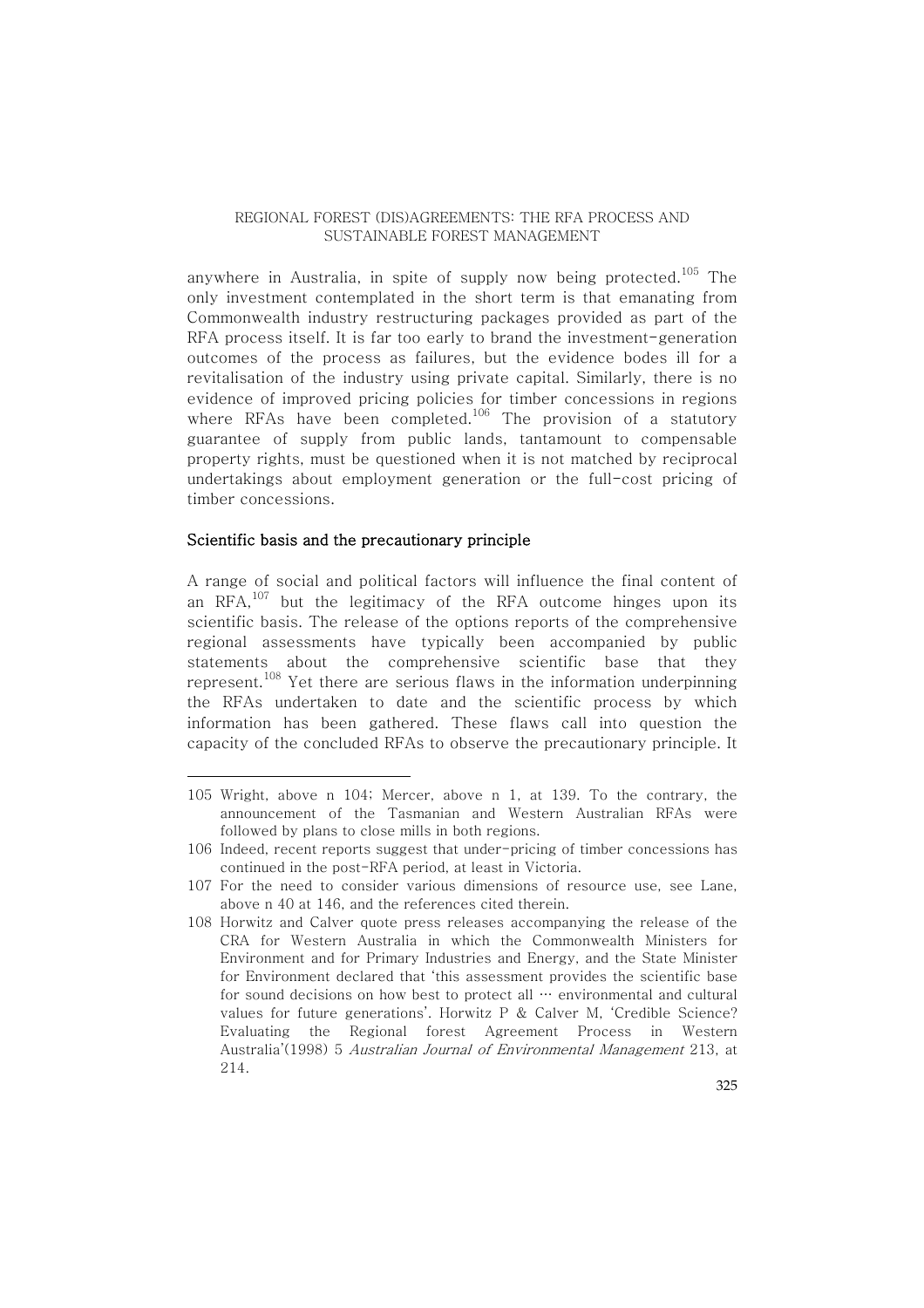anywhere in Australia, in spite of supply now being protected.[105] The only investment contemplated in the short term is that emanating from Commonwealth industry restructuring packages provided as part of the RFA process itself. It is far too early to brand the investment-generation outcomes of the process as failures, but the evidence bodes ill for a revitalisation of the industry using private capital. Similarly, there is no evidence of improved pricing policies for timber concessions in regions where RFAs have been completed.[106] The provision of a statutory guarantee of supply from public lands, tantamount to compensable property rights, must be questioned when it is not matched by reciprocal undertakings about employment generation or the full-cost pricing of timber concessions.

### Scientific basis and the precautionary principle

A range of social and political factors will influence the final content of an RFA,[107] but the legitimacy of the RFA outcome hinges upon its scientific basis. The release of the options reports of the comprehensive regional assessments have typically been accompanied by public statements about the comprehensive scientific base that they represent.[108] Yet there are serious flaws in the information underpinning the RFAs undertaken to date and the scientific process by which information has been gathered. These flaws call into question the capacity of the concluded RFAs to observe the precautionary principle. It

---

105 Wright, above n 104; Mercer, above n 1, at 139. To the contrary, the announcement of the Tasmanian and Western Australian RFAs were followed by plans to close mills in both regions.

106 Indeed, recent reports suggest that under-pricing of timber concessions has continued in the post-RFA period, at least in Victoria.

107 For the need to consider various dimensions of resource use, see Lane, above n 40 at 146, and the references cited therein.

108 Horwitz and Calver quote press releases accompanying the release of the CRA for Western Australia in which the Commonwealth Ministers for Environment and for Primary Industries and Energy, and the State Minister for Environment declared that 'this assessment provides the scientific base for sound decisions on how best to protect all … environmental and cultural values for future generations'. Horwitz P & Calver M, 'Credible Science? Evaluating the Regional forest Agreement Process in Western Australia'(1998) 5 *Australian Journal of Environmental Management* 213, at 214.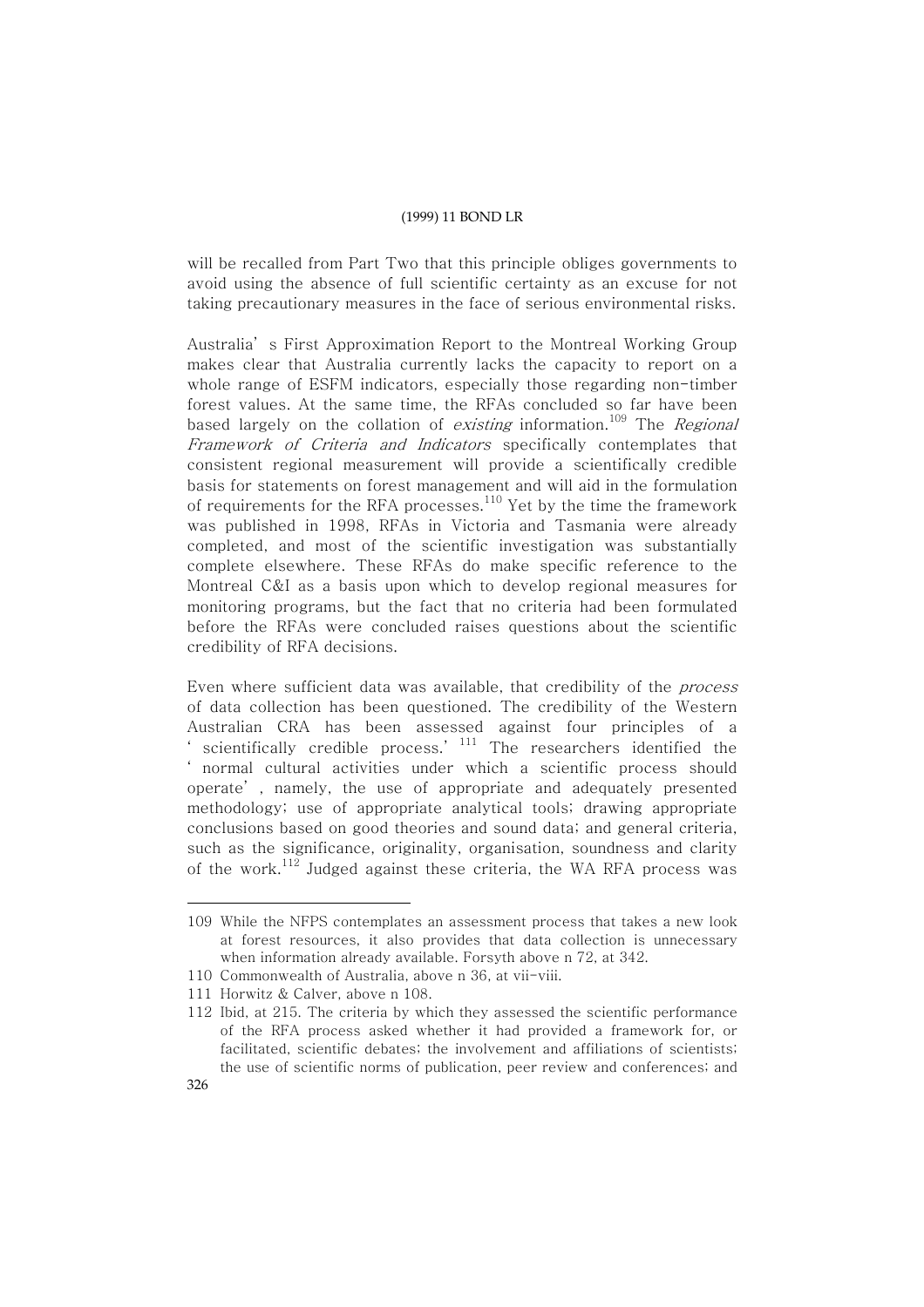will be recalled from Part Two that this principle obliges governments to avoid using the absence of full scientific certainty as an excuse for not taking precautionary measures in the face of serious environmental risks.

Australia's First Approximation Report to the Montreal Working Group makes clear that Australia currently lacks the capacity to report on a whole range of ESFM indicators, especially those regarding non-timber forest values. At the same time, the RFAs concluded so far have been based largely on the collation of *existing* information.[109] The *Regional Framework of Criteria and Indicators* specifically contemplates that consistent regional measurement will provide a scientifically credible basis for statements on forest management and will aid in the formulation of requirements for the RFA processes.[110] Yet by the time the framework was published in 1998, RFAs in Victoria and Tasmania were already completed, and most of the scientific investigation was substantially complete elsewhere. These RFAs do make specific reference to the Montreal C&I as a basis upon which to develop regional measures for monitoring programs, but the fact that no criteria had been formulated before the RFAs were concluded raises questions about the scientific credibility of RFA decisions.

Even where sufficient data was available, that credibility of the *process* of data collection has been questioned. The credibility of the Western Australian CRA has been assessed against four principles of a 'scientifically credible process.'[111] The researchers identified the 'normal cultural activities under which a scientific process should operate', namely, the use of appropriate and adequately presented methodology; use of appropriate analytical tools; drawing appropriate conclusions based on good theories and sound data; and general criteria, such as the significance, originality, organisation, soundness and clarity of the work.[112] Judged against these criteria, the WA RFA process was

---

109 While the NFPS contemplates an assessment process that takes a new look at forest resources, it also provides that data collection is unnecessary when information already available. Forsyth above n 72, at 342.

110 Commonwealth of Australia, above n 36, at vii-viii.

111 Horwitz & Calver, above n 108.

112 Ibid, at 215. The criteria by which they assessed the scientific performance of the RFA process asked whether it had provided a framework for, or facilitated, scientific debates; the involvement and affiliations of scientists; the use of scientific norms of publication, peer review and conferences; and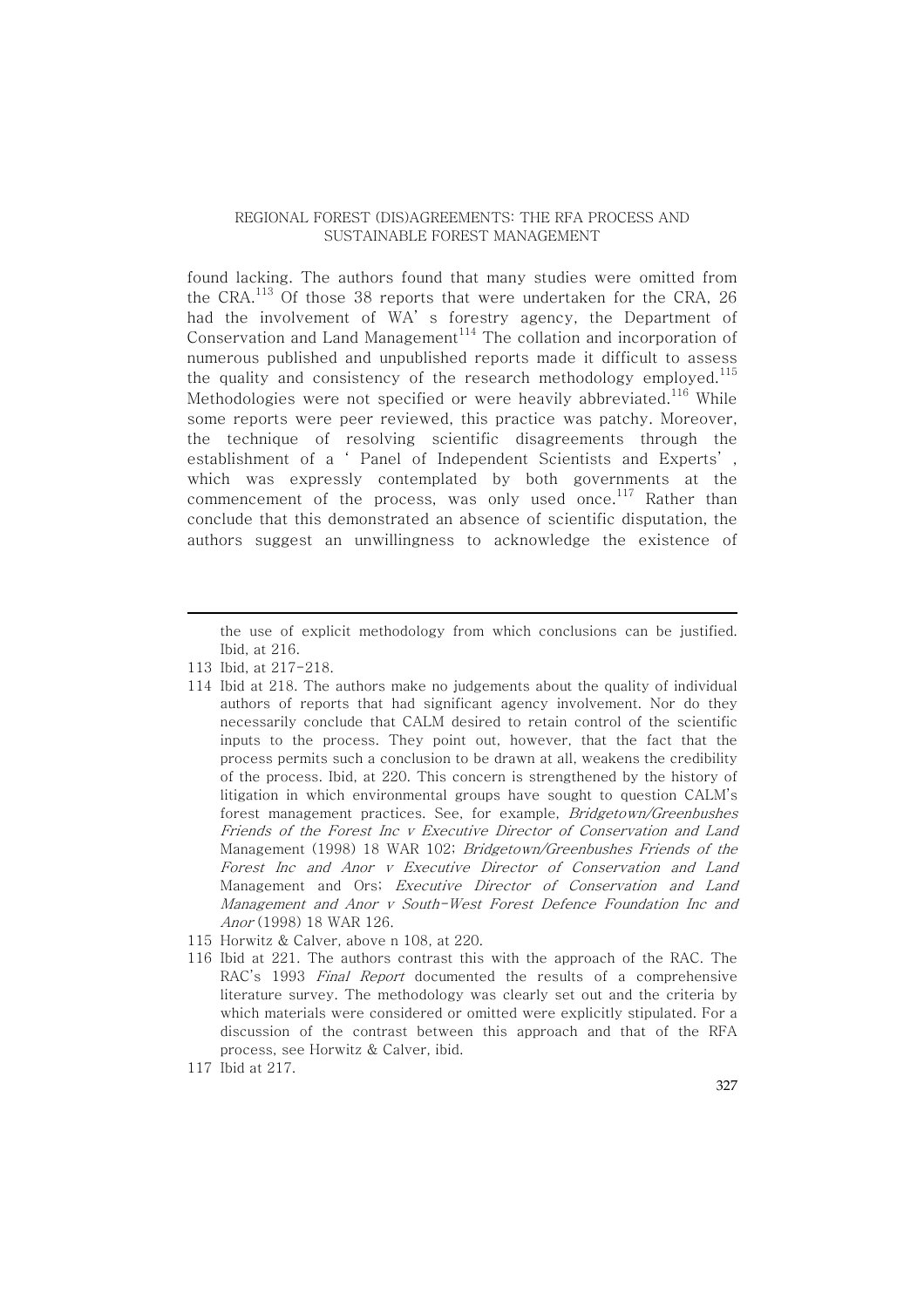found lacking. The authors found that many studies were omitted from the CRA.[113] Of those 38 reports that were undertaken for the CRA, 26 had the involvement of WA' s forestry agency, the Department of Conservation and Land Management[114] The collation and incorporation of numerous published and unpublished reports made it difficult to assess the quality and consistency of the research methodology employed.[115] Methodologies were not specified or were heavily abbreviated.[116] While some reports were peer reviewed, this practice was patchy. Moreover, the technique of resolving scientific disagreements through the establishment of a ' Panel of Independent Scientists and Experts' , which was expressly contemplated by both governments at the commencement of the process, was only used once.[117] Rather than conclude that this demonstrated an absence of scientific disputation, the authors suggest an unwillingness to acknowledge the existence of

---

the use of explicit methodology from which conclusions can be justified. Ibid, at 216.

113 Ibid, at 217-218.

114 Ibid at 218. The authors make no judgements about the quality of individual authors of reports that had significant agency involvement. Nor do they necessarily conclude that CALM desired to retain control of the scientific inputs to the process. They point out, however, that the fact that the process permits such a conclusion to be drawn at all, weakens the credibility of the process. Ibid, at 220. This concern is strengthened by the history of litigation in which environmental groups have sought to question CALM's forest management practices. See, for example, *Bridgetown/Greenbushes Friends of the Forest Inc v Executive Director of Conservation and Land* Management (1998) 18 WAR 102; *Bridgetown/Greenbushes Friends of the Forest Inc and Anor v Executive Director of Conservation and Land* Management and Ors; *Executive Director of Conservation and Land Management and Anor v South-West Forest Defence Foundation Inc and Anor* (1998) 18 WAR 126.

115 Horwitz & Calver, above n 108, at 220.

116 Ibid at 221. The authors contrast this with the approach of the RAC. The RAC's 1993 *Final Report* documented the results of a comprehensive literature survey. The methodology was clearly set out and the criteria by which materials were considered or omitted were explicitly stipulated. For a discussion of the contrast between this approach and that of the RFA process, see Horwitz & Calver, ibid.

117 Ibid at 217.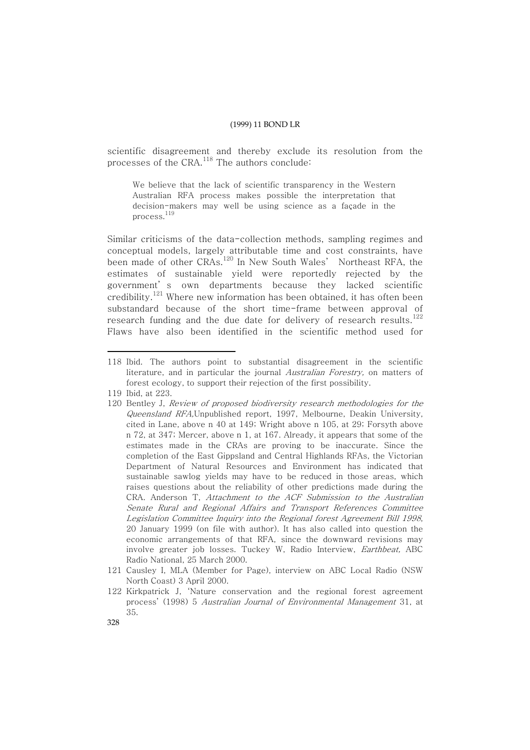scientific disagreement and thereby exclude its resolution from the processes of the CRA.[118] The authors conclude:

> We believe that the lack of scientific transparency in the Western Australian RFA process makes possible the interpretation that decision-makers may well be using science as a façade in the process.[119]

Similar criticisms of the data-collection methods, sampling regimes and conceptual models, largely attributable time and cost constraints, have been made of other CRAs.[120] In New South Wales' Northeast RFA, the estimates of sustainable yield were reportedly rejected by the government's own departments because they lacked scientific credibility.[121] Where new information has been obtained, it has often been substandard because of the short time-frame between approval of research funding and the due date for delivery of research results.[122] Flaws have also been identified in the scientific method used for

---

118 Ibid. The authors point to substantial disagreement in the scientific literature, and in particular the journal *Australian Forestry*, on matters of forest ecology, to support their rejection of the first possibility.

119 Ibid, at 223.

120 Bentley J, *Review of proposed biodiversity research methodologies for the Queensland RFA*,Unpublished report, 1997, Melbourne, Deakin University, cited in Lane, above n 40 at 149; Wright above n 105, at 29; Forsyth above n 72, at 347; Mercer, above n 1, at 167. Already, it appears that some of the estimates made in the CRAs are proving to be inaccurate. Since the completion of the East Gippsland and Central Highlands RFAs, the Victorian Department of Natural Resources and Environment has indicated that sustainable sawlog yields may have to be reduced in those areas, which raises questions about the reliability of other predictions made during the CRA. Anderson T, *Attachment to the ACF Submission to the Australian Senate Rural and Regional Affairs and Transport References Committee Legislation Committee Inquiry into the Regional forest Agreement Bill 1998*, 20 January 1999 (on file with author). It has also called into question the economic arrangements of that RFA, since the downward revisions may involve greater job losses. Tuckey W, Radio Interview, *Earthbeat,* ABC Radio National, 25 March 2000.

121 Causley I, MLA (Member for Page), interview on ABC Local Radio (NSW North Coast) 3 April 2000.

122 Kirkpatrick J, 'Nature conservation and the regional forest agreement process' (1998) 5 *Australian Journal of Environmental Management* 31, at 35.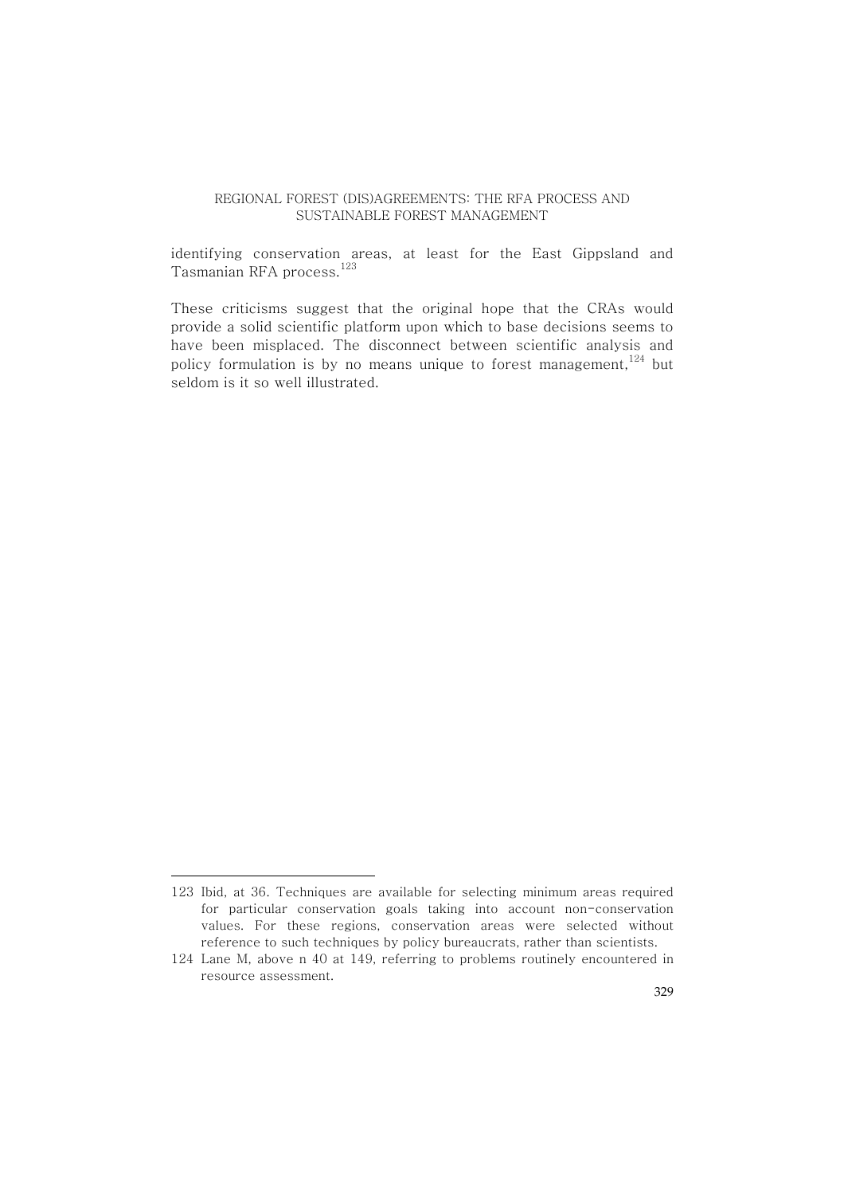identifying conservation areas, at least for the East Gippsland and Tasmanian RFA process.[123]

These criticisms suggest that the original hope that the CRAs would provide a solid scientific platform upon which to base decisions seems to have been misplaced. The disconnect between scientific analysis and policy formulation is by no means unique to forest management,[124] but seldom is it so well illustrated.

---

123 Ibid, at 36. Techniques are available for selecting minimum areas required for particular conservation goals taking into account non-conservation values. For these regions, conservation areas were selected without reference to such techniques by policy bureaucrats, rather than scientists.

124 Lane M, above n 40 at 149, referring to problems routinely encountered in resource assessment.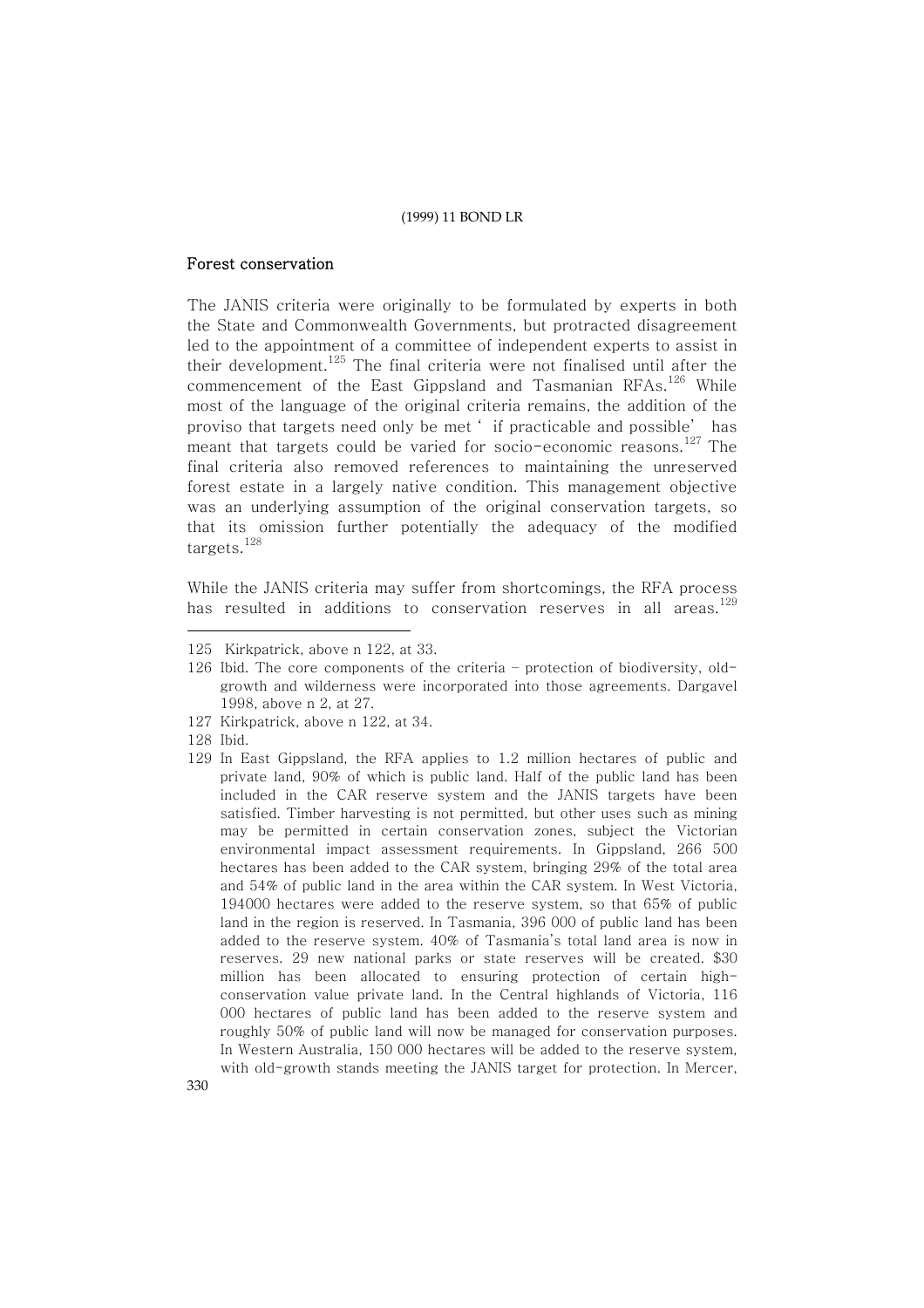## Forest conservation

The JANIS criteria were originally to be formulated by experts in both the State and Commonwealth Governments, but protracted disagreement led to the appointment of a committee of independent experts to assist in their development.[125] The final criteria were not finalised until after the commencement of the East Gippsland and Tasmanian RFAs.[126] While most of the language of the original criteria remains, the addition of the proviso that targets need only be met ' if practicable and possible' has meant that targets could be varied for socio-economic reasons.[127] The final criteria also removed references to maintaining the unreserved forest estate in a largely native condition. This management objective was an underlying assumption of the original conservation targets, so that its omission further potentially the adequacy of the modified targets.[128]

While the JANIS criteria may suffer from shortcomings, the RFA process has resulted in additions to conservation reserves in all areas.[129]

---

125 Kirkpatrick, above n 122, at 33.

126 Ibid. The core components of the criteria – protection of biodiversity, old-growth and wilderness were incorporated into those agreements. Dargavel 1998, above n 2, at 27.

127 Kirkpatrick, above n 122, at 34.

128 Ibid.

129 In East Gippsland, the RFA applies to 1.2 million hectares of public and private land, 90% of which is public land. Half of the public land has been included in the CAR reserve system and the JANIS targets have been satisfied. Timber harvesting is not permitted, but other uses such as mining may be permitted in certain conservation zones, subject the Victorian environmental impact assessment requirements. In Gippsland, 266 500 hectares has been added to the CAR system, bringing 29% of the total area and 54% of public land in the area within the CAR system. In West Victoria, 194000 hectares were added to the reserve system, so that 65% of public land in the region is reserved. In Tasmania, 396 000 of public land has been added to the reserve system. 40% of Tasmania's total land area is now in reserves. 29 new national parks or state reserves will be created. $30 million has been allocated to ensuring protection of certain high-conservation value private land. In the Central highlands of Victoria, 116 000 hectares of public land has been added to the reserve system and roughly 50% of public land will now be managed for conservation purposes. In Western Australia, 150 000 hectares will be added to the reserve system, with old-growth stands meeting the JANIS target for protection. In Mercer,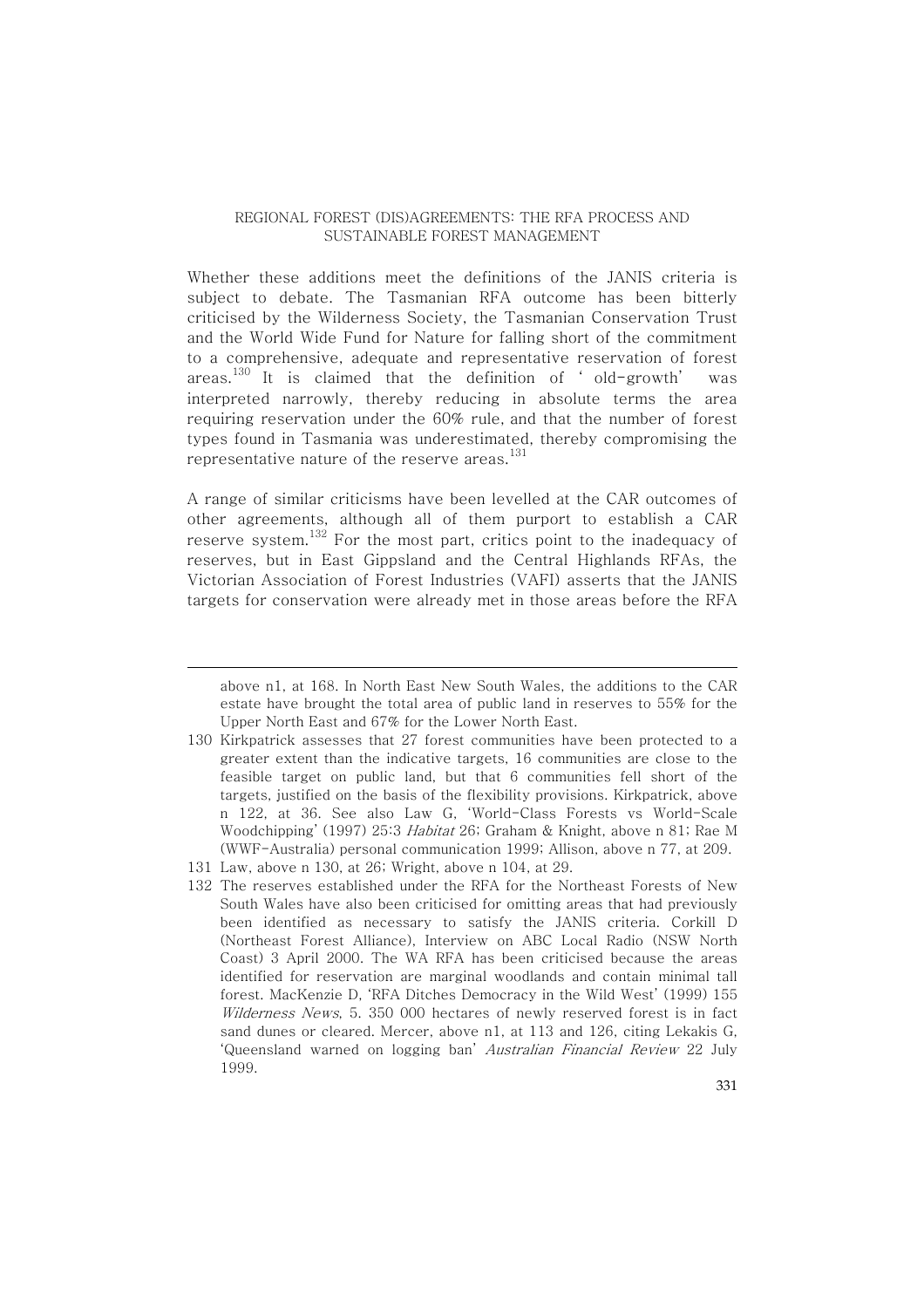Whether these additions meet the definitions of the JANIS criteria is subject to debate. The Tasmanian RFA outcome has been bitterly criticised by the Wilderness Society, the Tasmanian Conservation Trust and the World Wide Fund for Nature for falling short of the commitment to a comprehensive, adequate and representative reservation of forest areas.[130] It is claimed that the definition of 'old-growth' was interpreted narrowly, thereby reducing in absolute terms the area requiring reservation under the 60% rule, and that the number of forest types found in Tasmania was underestimated, thereby compromising the representative nature of the reserve areas.[131]

A range of similar criticisms have been levelled at the CAR outcomes of other agreements, although all of them purport to establish a CAR reserve system.[132] For the most part, critics point to the inadequacy of reserves, but in East Gippsland and the Central Highlands RFAs, the Victorian Association of Forest Industries (VAFI) asserts that the JANIS targets for conservation were already met in those areas before the RFA

---

above n1, at 168. In North East New South Wales, the additions to the CAR estate have brought the total area of public land in reserves to 55% for the Upper North East and 67% for the Lower North East.

130 Kirkpatrick assesses that 27 forest communities have been protected to a greater extent than the indicative targets, 16 communities are close to the feasible target on public land, but that 6 communities fell short of the targets, justified on the basis of the flexibility provisions. Kirkpatrick, above n 122, at 36. See also Law G, 'World-Class Forests vs World-Scale Woodchipping' (1997) 25:3 *Habitat* 26; Graham & Knight, above n 81; Rae M (WWF-Australia) personal communication 1999; Allison, above n 77, at 209.

131 Law, above n 130, at 26; Wright, above n 104, at 29.

132 The reserves established under the RFA for the Northeast Forests of New South Wales have also been criticised for omitting areas that had previously been identified as necessary to satisfy the JANIS criteria. Corkill D (Northeast Forest Alliance), Interview on ABC Local Radio (NSW North Coast) 3 April 2000. The WA RFA has been criticised because the areas identified for reservation are marginal woodlands and contain minimal tall forest. MacKenzie D, 'RFA Ditches Democracy in the Wild West' (1999) 155 *Wilderness News*, 5. 350 000 hectares of newly reserved forest is in fact sand dunes or cleared. Mercer, above n1, at 113 and 126, citing Lekakis G, 'Queensland warned on logging ban' *Australian Financial Review* 22 July 1999.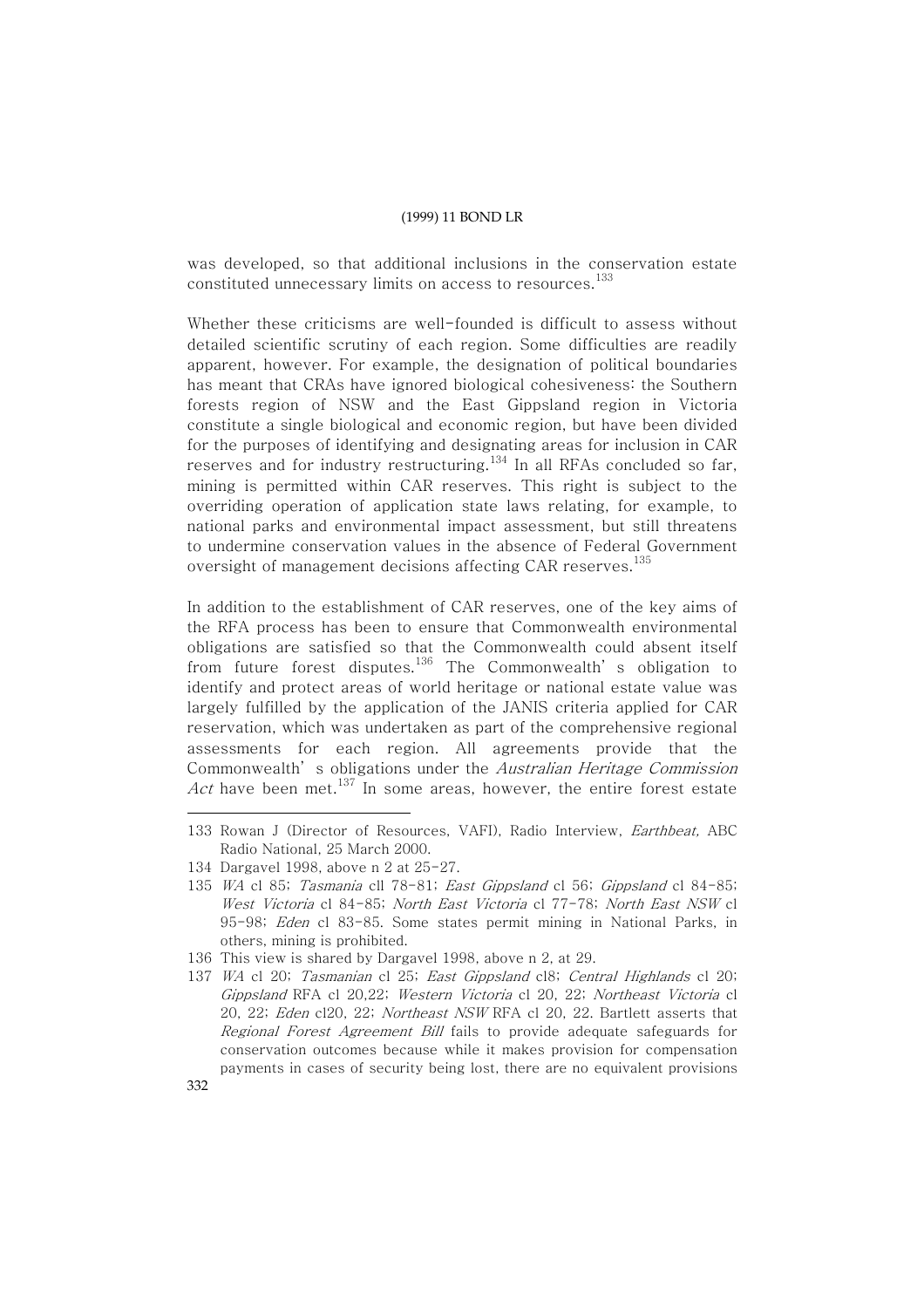was developed, so that additional inclusions in the conservation estate constituted unnecessary limits on access to resources.[133]

Whether these criticisms are well-founded is difficult to assess without detailed scientific scrutiny of each region. Some difficulties are readily apparent, however. For example, the designation of political boundaries has meant that CRAs have ignored biological cohesiveness: the Southern forests region of NSW and the East Gippsland region in Victoria constitute a single biological and economic region, but have been divided for the purposes of identifying and designating areas for inclusion in CAR reserves and for industry restructuring.[134] In all RFAs concluded so far, mining is permitted within CAR reserves. This right is subject to the overriding operation of application state laws relating, for example, to national parks and environmental impact assessment, but still threatens to undermine conservation values in the absence of Federal Government oversight of management decisions affecting CAR reserves.[135]

In addition to the establishment of CAR reserves, one of the key aims of the RFA process has been to ensure that Commonwealth environmental obligations are satisfied so that the Commonwealth could absent itself from future forest disputes.[136] The Commonwealth' s obligation to identify and protect areas of world heritage or national estate value was largely fulfilled by the application of the JANIS criteria applied for CAR reservation, which was undertaken as part of the comprehensive regional assessments for each region. All agreements provide that the Commonwealth' s obligations under the *Australian Heritage Commission Act* have been met.[137] In some areas, however, the entire forest estate

---

133 Rowan J (Director of Resources, VAFI), Radio Interview, *Earthbeat,* ABC Radio National, 25 March 2000.

134 Dargavel 1998, above n 2 at 25-27.

135 *WA* cl 85; *Tasmania* cll 78-81; *East Gippsland* cl 56; *Gippsland* cl 84-85; *West Victoria* cl 84-85; *North East Victoria* cl 77-78; *North East NSW* cl 95-98; *Eden* cl 83-85. Some states permit mining in National Parks, in others, mining is prohibited.

136 This view is shared by Dargavel 1998, above n 2, at 29.

137 *WA* cl 20; *Tasmanian* cl 25; *East Gippsland* cl8; *Central Highlands* cl 20; *Gippsland* RFA cl 20,22; *Western Victoria* cl 20, 22; *Northeast Victoria* cl 20, 22; *Eden* cl20, 22; *Northeast NSW* RFA cl 20, 22. Bartlett asserts that *Regional Forest Agreement Bill* fails to provide adequate safeguards for conservation outcomes because while it makes provision for compensation payments in cases of security being lost, there are no equivalent provisions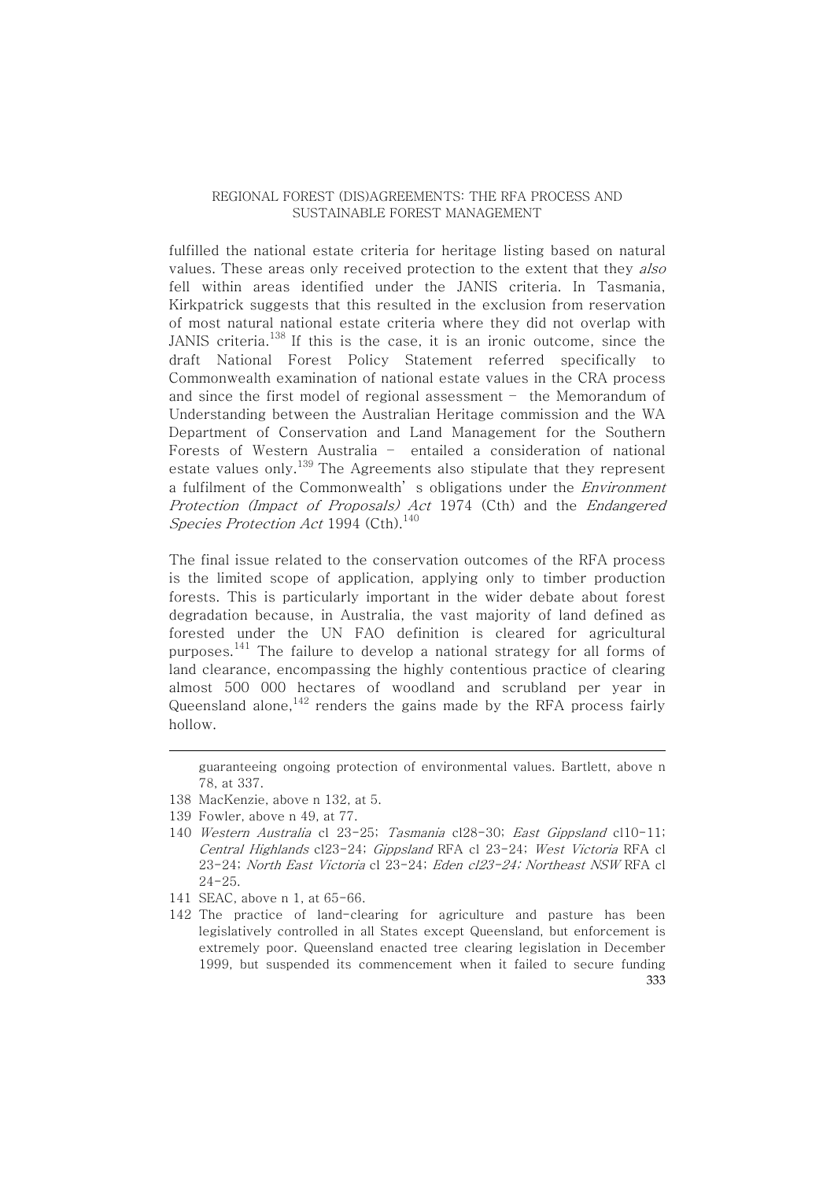fulfilled the national estate criteria for heritage listing based on natural values. These areas only received protection to the extent that they *also* fell within areas identified under the JANIS criteria. In Tasmania, Kirkpatrick suggests that this resulted in the exclusion from reservation of most natural national estate criteria where they did not overlap with JANIS criteria.[138] If this is the case, it is an ironic outcome, since the draft National Forest Policy Statement referred specifically to Commonwealth examination of national estate values in the CRA process and since the first model of regional assessment – the Memorandum of Understanding between the Australian Heritage commission and the WA Department of Conservation and Land Management for the Southern Forests of Western Australia – entailed a consideration of national estate values only.[139] The Agreements also stipulate that they represent a fulfilment of the Commonwealth's obligations under the *Environment Protection (Impact of Proposals) Act* 1974 (Cth) and the *Endangered Species Protection Act* 1994 (Cth).[140]

The final issue related to the conservation outcomes of the RFA process is the limited scope of application, applying only to timber production forests. This is particularly important in the wider debate about forest degradation because, in Australia, the vast majority of land defined as forested under the UN FAO definition is cleared for agricultural purposes.[141] The failure to develop a national strategy for all forms of land clearance, encompassing the highly contentious practice of clearing almost 500 000 hectares of woodland and scrubland per year in Queensland alone,[142] renders the gains made by the RFA process fairly hollow.

---

guaranteeing ongoing protection of environmental values. Bartlett, above n 78, at 337.

138 MacKenzie, above n 132, at 5.

139 Fowler, above n 49, at 77.

140 *Western Australia* cl 23-25; *Tasmania* cl28-30; *East Gippsland* cl10-11; *Central Highlands* cl23-24; *Gippsland* RFA cl 23-24; *West Victoria* RFA cl 23-24; *North East Victoria* cl 23-24; *Eden cl23-24; Northeast NSW* RFA cl 24-25.

141 SEAC, above n 1, at 65-66.

142 The practice of land-clearing for agriculture and pasture has been legislatively controlled in all States except Queensland, but enforcement is extremely poor. Queensland enacted tree clearing legislation in December 1999, but suspended its commencement when it failed to secure funding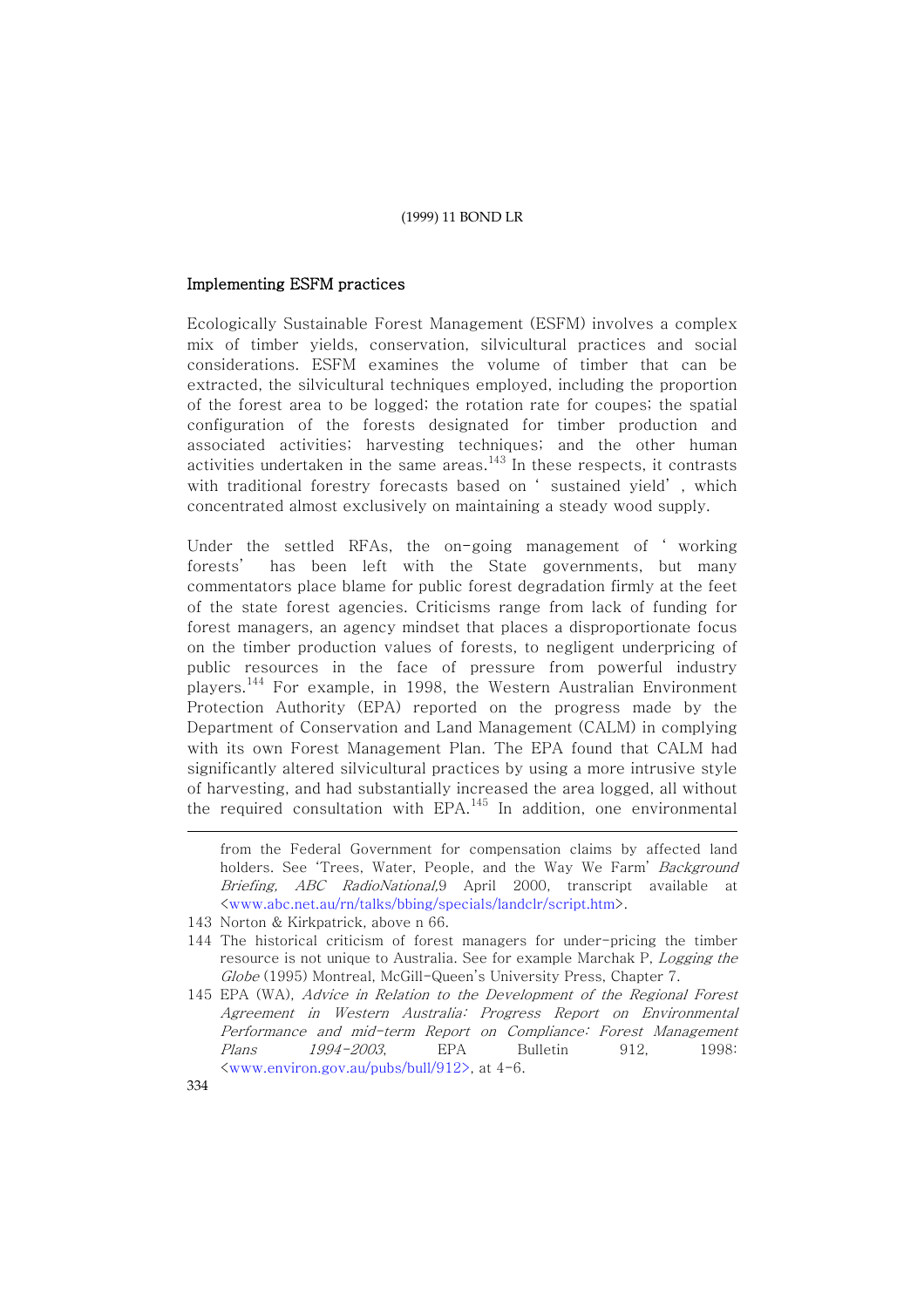### Implementing ESFM practices

Ecologically Sustainable Forest Management (ESFM) involves a complex mix of timber yields, conservation, silvicultural practices and social considerations. ESFM examines the volume of timber that can be extracted, the silvicultural techniques employed, including the proportion of the forest area to be logged; the rotation rate for coupes; the spatial configuration of the forests designated for timber production and associated activities; harvesting techniques; and the other human activities undertaken in the same areas.[143] In these respects, it contrasts with traditional forestry forecasts based on 'sustained yield', which concentrated almost exclusively on maintaining a steady wood supply.

Under the settled RFAs, the on-going management of 'working forests' has been left with the State governments, but many commentators place blame for public forest degradation firmly at the feet of the state forest agencies. Criticisms range from lack of funding for forest managers, an agency mindset that places a disproportionate focus on the timber production values of forests, to negligent underpricing of public resources in the face of pressure from powerful industry players.[144] For example, in 1998, the Western Australian Environment Protection Authority (EPA) reported on the progress made by the Department of Conservation and Land Management (CALM) in complying with its own Forest Management Plan. The EPA found that CALM had significantly altered silvicultural practices by using a more intrusive style of harvesting, and had substantially increased the area logged, all without the required consultation with EPA.[145] In addition, one environmental

---

from the Federal Government for compensation claims by affected land holders. See 'Trees, Water, People, and the Way We Farm' *Background Briefing, ABC RadioNational*,9 April 2000, transcript available at <www.abc.net.au/rn/talks/bbing/specials/landclr/script.htm>.

143 Norton & Kirkpatrick, above n 66.

144 The historical criticism of forest managers for under-pricing the timber resource is not unique to Australia. See for example Marchak P, *Logging the Globe* (1995) Montreal, McGill-Queen's University Press, Chapter 7.

145 EPA (WA), *Advice in Relation to the Development of the Regional Forest Agreement in Western Australia: Progress Report on Environmental Performance and mid-term Report on Compliance: Forest Management Plans 1994-2003*, EPA Bulletin 912, 1998: <www.environ.gov.au/pubs/bull/912>, at 4-6.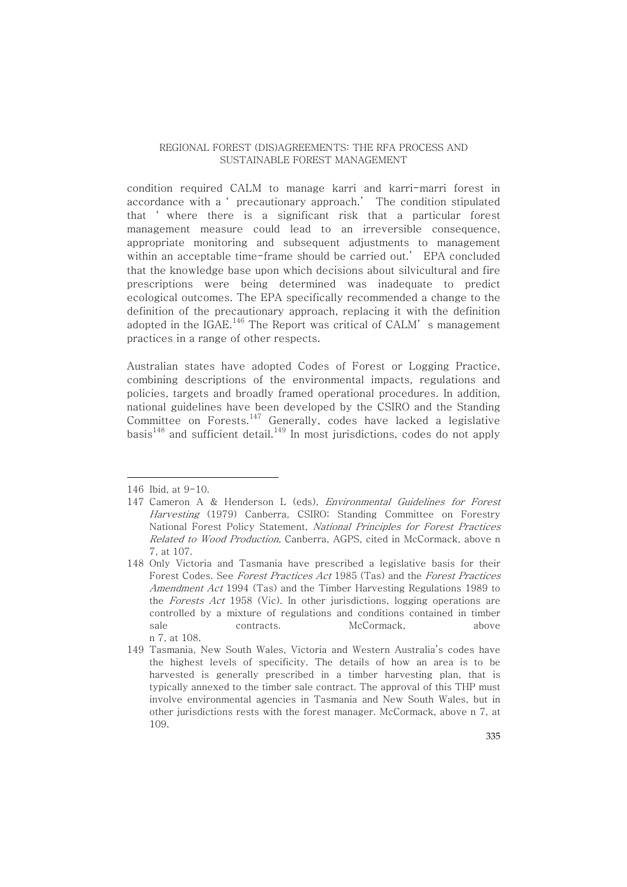condition required CALM to manage karri and karri-marri forest in accordance with a 'precautionary approach.' The condition stipulated that 'where there is a significant risk that a particular forest management measure could lead to an irreversible consequence, appropriate monitoring and subsequent adjustments to management within an acceptable time-frame should be carried out.' EPA concluded that the knowledge base upon which decisions about silvicultural and fire prescriptions were being determined was inadequate to predict ecological outcomes. The EPA specifically recommended a change to the definition of the precautionary approach, replacing it with the definition adopted in the IGAE.[146] The Report was critical of CALM's management practices in a range of other respects.

Australian states have adopted Codes of Forest or Logging Practice, combining descriptions of the environmental impacts, regulations and policies, targets and broadly framed operational procedures. In addition, national guidelines have been developed by the CSIRO and the Standing Committee on Forests.[147] Generally, codes have lacked a legislative basis[148] and sufficient detail.[149] In most jurisdictions, codes do not apply

---

146 Ibid, at 9-10.

147 Cameron A & Henderson L (eds), *Environmental Guidelines for Forest Harvesting* (1979) Canberra, CSIRO; Standing Committee on Forestry National Forest Policy Statement, *National Principles for Forest Practices Related to Wood Production,* Canberra, AGPS, cited in McCormack, above n 7, at 107.

148 Only Victoria and Tasmania have prescribed a legislative basis for their Forest Codes. See *Forest Practices Act* 1985 (Tas) and the *Forest Practices Amendment Act* 1994 (Tas) and the Timber Harvesting Regulations 1989 to the *Forests Act* 1958 (Vic). In other jurisdictions, logging operations are controlled by a mixture of regulations and conditions contained in timber sale contracts. McCormack, above n 7, at 108.

149 Tasmania, New South Wales, Victoria and Western Australia's codes have the highest levels of specificity. The details of how an area is to be harvested is generally prescribed in a timber harvesting plan, that is typically annexed to the timber sale contract. The approval of this THP must involve environmental agencies in Tasmania and New South Wales, but in other jurisdictions rests with the forest manager. McCormack, above n 7, at 109.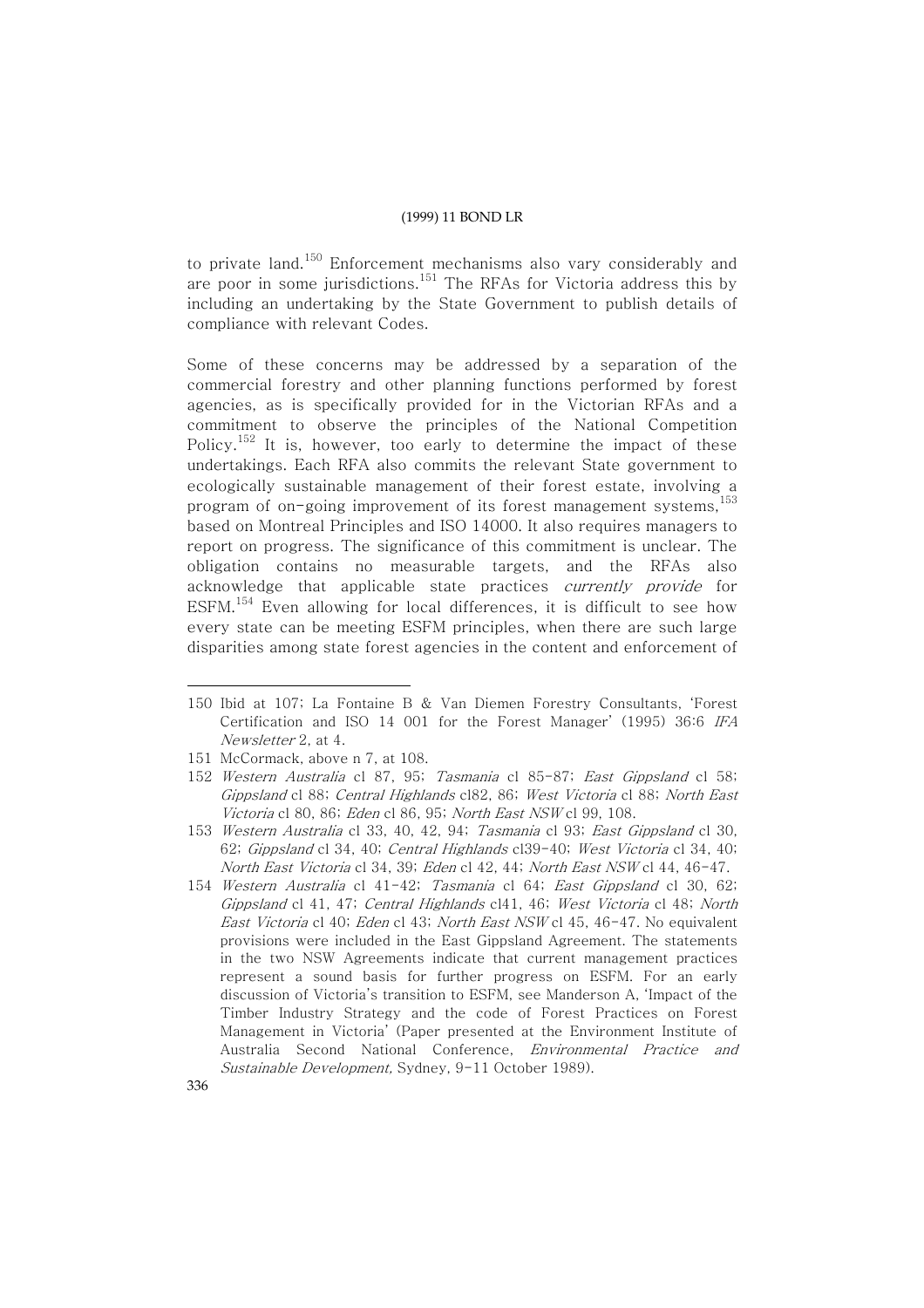to private land.[150] Enforcement mechanisms also vary considerably and are poor in some jurisdictions.[151] The RFAs for Victoria address this by including an undertaking by the State Government to publish details of compliance with relevant Codes.

Some of these concerns may be addressed by a separation of the commercial forestry and other planning functions performed by forest agencies, as is specifically provided for in the Victorian RFAs and a commitment to observe the principles of the National Competition Policy.[152] It is, however, too early to determine the impact of these undertakings. Each RFA also commits the relevant State government to ecologically sustainable management of their forest estate, involving a program of on-going improvement of its forest management systems,[153] based on Montreal Principles and ISO 14000. It also requires managers to report on progress. The significance of this commitment is unclear. The obligation contains no measurable targets, and the RFAs also acknowledge that applicable state practices *currently provide* for ESFM.[154] Even allowing for local differences, it is difficult to see how every state can be meeting ESFM principles, when there are such large disparities among state forest agencies in the content and enforcement of

---

150 Ibid at 107; La Fontaine B & Van Diemen Forestry Consultants, 'Forest Certification and ISO 14 001 for the Forest Manager' (1995) 36:6 *IFA Newsletter* 2, at 4.

151 McCormack, above n 7, at 108.

152 *Western Australia* cl 87, 95; *Tasmania* cl 85-87; *East Gippsland* cl 58; *Gippsland* cl 88; *Central Highlands* cl82, 86; *West Victoria* cl 88; *North East Victoria* cl 80, 86; *Eden* cl 86, 95; *North East NSW* cl 99, 108.

153 *Western Australia* cl 33, 40, 42, 94; *Tasmania* cl 93; *East Gippsland* cl 30, 62; *Gippsland* cl 34, 40; *Central Highlands* cl39-40; *West Victoria* cl 34, 40; *North East Victoria* cl 34, 39; *Eden* cl 42, 44; *North East NSW* cl 44, 46-47.

154 *Western Australia* cl 41-42; *Tasmania* cl 64; *East Gippsland* cl 30, 62; *Gippsland* cl 41, 47; *Central Highlands* cl41, 46; *West Victoria* cl 48; *North East Victoria* cl 40; *Eden* cl 43; *North East NSW* cl 45, 46-47. No equivalent provisions were included in the East Gippsland Agreement. The statements in the two NSW Agreements indicate that current management practices represent a sound basis for further progress on ESFM. For an early discussion of Victoria's transition to ESFM, see Manderson A, 'Impact of the Timber Industry Strategy and the code of Forest Practices on Forest Management in Victoria' (Paper presented at the Environment Institute of Australia Second National Conference, *Environmental Practice and Sustainable Development*, Sydney, 9-11 October 1989).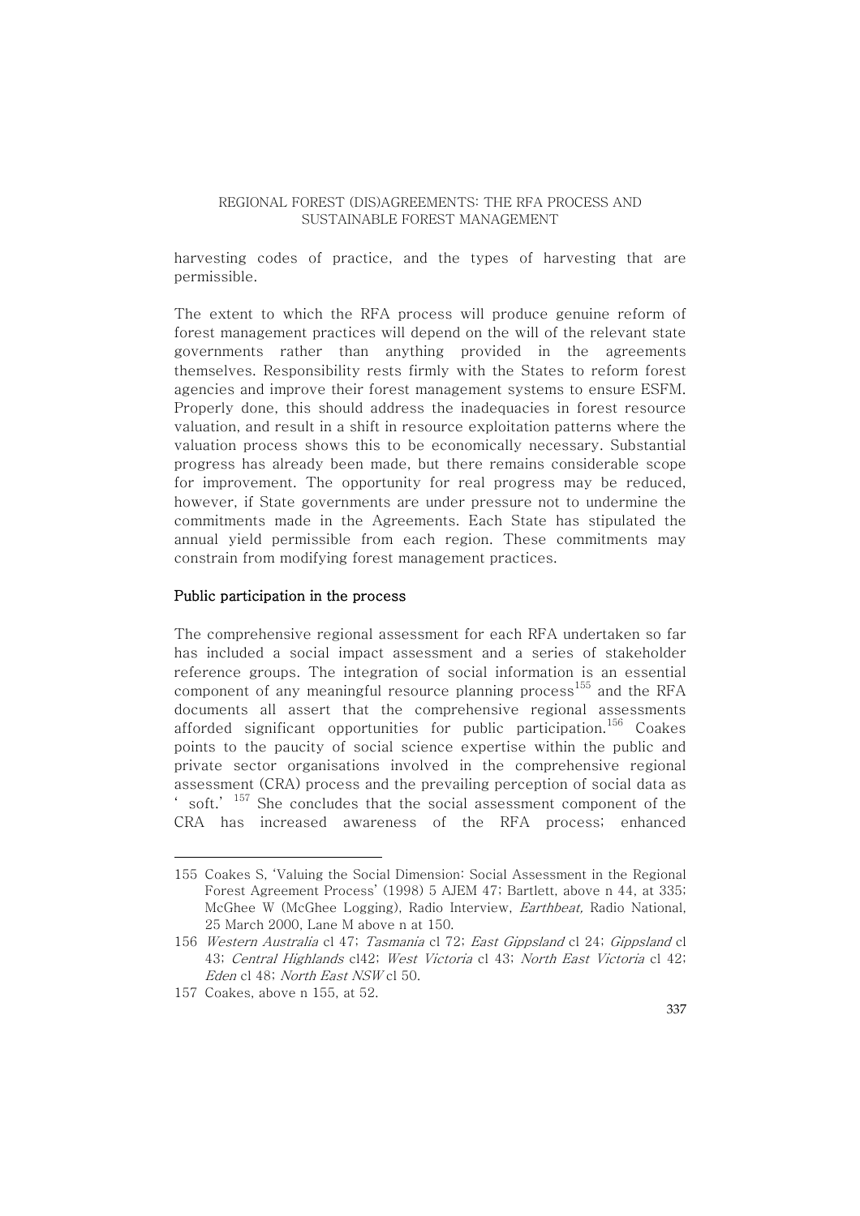harvesting codes of practice, and the types of harvesting that are permissible.

The extent to which the RFA process will produce genuine reform of forest management practices will depend on the will of the relevant state governments rather than anything provided in the agreements themselves. Responsibility rests firmly with the States to reform forest agencies and improve their forest management systems to ensure ESFM. Properly done, this should address the inadequacies in forest resource valuation, and result in a shift in resource exploitation patterns where the valuation process shows this to be economically necessary. Substantial progress has already been made, but there remains considerable scope for improvement. The opportunity for real progress may be reduced, however, if State governments are under pressure not to undermine the commitments made in the Agreements. Each State has stipulated the annual yield permissible from each region. These commitments may constrain from modifying forest management practices.

**Public participation in the process**

The comprehensive regional assessment for each RFA undertaken so far has included a social impact assessment and a series of stakeholder reference groups. The integration of social information is an essential component of any meaningful resource planning process[155] and the RFA documents all assert that the comprehensive regional assessments afforded significant opportunities for public participation.[156] Coakes points to the paucity of social science expertise within the public and private sector organisations involved in the comprehensive regional assessment (CRA) process and the prevailing perception of social data as 'soft.'[157] She concludes that the social assessment component of the CRA has increased awareness of the RFA process; enhanced

---

155 Coakes S, 'Valuing the Social Dimension: Social Assessment in the Regional Forest Agreement Process' (1998) 5 AJEM 47; Bartlett, above n 44, at 335; McGhee W (McGhee Logging), Radio Interview, *Earthbeat,* Radio National, 25 March 2000, Lane M above n at 150.

156 *Western Australia* cl 47; *Tasmania* cl 72; *East Gippsland* cl 24; *Gippsland* cl 43; *Central Highlands* cl42; *West Victoria* cl 43; *North East Victoria* cl 42; *Eden* cl 48; *North East NSW* cl 50.

157 Coakes, above n 155, at 52.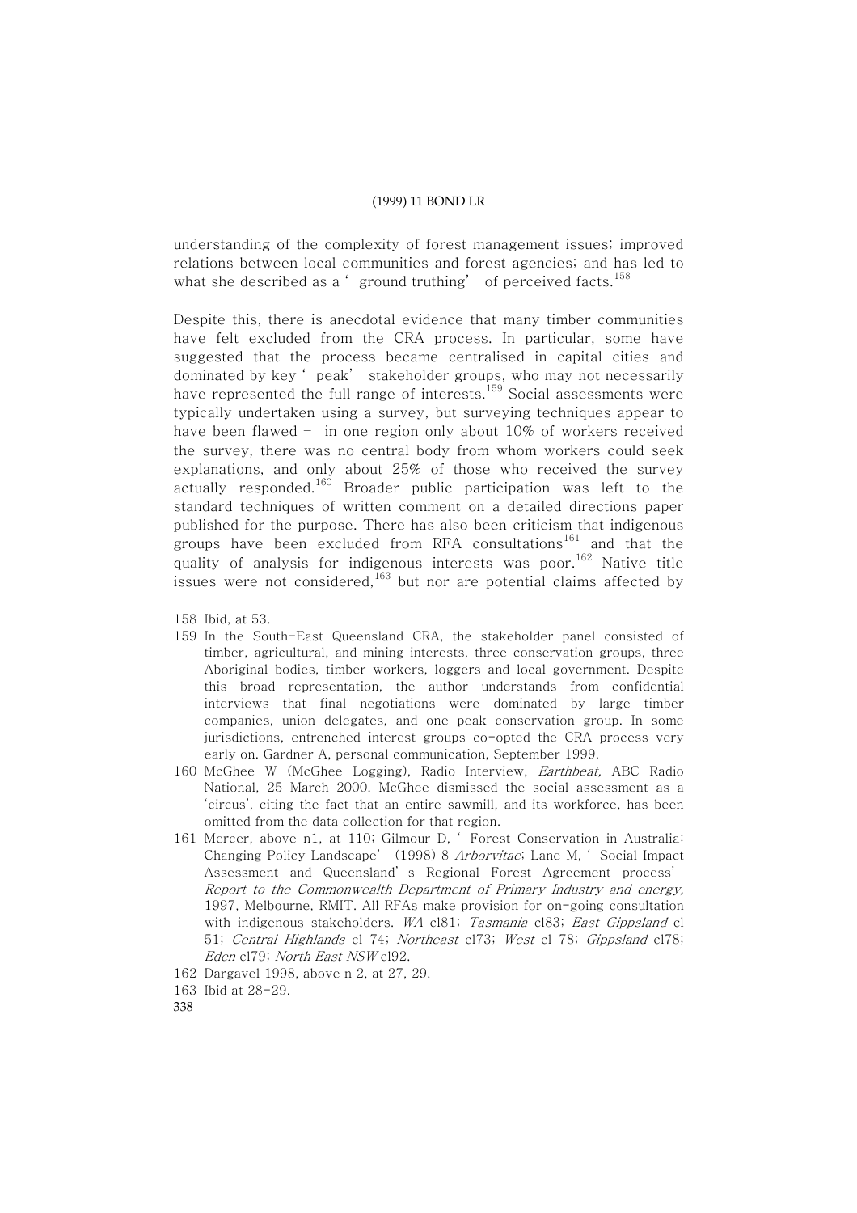understanding of the complexity of forest management issues; improved relations between local communities and forest agencies; and has led to what she described as a 'ground truthing' of perceived facts.[158]

Despite this, there is anecdotal evidence that many timber communities have felt excluded from the CRA process. In particular, some have suggested that the process became centralised in capital cities and dominated by key 'peak' stakeholder groups, who may not necessarily have represented the full range of interests.[159] Social assessments were typically undertaken using a survey, but surveying techniques appear to have been flawed – in one region only about 10% of workers received the survey, there was no central body from whom workers could seek explanations, and only about 25% of those who received the survey actually responded.[160] Broader public participation was left to the standard techniques of written comment on a detailed directions paper published for the purpose. There has also been criticism that indigenous groups have been excluded from RFA consultations[161] and that the quality of analysis for indigenous interests was poor.[162] Native title issues were not considered,[163] but nor are potential claims affected by

---

158 Ibid, at 53.

159 In the South-East Queensland CRA, the stakeholder panel consisted of timber, agricultural, and mining interests, three conservation groups, three Aboriginal bodies, timber workers, loggers and local government. Despite this broad representation, the author understands from confidential interviews that final negotiations were dominated by large timber companies, union delegates, and one peak conservation group. In some jurisdictions, entrenched interest groups co-opted the CRA process very early on. Gardner A, personal communication, September 1999.

160 McGhee W (McGhee Logging), Radio Interview, *Earthbeat*, ABC Radio National, 25 March 2000. McGhee dismissed the social assessment as a 'circus', citing the fact that an entire sawmill, and its workforce, has been omitted from the data collection for that region.

161 Mercer, above n1, at 110; Gilmour D, 'Forest Conservation in Australia: Changing Policy Landscape' (1998) 8 *Arborvitae*; Lane M, 'Social Impact Assessment and Queensland's Regional Forest Agreement process' *Report to the Commonwealth Department of Primary Industry and energy*, 1997, Melbourne, RMIT. All RFAs make provision for on-going consultation with indigenous stakeholders. *WA* cl81; *Tasmania* cl83; *East Gippsland* cl 51; *Central Highlands* cl 74; *Northeast* cl73; *West* cl 78; *Gippsland* cl78; *Eden* cl79; *North East NSW* cl92.

162 Dargavel 1998, above n 2, at 27, 29.

163 Ibid at 28-29.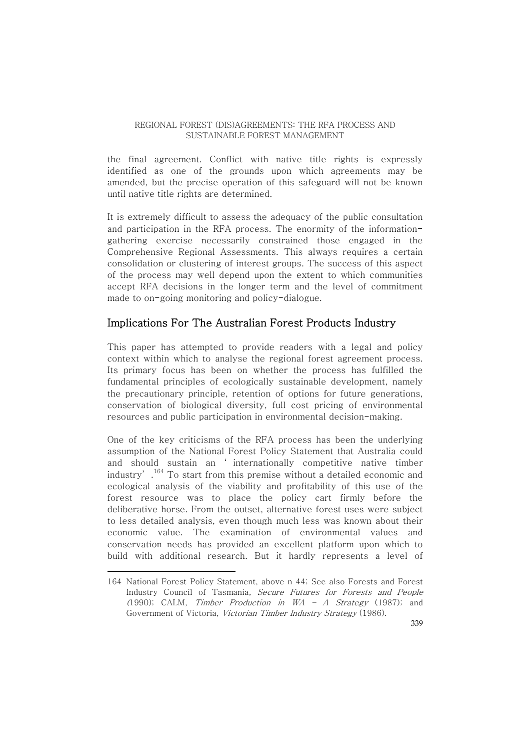the final agreement. Conflict with native title rights is expressly identified as one of the grounds upon which agreements may be amended, but the precise operation of this safeguard will not be known until native title rights are determined.

It is extremely difficult to assess the adequacy of the public consultation and participation in the RFA process. The enormity of the information-gathering exercise necessarily constrained those engaged in the Comprehensive Regional Assessments. This always requires a certain consolidation or clustering of interest groups. The success of this aspect of the process may well depend upon the extent to which communities accept RFA decisions in the longer term and the level of commitment made to on-going monitoring and policy-dialogue.

## Implications For The Australian Forest Products Industry

This paper has attempted to provide readers with a legal and policy context within which to analyse the regional forest agreement process. Its primary focus has been on whether the process has fulfilled the fundamental principles of ecologically sustainable development, namely the precautionary principle, retention of options for future generations, conservation of biological diversity, full cost pricing of environmental resources and public participation in environmental decision-making.

One of the key criticisms of the RFA process has been the underlying assumption of the National Forest Policy Statement that Australia could and should sustain an 'internationally competitive native timber industry'.[164] To start from this premise without a detailed economic and ecological analysis of the viability and profitability of this use of the forest resource was to place the policy cart firmly before the deliberative horse. From the outset, alternative forest uses were subject to less detailed analysis, even though much less was known about their economic value. The examination of environmental values and conservation needs has provided an excellent platform upon which to build with additional research. But it hardly represents a level of

---

164 National Forest Policy Statement, above n 44; See also Forests and Forest Industry Council of Tasmania, *Secure Futures for Forests and People* (1990); CALM, *Timber Production in WA – A Strategy* (1987); and Government of Victoria, *Victorian Timber Industry Strategy* (1986).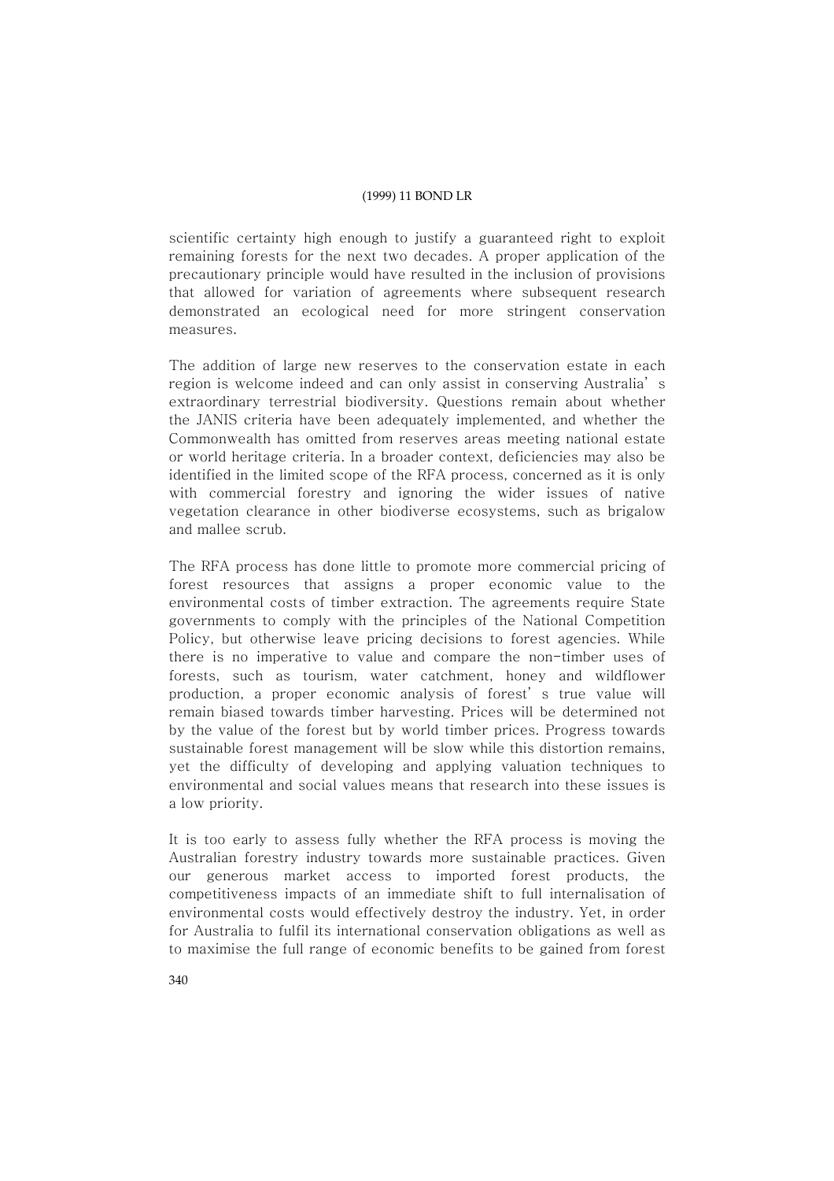scientific certainty high enough to justify a guaranteed right to exploit remaining forests for the next two decades. A proper application of the precautionary principle would have resulted in the inclusion of provisions that allowed for variation of agreements where subsequent research demonstrated an ecological need for more stringent conservation measures.

The addition of large new reserves to the conservation estate in each region is welcome indeed and can only assist in conserving Australia's extraordinary terrestrial biodiversity. Questions remain about whether the JANIS criteria have been adequately implemented, and whether the Commonwealth has omitted from reserves areas meeting national estate or world heritage criteria. In a broader context, deficiencies may also be identified in the limited scope of the RFA process, concerned as it is only with commercial forestry and ignoring the wider issues of native vegetation clearance in other biodiverse ecosystems, such as brigalow and mallee scrub.

The RFA process has done little to promote more commercial pricing of forest resources that assigns a proper economic value to the environmental costs of timber extraction. The agreements require State governments to comply with the principles of the National Competition Policy, but otherwise leave pricing decisions to forest agencies. While there is no imperative to value and compare the non-timber uses of forests, such as tourism, water catchment, honey and wildflower production, a proper economic analysis of forest's true value will remain biased towards timber harvesting. Prices will be determined not by the value of the forest but by world timber prices. Progress towards sustainable forest management will be slow while this distortion remains, yet the difficulty of developing and applying valuation techniques to environmental and social values means that research into these issues is a low priority.

It is too early to assess fully whether the RFA process is moving the Australian forestry industry towards more sustainable practices. Given our generous market access to imported forest products, the competitiveness impacts of an immediate shift to full internalisation of environmental costs would effectively destroy the industry. Yet, in order for Australia to fulfil its international conservation obligations as well as to maximise the full range of economic benefits to be gained from forest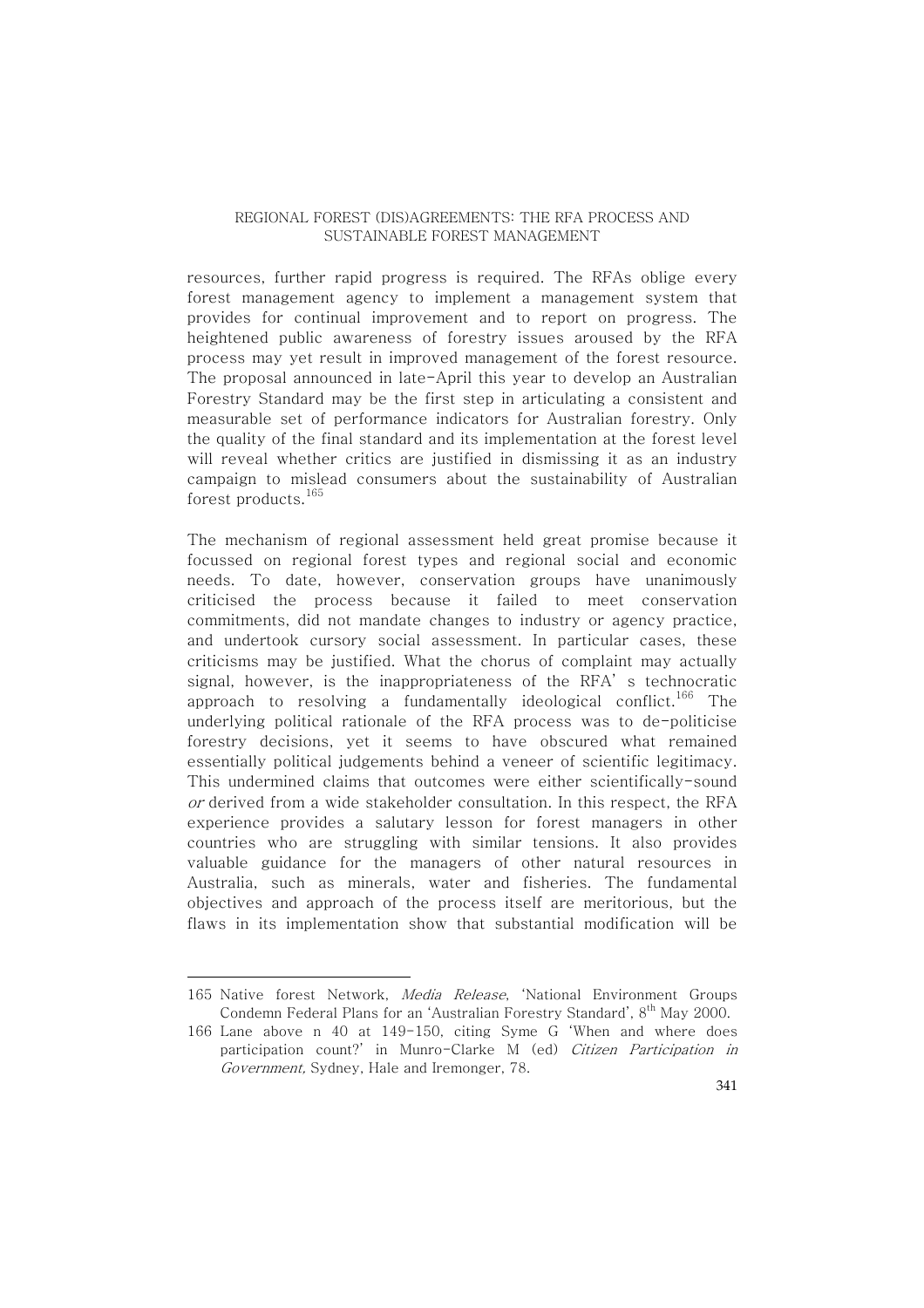resources, further rapid progress is required. The RFAs oblige every forest management agency to implement a management system that provides for continual improvement and to report on progress. The heightened public awareness of forestry issues aroused by the RFA process may yet result in improved management of the forest resource. The proposal announced in late-April this year to develop an Australian Forestry Standard may be the first step in articulating a consistent and measurable set of performance indicators for Australian forestry. Only the quality of the final standard and its implementation at the forest level will reveal whether critics are justified in dismissing it as an industry campaign to mislead consumers about the sustainability of Australian forest products.[165]

The mechanism of regional assessment held great promise because it focussed on regional forest types and regional social and economic needs. To date, however, conservation groups have unanimously criticised the process because it failed to meet conservation commitments, did not mandate changes to industry or agency practice, and undertook cursory social assessment. In particular cases, these criticisms may be justified. What the chorus of complaint may actually signal, however, is the inappropriateness of the RFA's technocratic approach to resolving a fundamentally ideological conflict.[166] The underlying political rationale of the RFA process was to de-politicise forestry decisions, yet it seems to have obscured what remained essentially political judgements behind a veneer of scientific legitimacy. This undermined claims that outcomes were either scientifically-sound *or* derived from a wide stakeholder consultation. In this respect, the RFA experience provides a salutary lesson for forest managers in other countries who are struggling with similar tensions. It also provides valuable guidance for the managers of other natural resources in Australia, such as minerals, water and fisheries. The fundamental objectives and approach of the process itself are meritorious, but the flaws in its implementation show that substantial modification will be

---

165 Native forest Network, *Media Release*, 'National Environment Groups Condemn Federal Plans for an 'Australian Forestry Standard', 8th May 2000.

166 Lane above n 40 at 149-150, citing Syme G 'When and where does participation count?' in Munro-Clarke M (ed) *Citizen Participation in Government*, Sydney, Hale and Iremonger, 78.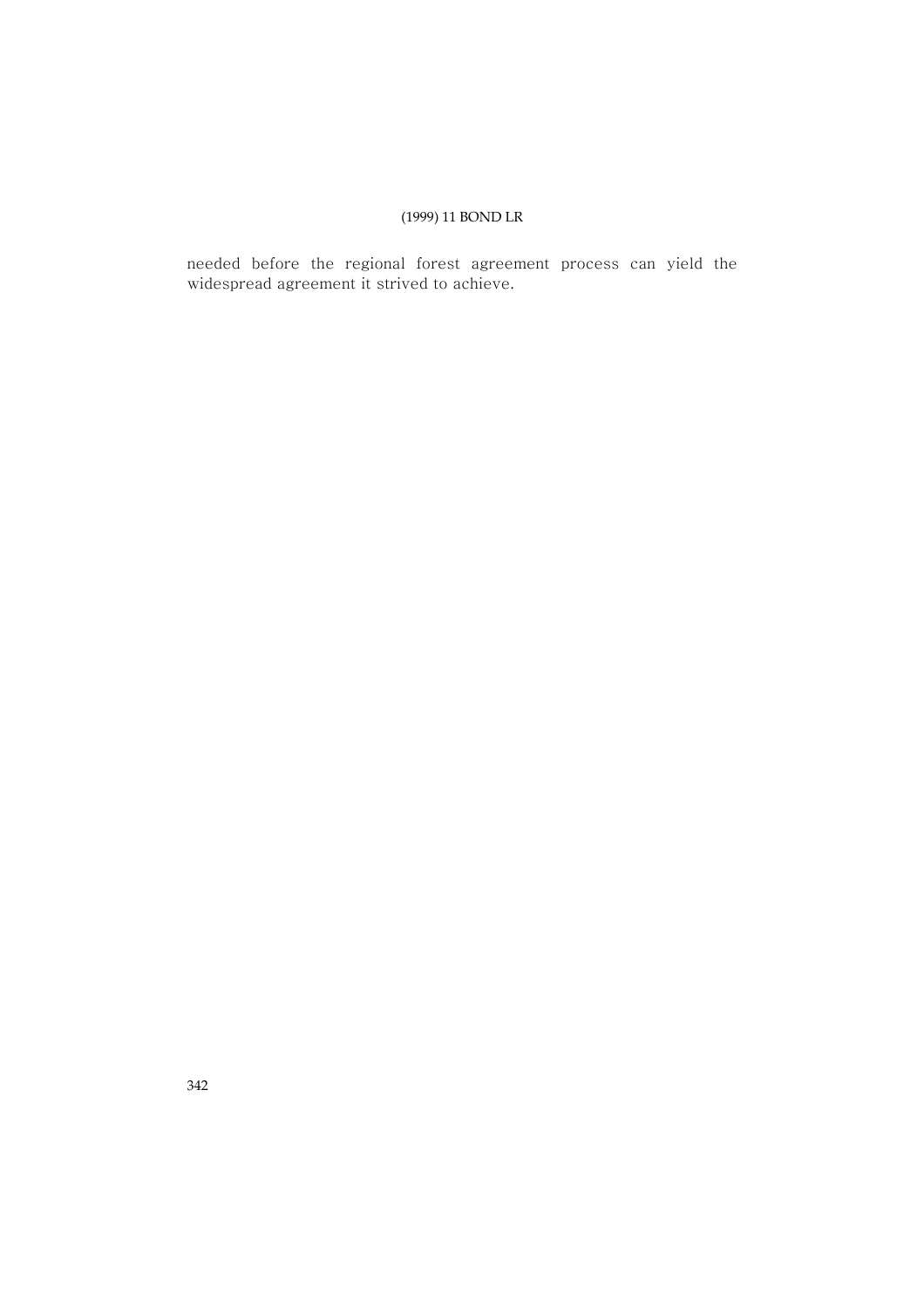needed before the regional forest agreement process can yield the widespread agreement it strived to achieve.